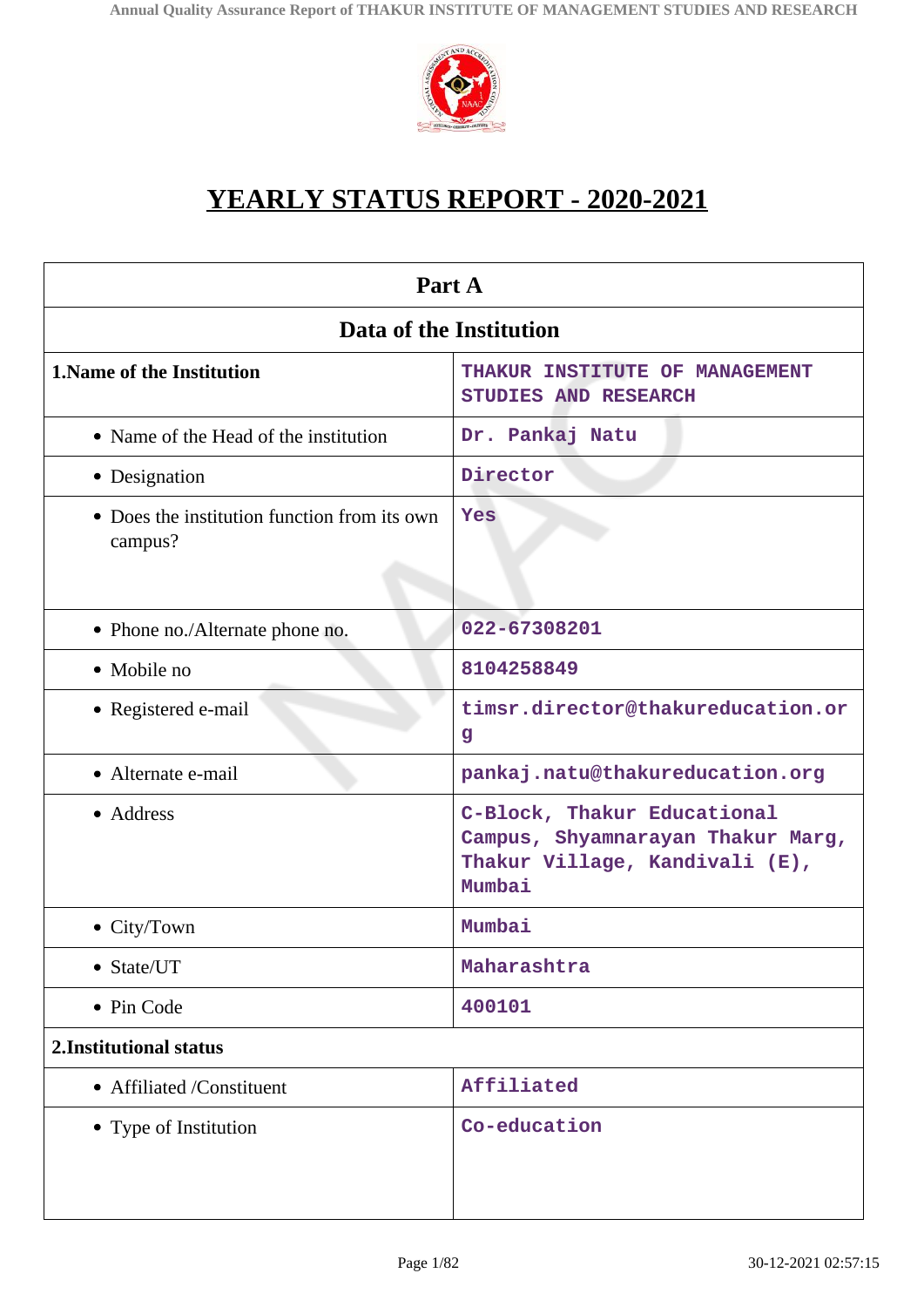# YEARLY STATUS REPORT - 2020-2021

| Part A | |
|---|---|
| **Data of the Institution** | |
| **1.Name of the Institution** | THAKUR INSTITUTE OF MANAGEMENT STUDIES AND RESEARCH |
| • Name of the Head of the institution | Dr. Pankaj Natu |
| • Designation | Director |
| • Does the institution function from its own campus? | Yes |
| • Phone no./Alternate phone no. | 022-67308201 |
| • Mobile no | 8104258849 |
| • Registered e-mail | timsr.director@thakureducation.org |
| • Alternate e-mail | pankaj.natu@thakureducation.org |
| • Address | C-Block, Thakur Educational Campus, Shyamnarayan Thakur Marg, Thakur Village, Kandivali (E), Mumbai |
| • City/Town | Mumbai |
| • State/UT | Maharashtra |
| • Pin Code | 400101 |
| **2.Institutional status** | |
| • Affiliated /Constituent | Affiliated |
| • Type of Institution | Co-education |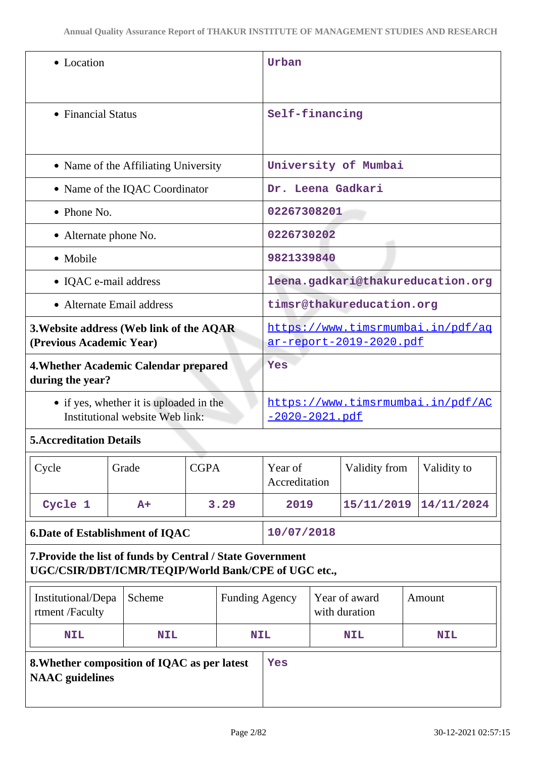| | |
|---|---|
| • Location | Urban |
| • Financial Status | Self-financing |
| • Name of the Affiliating University | University of Mumbai |
| • Name of the IQAC Coordinator | Dr. Leena Gadkari |
| • Phone No. | 02267308201 |
| • Alternate phone No. | 0226730202 |
| • Mobile | 9821339840 |
| • IQAC e-mail address | leena.gadkari@thakureducation.org |
| • Alternate Email address | timsr@thakureducation.org |
| **3.Website address (Web link of the AQAR (Previous Academic Year)** | https://www.timsrmumbai.in/pdf/aqar-report-2019-2020.pdf |
| **4.Whether Academic Calendar prepared during the year?** | Yes |
| • if yes, whether it is uploaded in the Institutional website Web link: | https://www.timsrmumbai.in/pdf/AC-2020-2021.pdf |

**5.Accreditation Details**

| Cycle | Grade | CGPA | Year of Accreditation | Validity from | Validity to |
|---|---|---|---|---|---|
| Cycle 1 | A+ | 3.29 | 2019 | 15/11/2019 | 14/11/2024 |

| | |
|---|---|
| **6.Date of Establishment of IQAC** | 10/07/2018 |

**7.Provide the list of funds by Central / State Government UGC/CSIR/DBT/ICMR/TEQIP/World Bank/CPE of UGC etc.,**

| Institutional/Department /Faculty | Scheme | Funding Agency | Year of award with duration | Amount |
|---|---|---|---|---|
| NIL | NIL | NIL | NIL | NIL |

| | |
|---|---|
| **8.Whether composition of IQAC as per latest NAAC guidelines** | Yes |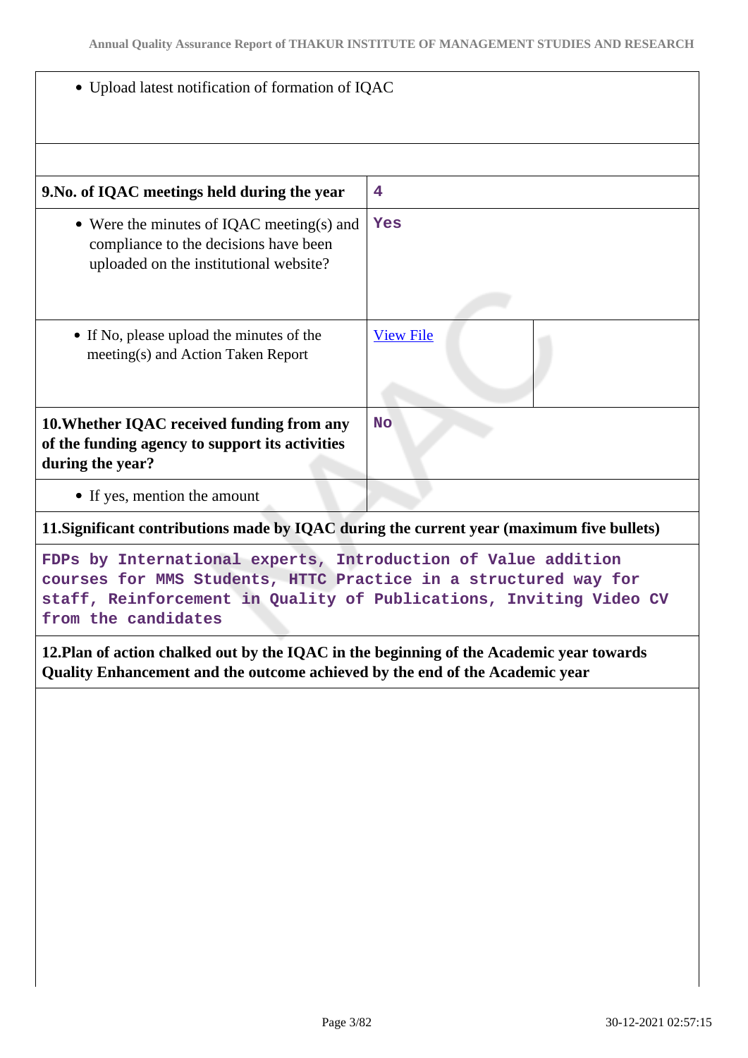| | |
|---|---|
| • Upload latest notification of formation of IQAC | |
| | |
| **9.No. of IQAC meetings held during the year** | 4 |
| • Were the minutes of IQAC meeting(s) and compliance to the decisions have been uploaded on the institutional website? | Yes |
| • If No, please upload the minutes of the meeting(s) and Action Taken Report | [View File] |
| **10.Whether IQAC received funding from any of the funding agency to support its activities during the year?** | No |
| • If yes, mention the amount | |

**11.Significant contributions made by IQAC during the current year (maximum five bullets)**

FDPs by International experts, Introduction of Value addition courses for MMS Students, HTTC Practice in a structured way for staff, Reinforcement in Quality of Publications, Inviting Video CV from the candidates

**12.Plan of action chalked out by the IQAC in the beginning of the Academic year towards Quality Enhancement and the outcome achieved by the end of the Academic year**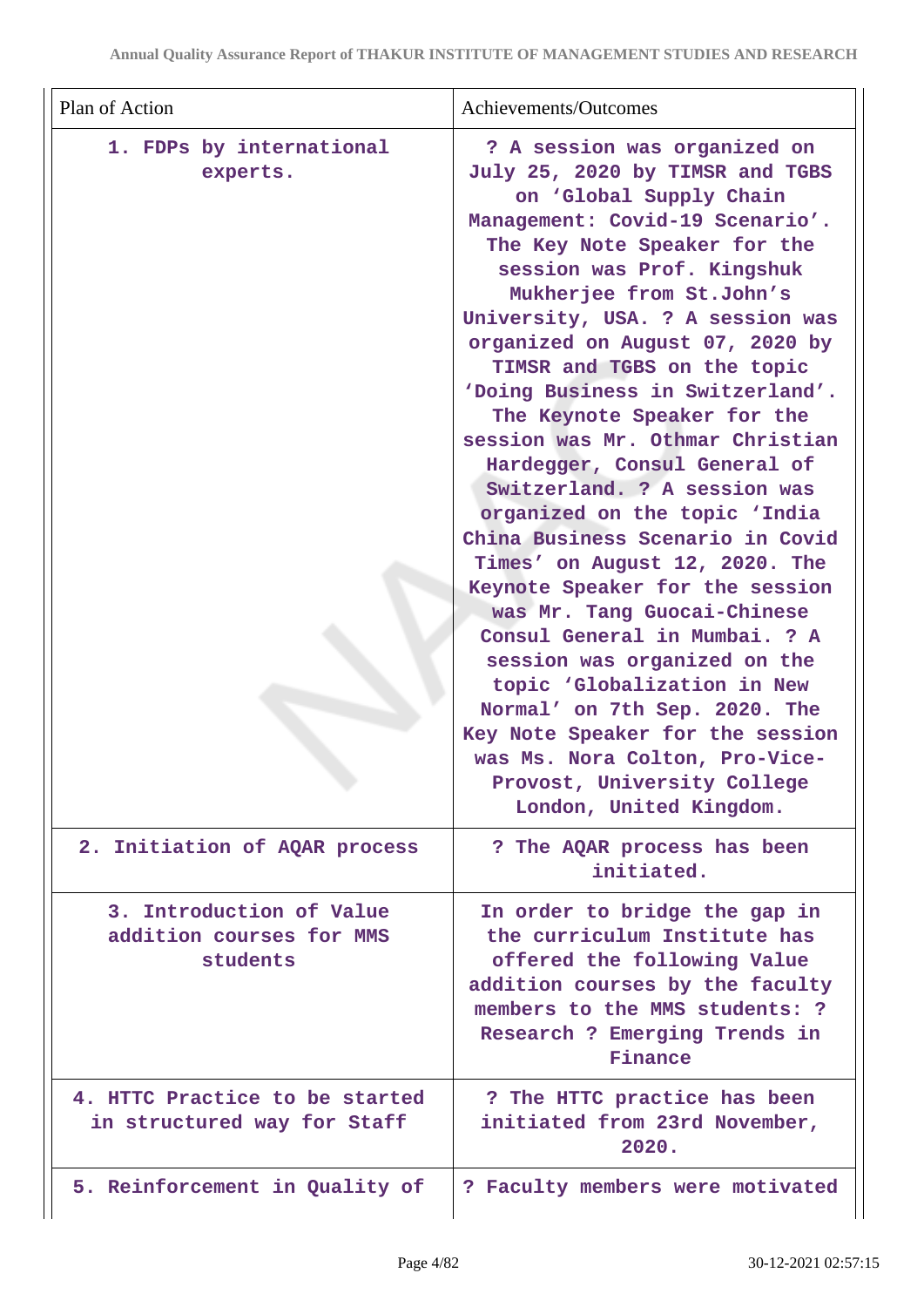| Plan of Action | Achievements/Outcomes |
|---|---|
| 1. FDPs by international experts. | ? A session was organized on July 25, 2020 by TIMSR and TGBS on 'Global Supply Chain Management: Covid-19 Scenario'. The Key Note Speaker for the session was Prof. Kingshuk Mukherjee from St.John's University, USA. ? A session was organized on August 07, 2020 by TIMSR and TGBS on the topic 'Doing Business in Switzerland'. The Keynote Speaker for the session was Mr. Othmar Christian Hardegger, Consul General of Switzerland. ? A session was organized on the topic 'India China Business Scenario in Covid Times' on August 12, 2020. The Keynote Speaker for the session was Mr. Tang Guocai-Chinese Consul General in Mumbai. ? A session was organized on the topic 'Globalization in New Normal' on 7th Sep. 2020. The Key Note Speaker for the session was Ms. Nora Colton, Pro-Vice-Provost, University College London, United Kingdom. |
| 2. Initiation of AQAR process | ? The AQAR process has been initiated. |
| 3. Introduction of Value addition courses for MMS students | In order to bridge the gap in the curriculum Institute has offered the following Value addition courses by the faculty members to the MMS students: ? Research ? Emerging Trends in Finance |
| 4. HTTC Practice to be started in structured way for Staff | ? The HTTC practice has been initiated from 23rd November, 2020. |
| 5. Reinforcement in Quality of | ? Faculty members were motivated |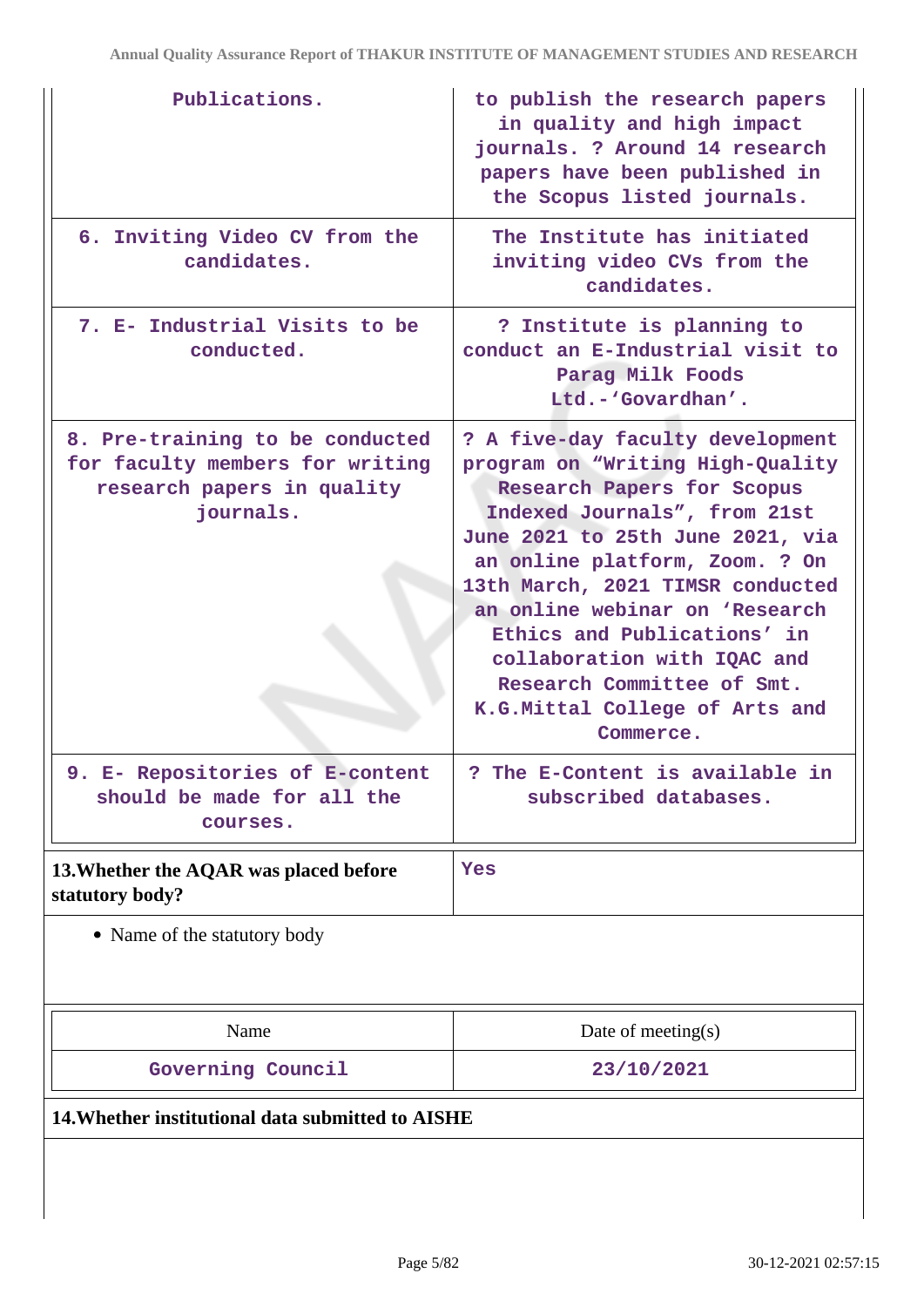| | |
|---|---|
| Publications. | to publish the research papers in quality and high impact journals. ? Around 14 research papers have been published in the Scopus listed journals. |
| 6. Inviting Video CV from the candidates. | The Institute has initiated inviting video CVs from the candidates. |
| 7. E- Industrial Visits to be conducted. | ? Institute is planning to conduct an E-Industrial visit to Parag Milk Foods Ltd.-'Govardhan'. |
| 8. Pre-training to be conducted for faculty members for writing research papers in quality journals. | ? A five-day faculty development program on "Writing High-Quality Research Papers for Scopus Indexed Journals", from 21st June 2021 to 25th June 2021, via an online platform, Zoom. ? On 13th March, 2021 TIMSR conducted an online webinar on 'Research Ethics and Publications' in collaboration with IQAC and Research Committee of Smt. K.G.Mittal College of Arts and Commerce. |
| 9. E- Repositories of E-content should be made for all the courses. | ? The E-Content is available in subscribed databases. |

| **13.Whether the AQAR was placed before statutory body?** | Yes |
|---|---|

- Name of the statutory body

| Name | Date of meeting(s) |
|---|---|
| Governing Council | 23/10/2021 |

**14.Whether institutional data submitted to AISHE**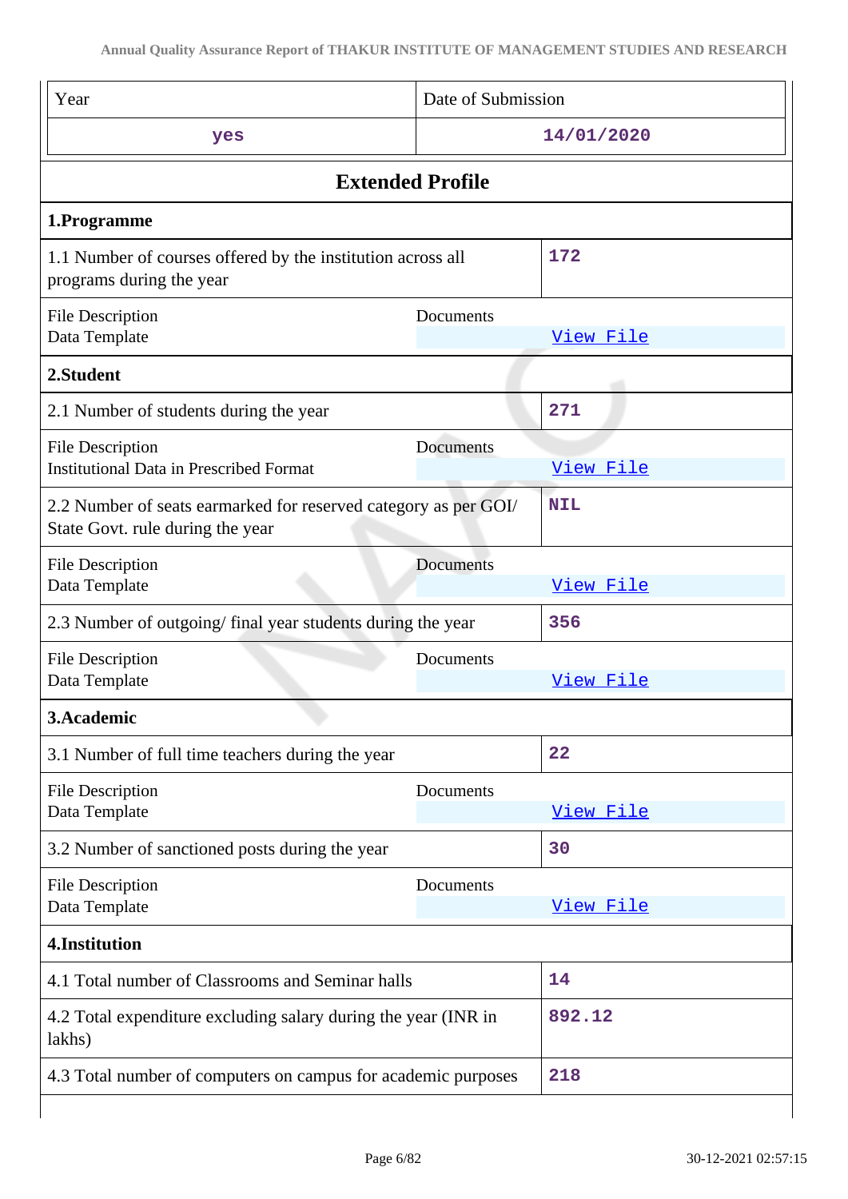| Year | Date of Submission |
|---|---|
| yes | 14/01/2020 |

## Extended Profile

### 1.Programme

| | |
|---|---|
| 1.1 Number of courses offered by the institution across all programs during the year | 172 |
| File Description: Data Template | Documents: View File |

### 2.Student

| | |
|---|---|
| 2.1 Number of students during the year | 271 |
| File Description: Institutional Data in Prescribed Format | Documents: View File |
| 2.2 Number of seats earmarked for reserved category as per GOI/ State Govt. rule during the year | NIL |
| File Description: Data Template | Documents: View File |
| 2.3 Number of outgoing/ final year students during the year | 356 |
| File Description: Data Template | Documents: View File |

### 3.Academic

| | |
|---|---|
| 3.1 Number of full time teachers during the year | 22 |
| File Description: Data Template | Documents: View File |
| 3.2 Number of sanctioned posts during the year | 30 |
| File Description: Data Template | Documents: View File |

### 4.Institution

| | |
|---|---|
| 4.1 Total number of Classrooms and Seminar halls | 14 |
| 4.2 Total expenditure excluding salary during the year (INR in lakhs) | 892.12 |
| 4.3 Total number of computers on campus for academic purposes | 218 |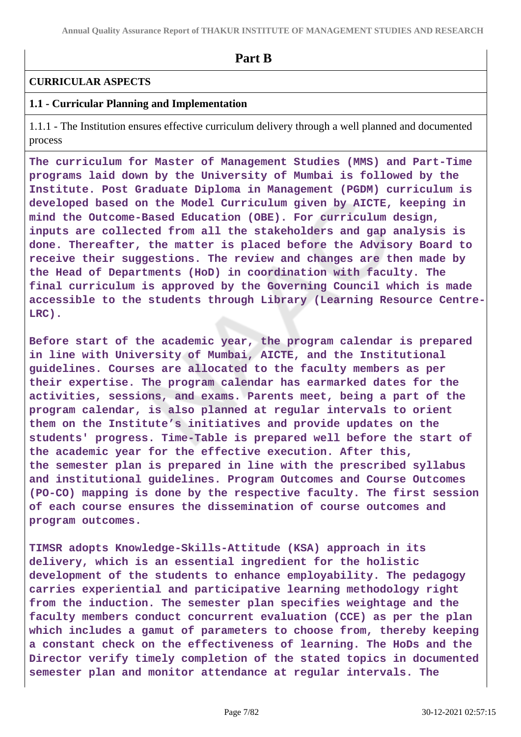## Part B

**CURRICULAR ASPECTS**

**1.1 - Curricular Planning and Implementation**

1.1.1 - The Institution ensures effective curriculum delivery through a well planned and documented process

**The curriculum for Master of Management Studies (MMS) and Part-Time programs laid down by the University of Mumbai is followed by the Institute. Post Graduate Diploma in Management (PGDM) curriculum is developed based on the Model Curriculum given by AICTE, keeping in mind the Outcome-Based Education (OBE). For curriculum design, inputs are collected from all the stakeholders and gap analysis is done. Thereafter, the matter is placed before the Advisory Board to receive their suggestions. The review and changes are then made by the Head of Departments (HoD) in coordination with faculty. The final curriculum is approved by the Governing Council which is made accessible to the students through Library (Learning Resource Centre-LRC).**

**Before start of the academic year, the program calendar is prepared in line with University of Mumbai, AICTE, and the Institutional guidelines. Courses are allocated to the faculty members as per their expertise. The program calendar has earmarked dates for the activities, sessions, and exams. Parents meet, being a part of the program calendar, is also planned at regular intervals to orient them on the Institute's initiatives and provide updates on the students' progress. Time-Table is prepared well before the start of the academic year for the effective execution. After this, the semester plan is prepared in line with the prescribed syllabus and institutional guidelines. Program Outcomes and Course Outcomes (PO-CO) mapping is done by the respective faculty. The first session of each course ensures the dissemination of course outcomes and program outcomes.**

**TIMSR adopts Knowledge-Skills-Attitude (KSA) approach in its delivery, which is an essential ingredient for the holistic development of the students to enhance employability. The pedagogy carries experiential and participative learning methodology right from the induction. The semester plan specifies weightage and the faculty members conduct concurrent evaluation (CCE) as per the plan which includes a gamut of parameters to choose from, thereby keeping a constant check on the effectiveness of learning. The HoDs and the Director verify timely completion of the stated topics in documented semester plan and monitor attendance at regular intervals. The**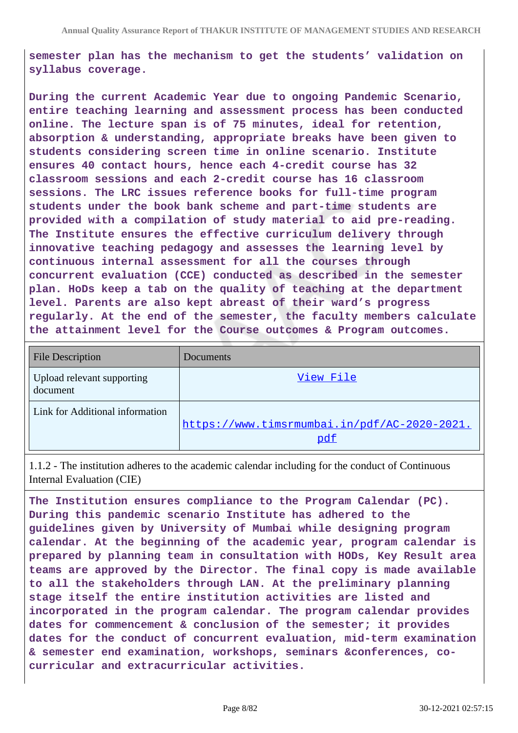**semester plan has the mechanism to get the students' validation on syllabus coverage.**

**During the current Academic Year due to ongoing Pandemic Scenario, entire teaching learning and assessment process has been conducted online. The lecture span is of 75 minutes, ideal for retention, absorption & understanding, appropriate breaks have been given to students considering screen time in online scenario. Institute ensures 40 contact hours, hence each 4-credit course has 32 classroom sessions and each 2-credit course has 16 classroom sessions. The LRC issues reference books for full-time program students under the book bank scheme and part-time students are provided with a compilation of study material to aid pre-reading. The Institute ensures the effective curriculum delivery through innovative teaching pedagogy and assesses the learning level by continuous internal assessment for all the courses through concurrent evaluation (CCE) conducted as described in the semester plan. HoDs keep a tab on the quality of teaching at the department level. Parents are also kept abreast of their ward's progress regularly. At the end of the semester, the faculty members calculate the attainment level for the Course outcomes & Program outcomes.**

| File Description | Documents |
|---|---|
| Upload relevant supporting document | View File |
| Link for Additional information | https://www.timsrmumbai.in/pdf/AC-2020-2021.pdf |

1.1.2 - The institution adheres to the academic calendar including for the conduct of Continuous Internal Evaluation (CIE)

**The Institution ensures compliance to the Program Calendar (PC). During this pandemic scenario Institute has adhered to the guidelines given by University of Mumbai while designing program calendar. At the beginning of the academic year, program calendar is prepared by planning team in consultation with HODs, Key Result area teams are approved by the Director. The final copy is made available to all the stakeholders through LAN. At the preliminary planning stage itself the entire institution activities are listed and incorporated in the program calendar. The program calendar provides dates for commencement & conclusion of the semester; it provides dates for the conduct of concurrent evaluation, mid-term examination & semester end examination, workshops, seminars &conferences, co-curricular and extracurricular activities.**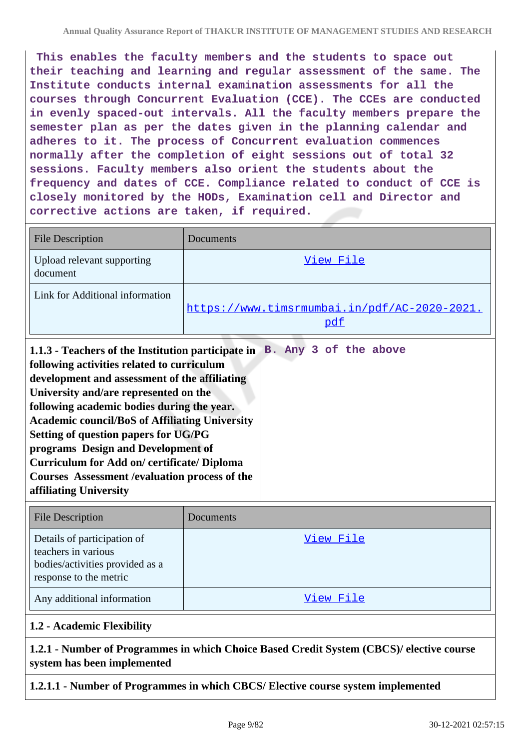This enables the faculty members and the students to space out their teaching and learning and regular assessment of the same. The Institute conducts internal examination assessments for all the courses through Concurrent Evaluation (CCE). The CCEs are conducted in evenly spaced-out intervals. All the faculty members prepare the semester plan as per the dates given in the planning calendar and adheres to it. The process of Concurrent evaluation commences normally after the completion of eight sessions out of total 32 sessions. Faculty members also orient the students about the frequency and dates of CCE. Compliance related to conduct of CCE is closely monitored by the HODs, Examination cell and Director and corrective actions are taken, if required.

| File Description | Documents |
|---|---|
| Upload relevant supporting document | View File |
| Link for Additional information | https://www.timsrmumbai.in/pdf/AC-2020-2021.pdf |

| **1.1.3 - Teachers of the Institution participate in following activities related to curriculum development and assessment of the affiliating University and/are represented on the following academic bodies during the year. Academic council/BoS of Affiliating University Setting of question papers for UG/PG programs Design and Development of Curriculum for Add on/ certificate/ Diploma Courses Assessment /evaluation process of the affiliating University** | B. Any 3 of the above |
|---|---|

| File Description | Documents |
|---|---|
| Details of participation of teachers in various bodies/activities provided as a response to the metric | View File |
| Any additional information | View File |

**1.2 - Academic Flexibility**

**1.2.1 - Number of Programmes in which Choice Based Credit System (CBCS)/ elective course system has been implemented**

**1.2.1.1 - Number of Programmes in which CBCS/ Elective course system implemented**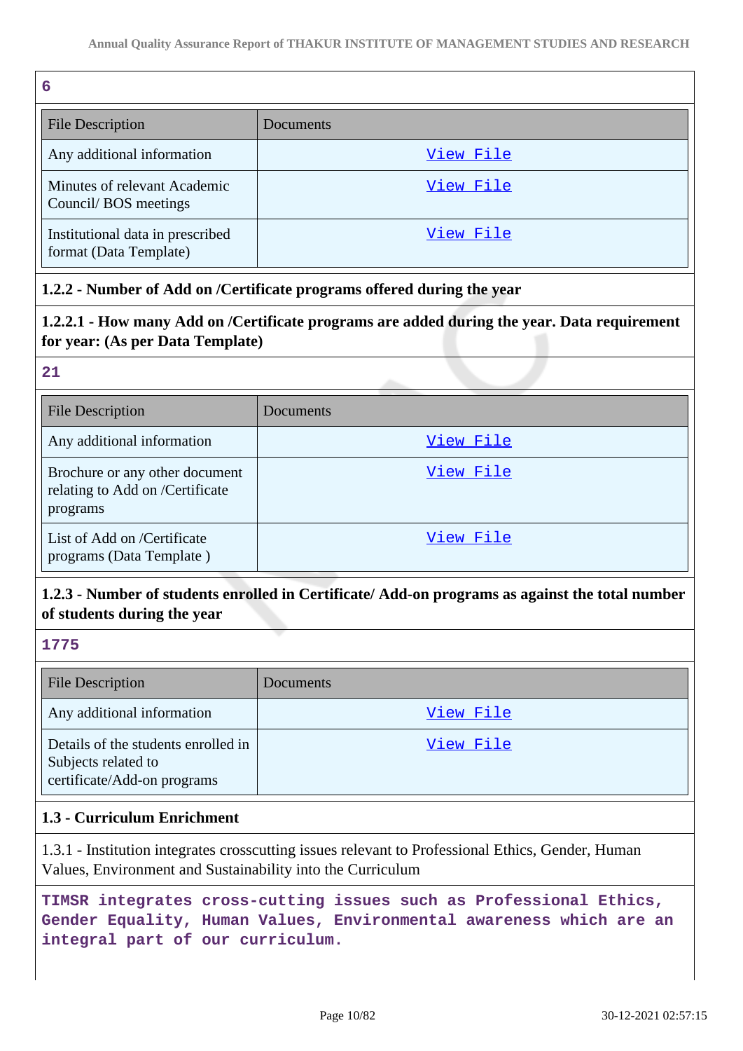**6**

| File Description | Documents |
| --- | --- |
| Any additional information | View File |
| Minutes of relevant Academic Council/ BOS meetings | View File |
| Institutional data in prescribed format (Data Template) | View File |

**1.2.2 - Number of Add on /Certificate programs offered during the year**

**1.2.2.1 - How many Add on /Certificate programs are added during the year. Data requirement for year: (As per Data Template)**

**21**

| File Description | Documents |
| --- | --- |
| Any additional information | View File |
| Brochure or any other document relating to Add on /Certificate programs | View File |
| List of Add on /Certificate programs (Data Template ) | View File |

**1.2.3 - Number of students enrolled in Certificate/ Add-on programs as against the total number of students during the year**

**1775**

| File Description | Documents |
| --- | --- |
| Any additional information | View File |
| Details of the students enrolled in Subjects related to certificate/Add-on programs | View File |

**1.3 - Curriculum Enrichment**

1.3.1 - Institution integrates crosscutting issues relevant to Professional Ethics, Gender, Human Values, Environment and Sustainability into the Curriculum

**TIMSR integrates cross-cutting issues such as Professional Ethics, Gender Equality, Human Values, Environmental awareness which are an integral part of our curriculum.**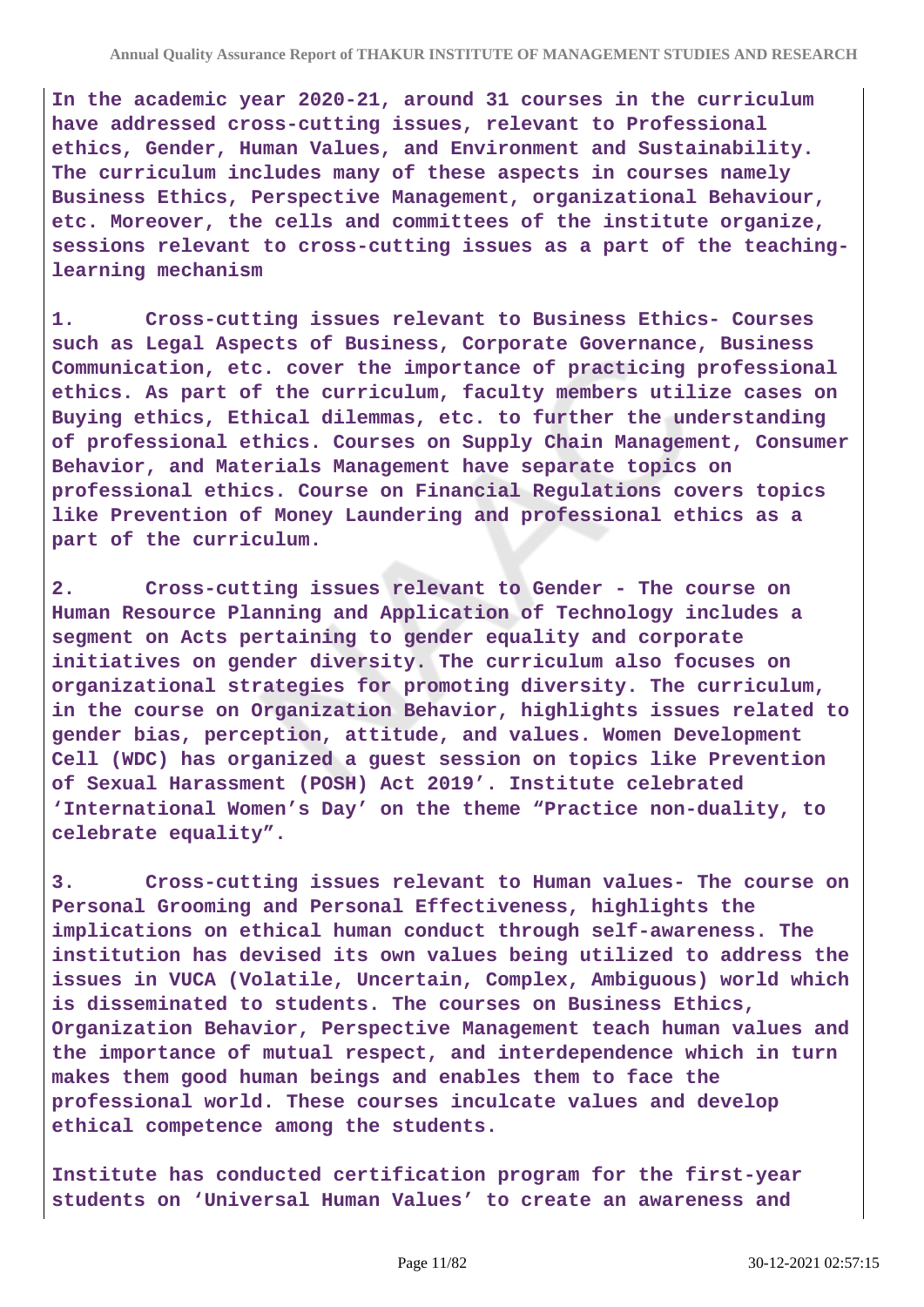**In the academic year 2020-21, around 31 courses in the curriculum have addressed cross-cutting issues, relevant to Professional ethics, Gender, Human Values, and Environment and Sustainability. The curriculum includes many of these aspects in courses namely Business Ethics, Perspective Management, organizational Behaviour, etc. Moreover, the cells and committees of the institute organize, sessions relevant to cross-cutting issues as a part of the teaching-learning mechanism**

**1. Cross-cutting issues relevant to Business Ethics- Courses such as Legal Aspects of Business, Corporate Governance, Business Communication, etc. cover the importance of practicing professional ethics. As part of the curriculum, faculty members utilize cases on Buying ethics, Ethical dilemmas, etc. to further the understanding of professional ethics. Courses on Supply Chain Management, Consumer Behavior, and Materials Management have separate topics on professional ethics. Course on Financial Regulations covers topics like Prevention of Money Laundering and professional ethics as a part of the curriculum.**

**2. Cross-cutting issues relevant to Gender - The course on Human Resource Planning and Application of Technology includes a segment on Acts pertaining to gender equality and corporate initiatives on gender diversity. The curriculum also focuses on organizational strategies for promoting diversity. The curriculum, in the course on Organization Behavior, highlights issues related to gender bias, perception, attitude, and values. Women Development Cell (WDC) has organized a guest session on topics like Prevention of Sexual Harassment (POSH) Act 2019'. Institute celebrated 'International Women's Day' on the theme "Practice non-duality, to celebrate equality".**

**3. Cross-cutting issues relevant to Human values- The course on Personal Grooming and Personal Effectiveness, highlights the implications on ethical human conduct through self-awareness. The institution has devised its own values being utilized to address the issues in VUCA (Volatile, Uncertain, Complex, Ambiguous) world which is disseminated to students. The courses on Business Ethics, Organization Behavior, Perspective Management teach human values and the importance of mutual respect, and interdependence which in turn makes them good human beings and enables them to face the professional world. These courses inculcate values and develop ethical competence among the students.**

**Institute has conducted certification program for the first-year students on 'Universal Human Values' to create an awareness and**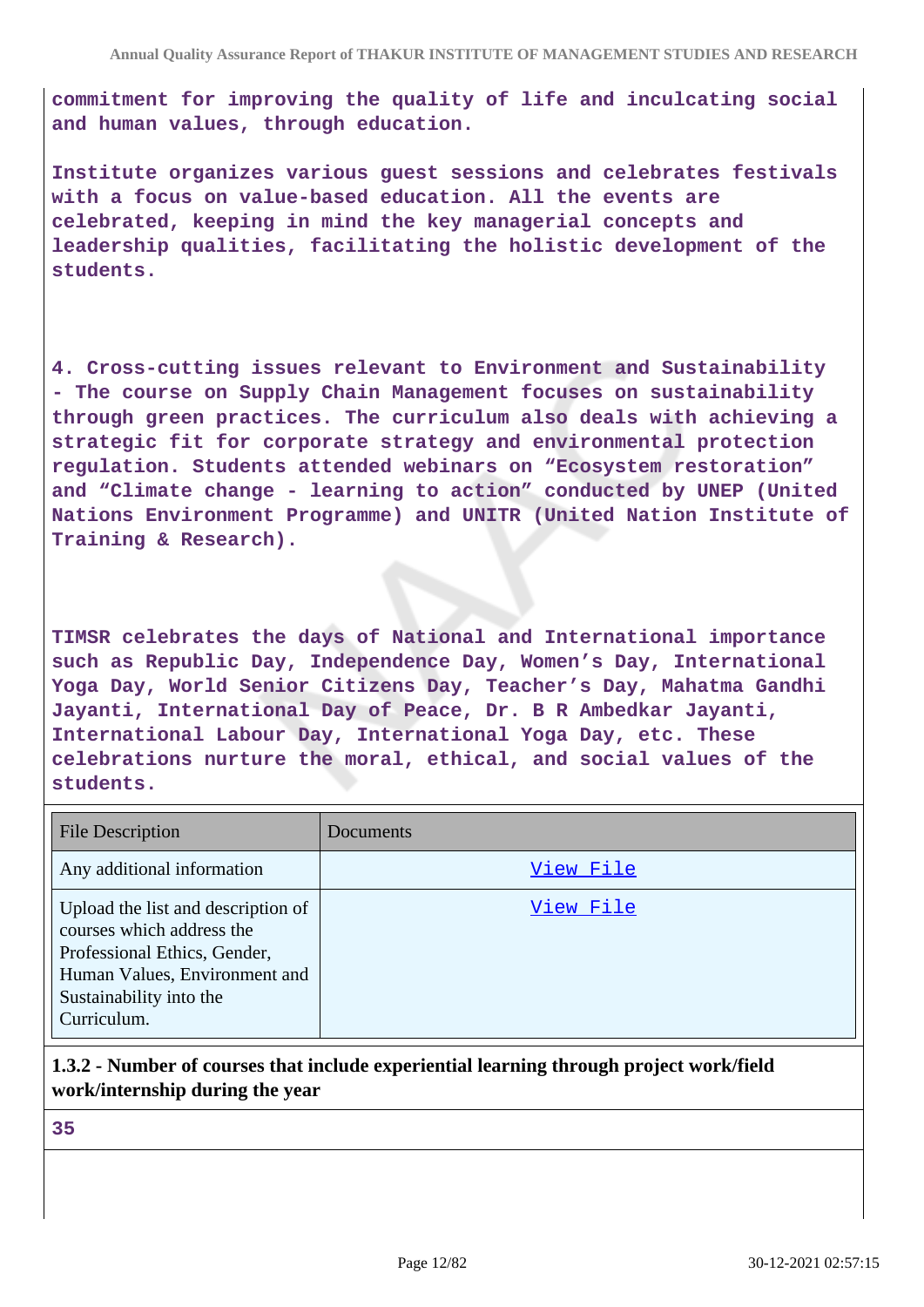commitment for improving the quality of life and inculcating social and human values, through education.

Institute organizes various guest sessions and celebrates festivals with a focus on value-based education. All the events are celebrated, keeping in mind the key managerial concepts and leadership qualities, facilitating the holistic development of the students.

4. Cross-cutting issues relevant to Environment and Sustainability - The course on Supply Chain Management focuses on sustainability through green practices. The curriculum also deals with achieving a strategic fit for corporate strategy and environmental protection regulation. Students attended webinars on “Ecosystem restoration” and “Climate change - learning to action” conducted by UNEP (United Nations Environment Programme) and UNITR (United Nation Institute of Training & Research).

TIMSR celebrates the days of National and International importance such as Republic Day, Independence Day, Women’s Day, International Yoga Day, World Senior Citizens Day, Teacher’s Day, Mahatma Gandhi Jayanti, International Day of Peace, Dr. B R Ambedkar Jayanti, International Labour Day, International Yoga Day, etc. These celebrations nurture the moral, ethical, and social values of the students.

| File Description | Documents |
| --- | --- |
| Any additional information | View File |
| Upload the list and description of courses which address the Professional Ethics, Gender, Human Values, Environment and Sustainability into the Curriculum. | View File |

**1.3.2 - Number of courses that include experiential learning through project work/field work/internship during the year**

35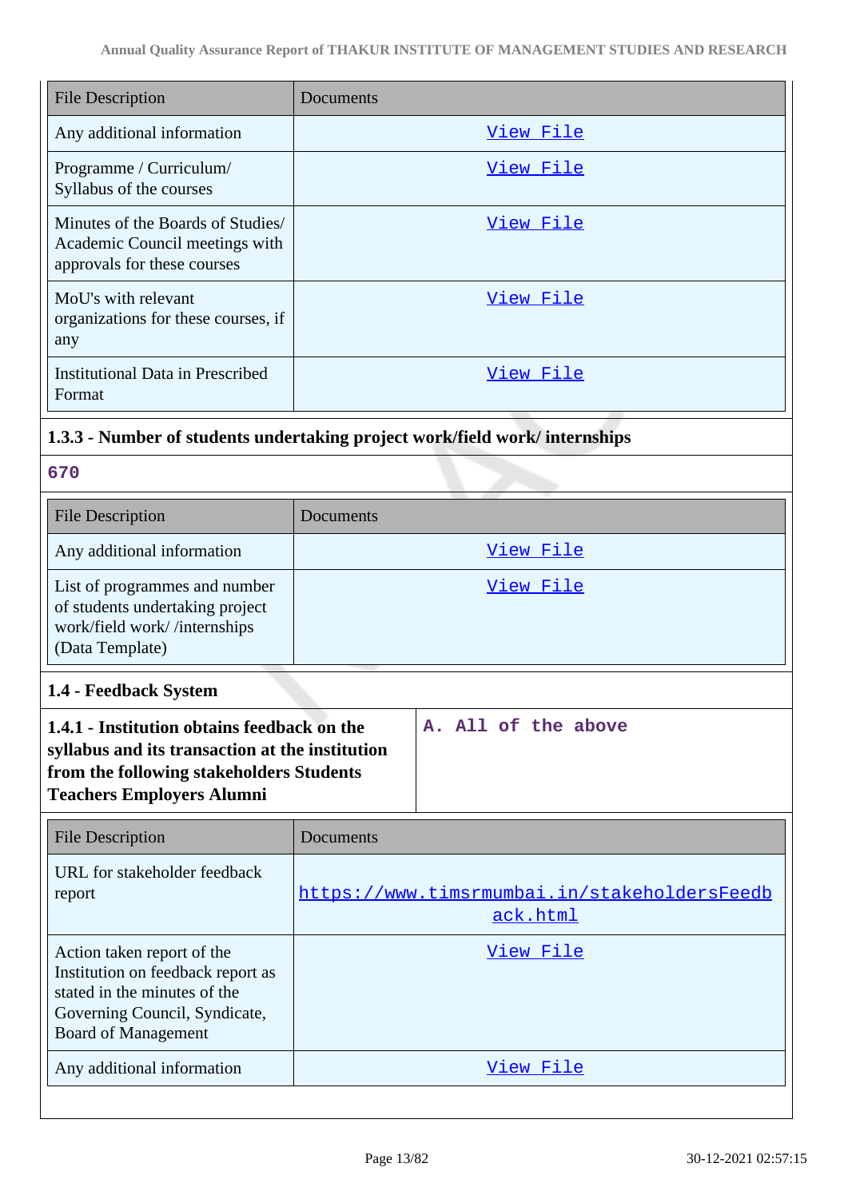| File Description | Documents |
|---|---|
| Any additional information | View File |
| Programme / Curriculum/ Syllabus of the courses | View File |
| Minutes of the Boards of Studies/ Academic Council meetings with approvals for these courses | View File |
| MoU's with relevant organizations for these courses, if any | View File |
| Institutional Data in Prescribed Format | View File |

### 1.3.3 - Number of students undertaking project work/field work/ internships

670

| File Description | Documents |
|---|---|
| Any additional information | View File |
| List of programmes and number of students undertaking project work/field work/ /internships (Data Template) | View File |

### 1.4 - Feedback System

| **1.4.1 - Institution obtains feedback on the syllabus and its transaction at the institution from the following stakeholders Students Teachers Employers Alumni** | A. All of the above |
|---|---|

| File Description | Documents |
|---|---|
| URL for stakeholder feedback report | https://www.timsrmumbai.in/stakeholdersFeedback.html |
| Action taken report of the Institution on feedback report as stated in the minutes of the Governing Council, Syndicate, Board of Management | View File |
| Any additional information | View File |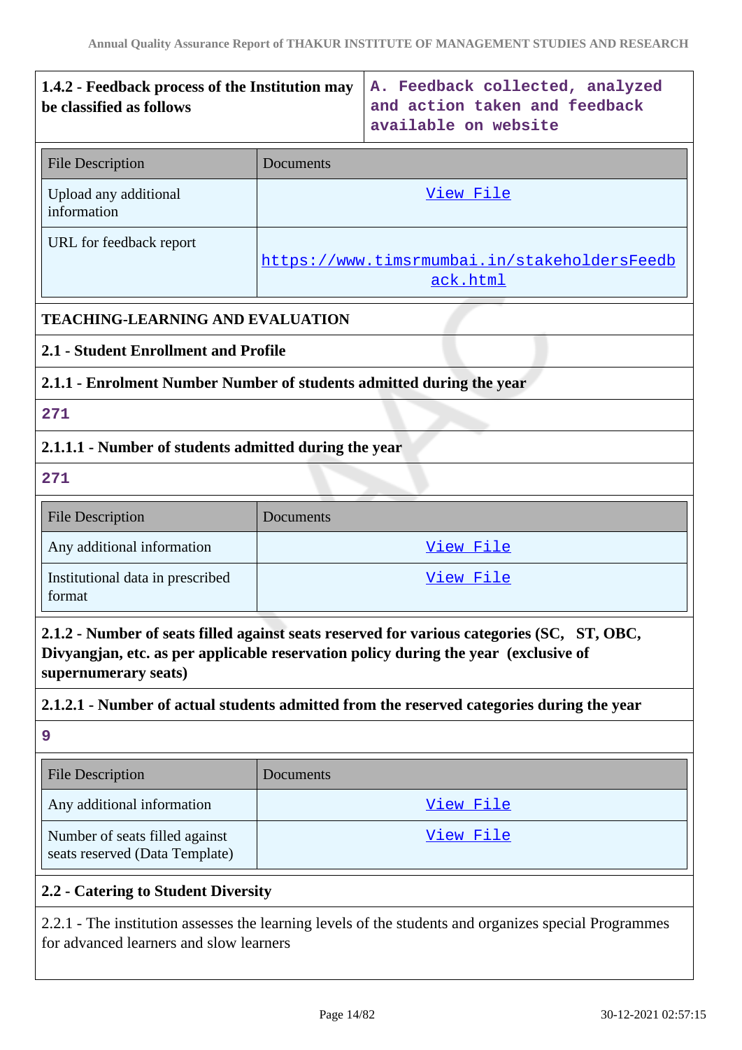| 1.4.2 - Feedback process of the Institution may be classified as follows | A. Feedback collected, analyzed and action taken and feedback available on website |
|---|---|

| File Description | Documents |
|---|---|
| Upload any additional information | View File |
| URL for feedback report | https://www.timsrmumbai.in/stakeholdersFeedback.html |

**TEACHING-LEARNING AND EVALUATION**

**2.1 - Student Enrollment and Profile**

**2.1.1 - Enrolment Number Number of students admitted during the year**

271

**2.1.1.1 - Number of students admitted during the year**

271

| File Description | Documents |
|---|---|
| Any additional information | View File |
| Institutional data in prescribed format | View File |

**2.1.2 - Number of seats filled against seats reserved for various categories (SC, ST, OBC, Divyangjan, etc. as per applicable reservation policy during the year (exclusive of supernumerary seats)**

**2.1.2.1 - Number of actual students admitted from the reserved categories during the year**

9

| File Description | Documents |
|---|---|
| Any additional information | View File |
| Number of seats filled against seats reserved (Data Template) | View File |

**2.2 - Catering to Student Diversity**

2.2.1 - The institution assesses the learning levels of the students and organizes special Programmes for advanced learners and slow learners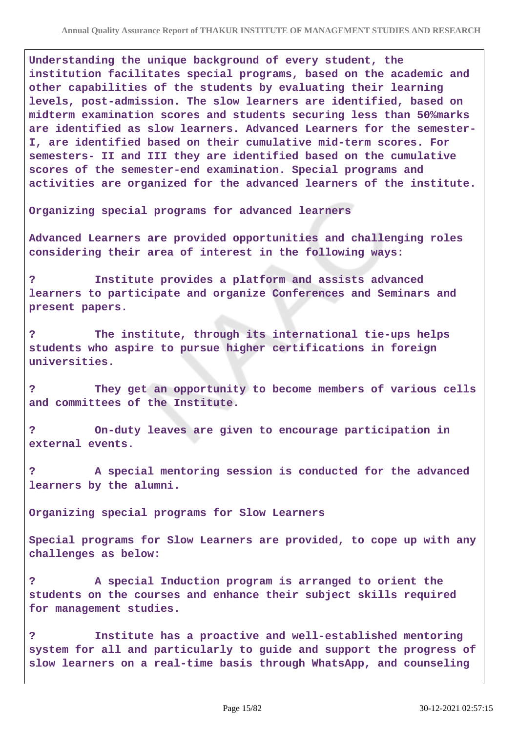Understanding the unique background of every student, the institution facilitates special programs, based on the academic and other capabilities of the students by evaluating their learning levels, post-admission. The slow learners are identified, based on midterm examination scores and students securing less than 50%marks are identified as slow learners. Advanced Learners for the semester-I, are identified based on their cumulative mid-term scores. For semesters- II and III they are identified based on the cumulative scores of the semester-end examination. Special programs and activities are organized for the advanced learners of the institute.

Organizing special programs for advanced learners

Advanced Learners are provided opportunities and challenging roles considering their area of interest in the following ways:

? Institute provides a platform and assists advanced learners to participate and organize Conferences and Seminars and present papers.

? The institute, through its international tie-ups helps students who aspire to pursue higher certifications in foreign universities.

? They get an opportunity to become members of various cells and committees of the Institute.

? On-duty leaves are given to encourage participation in external events.

? A special mentoring session is conducted for the advanced learners by the alumni.

Organizing special programs for Slow Learners

Special programs for Slow Learners are provided, to cope up with any challenges as below:

? A special Induction program is arranged to orient the students on the courses and enhance their subject skills required for management studies.

? Institute has a proactive and well-established mentoring system for all and particularly to guide and support the progress of slow learners on a real-time basis through WhatsApp, and counseling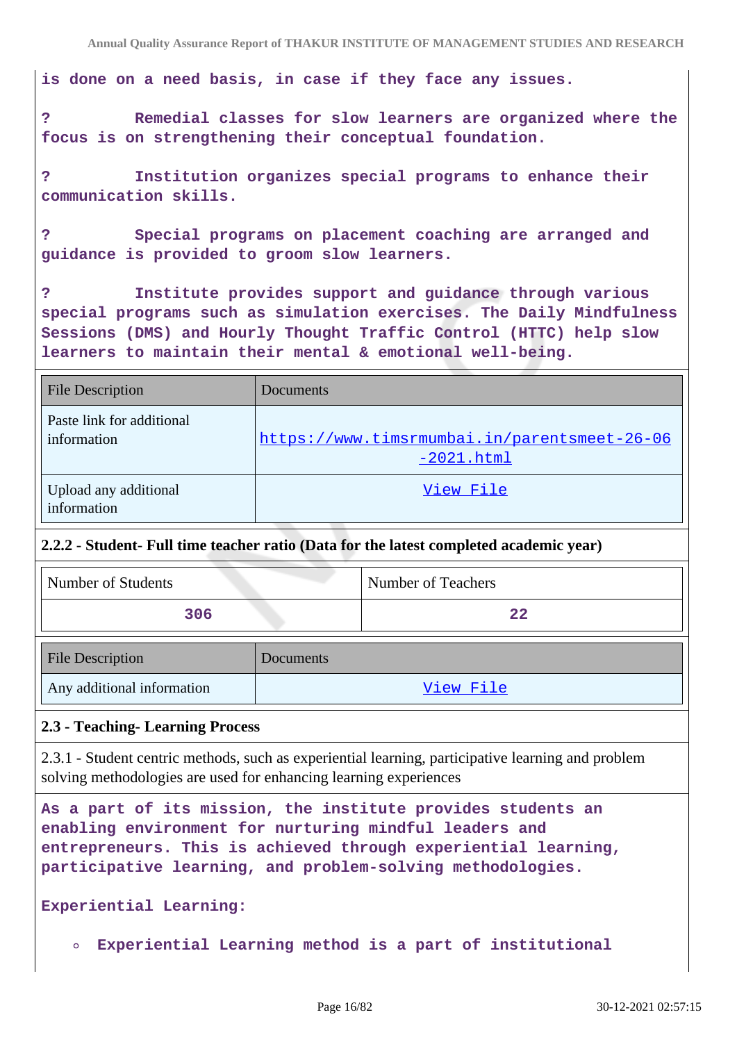is done on a need basis, in case if they face any issues.

? Remedial classes for slow learners are organized where the focus is on strengthening their conceptual foundation.

? Institution organizes special programs to enhance their communication skills.

? Special programs on placement coaching are arranged and guidance is provided to groom slow learners.

? Institute provides support and guidance through various special programs such as simulation exercises. The Daily Mindfulness Sessions (DMS) and Hourly Thought Traffic Control (HTTC) help slow learners to maintain their mental & emotional well-being.

| File Description | Documents |
|---|---|
| Paste link for additional information | https://www.timsrmumbai.in/parentsmeet-26-06-2021.html |
| Upload any additional information | View File |

**2.2.2 - Student- Full time teacher ratio (Data for the latest completed academic year)**

| Number of Students | Number of Teachers |
|---|---|
| 306 | 22 |

| File Description | Documents |
|---|---|
| Any additional information | View File |

**2.3 - Teaching- Learning Process**

2.3.1 - Student centric methods, such as experiential learning, participative learning and problem solving methodologies are used for enhancing learning experiences

As a part of its mission, the institute provides students an enabling environment for nurturing mindful leaders and entrepreneurs. This is achieved through experiential learning, participative learning, and problem-solving methodologies.

Experiential Learning:

- Experiential Learning method is a part of institutional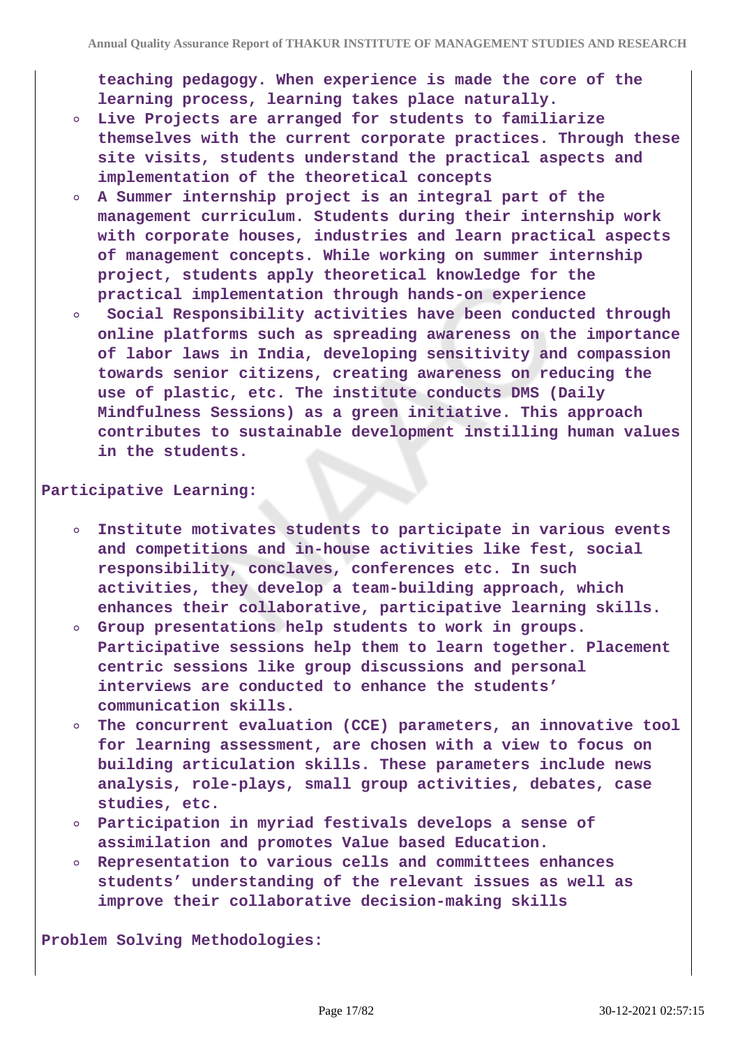teaching pedagogy. When experience is made the core of the learning process, learning takes place naturally.

- Live Projects are arranged for students to familiarize themselves with the current corporate practices. Through these site visits, students understand the practical aspects and implementation of the theoretical concepts
- A Summer internship project is an integral part of the management curriculum. Students during their internship work with corporate houses, industries and learn practical aspects of management concepts. While working on summer internship project, students apply theoretical knowledge for the practical implementation through hands-on experience
- Social Responsibility activities have been conducted through online platforms such as spreading awareness on the importance of labor laws in India, developing sensitivity and compassion towards senior citizens, creating awareness on reducing the use of plastic, etc. The institute conducts DMS (Daily Mindfulness Sessions) as a green initiative. This approach contributes to sustainable development instilling human values in the students.

**Participative Learning:**

- Institute motivates students to participate in various events and competitions and in-house activities like fest, social responsibility, conclaves, conferences etc. In such activities, they develop a team-building approach, which enhances their collaborative, participative learning skills.
- Group presentations help students to work in groups. Participative sessions help them to learn together. Placement centric sessions like group discussions and personal interviews are conducted to enhance the students' communication skills.
- The concurrent evaluation (CCE) parameters, an innovative tool for learning assessment, are chosen with a view to focus on building articulation skills. These parameters include news analysis, role-plays, small group activities, debates, case studies, etc.
- Participation in myriad festivals develops a sense of assimilation and promotes Value based Education.
- Representation to various cells and committees enhances students' understanding of the relevant issues as well as improve their collaborative decision-making skills

**Problem Solving Methodologies:**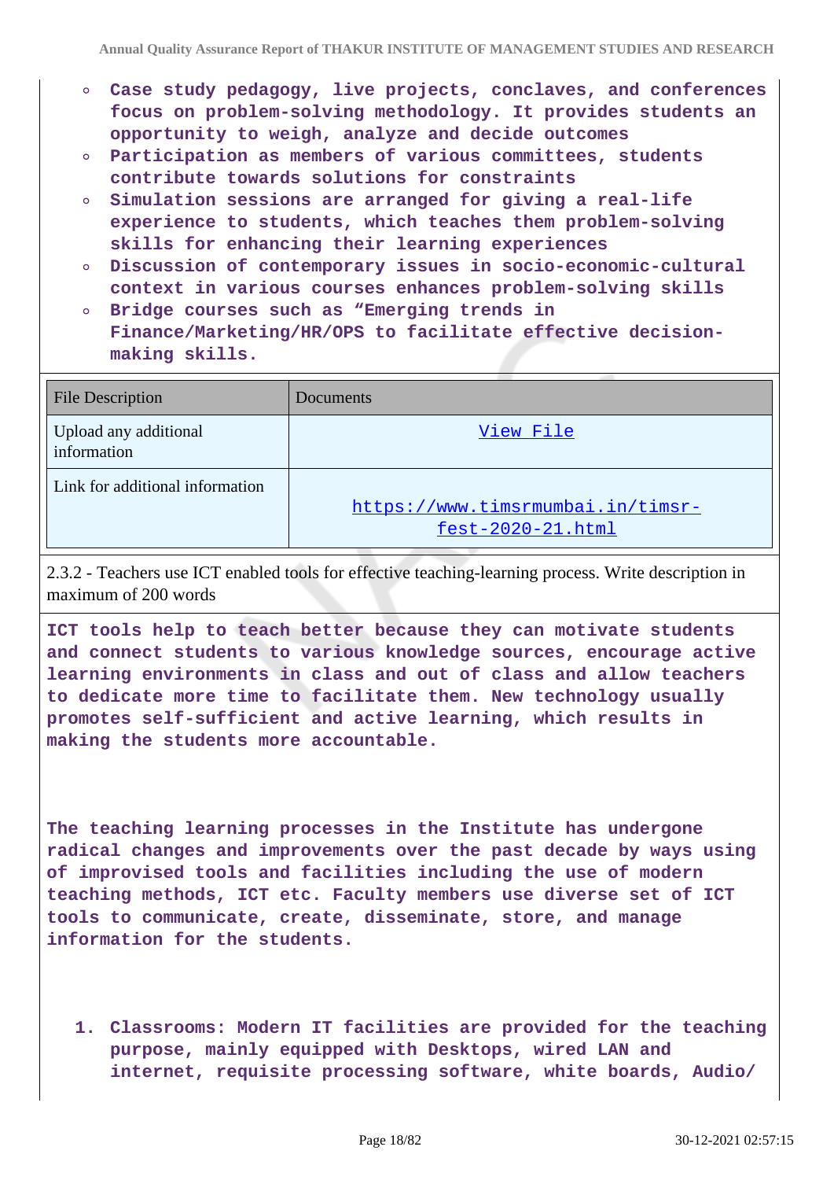- **Case study pedagogy, live projects, conclaves, and conferences focus on problem-solving methodology. It provides students an opportunity to weigh, analyze and decide outcomes**
- **Participation as members of various committees, students contribute towards solutions for constraints**
- **Simulation sessions are arranged for giving a real-life experience to students, which teaches them problem-solving skills for enhancing their learning experiences**
- **Discussion of contemporary issues in socio-economic-cultural context in various courses enhances problem-solving skills**
- **Bridge courses such as "Emerging trends in Finance/Marketing/HR/OPS to facilitate effective decision-making skills.**

| File Description | Documents |
| --- | --- |
| Upload any additional information | View File |
| Link for additional information | https://www.timsrmumbai.in/timsr-fest-2020-21.html |

2.3.2 - Teachers use ICT enabled tools for effective teaching-learning process. Write description in maximum of 200 words

**ICT tools help to teach better because they can motivate students and connect students to various knowledge sources, encourage active learning environments in class and out of class and allow teachers to dedicate more time to facilitate them. New technology usually promotes self-sufficient and active learning, which results in making the students more accountable.**

**The teaching learning processes in the Institute has undergone radical changes and improvements over the past decade by ways using of improvised tools and facilities including the use of modern teaching methods, ICT etc. Faculty members use diverse set of ICT tools to communicate, create, disseminate, store, and manage information for the students.**

1. **Classrooms: Modern IT facilities are provided for the teaching purpose, mainly equipped with Desktops, wired LAN and internet, requisite processing software, white boards, Audio/**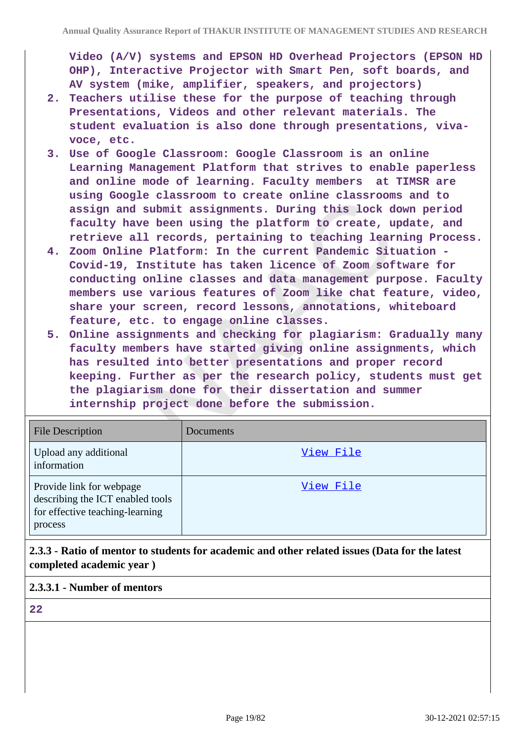Video (A/V) systems and EPSON HD Overhead Projectors (EPSON HD OHP), Interactive Projector with Smart Pen, soft boards, and AV system (mike, amplifier, speakers, and projectors)

2. Teachers utilise these for the purpose of teaching through Presentations, Videos and other relevant materials. The student evaluation is also done through presentations, viva-voce, etc.
3. Use of Google Classroom: Google Classroom is an online Learning Management Platform that strives to enable paperless and online mode of learning. Faculty members at TIMSR are using Google classroom to create online classrooms and to assign and submit assignments. During this lock down period faculty have been using the platform to create, update, and retrieve all records, pertaining to teaching learning Process.
4. Zoom Online Platform: In the current Pandemic Situation - Covid-19, Institute has taken licence of Zoom software for conducting online classes and data management purpose. Faculty members use various features of Zoom like chat feature, video, share your screen, record lessons, annotations, whiteboard feature, etc. to engage online classes.
5. Online assignments and checking for plagiarism: Gradually many faculty members have started giving online assignments, which has resulted into better presentations and proper record keeping. Further as per the research policy, students must get the plagiarism done for their dissertation and summer internship project done before the submission.

| File Description | Documents |
| --- | --- |
| Upload any additional information | View File |
| Provide link for webpage describing the ICT enabled tools for effective teaching-learning process | View File |

**2.3.3 - Ratio of mentor to students for academic and other related issues (Data for the latest completed academic year )**

**2.3.3.1 - Number of mentors**

22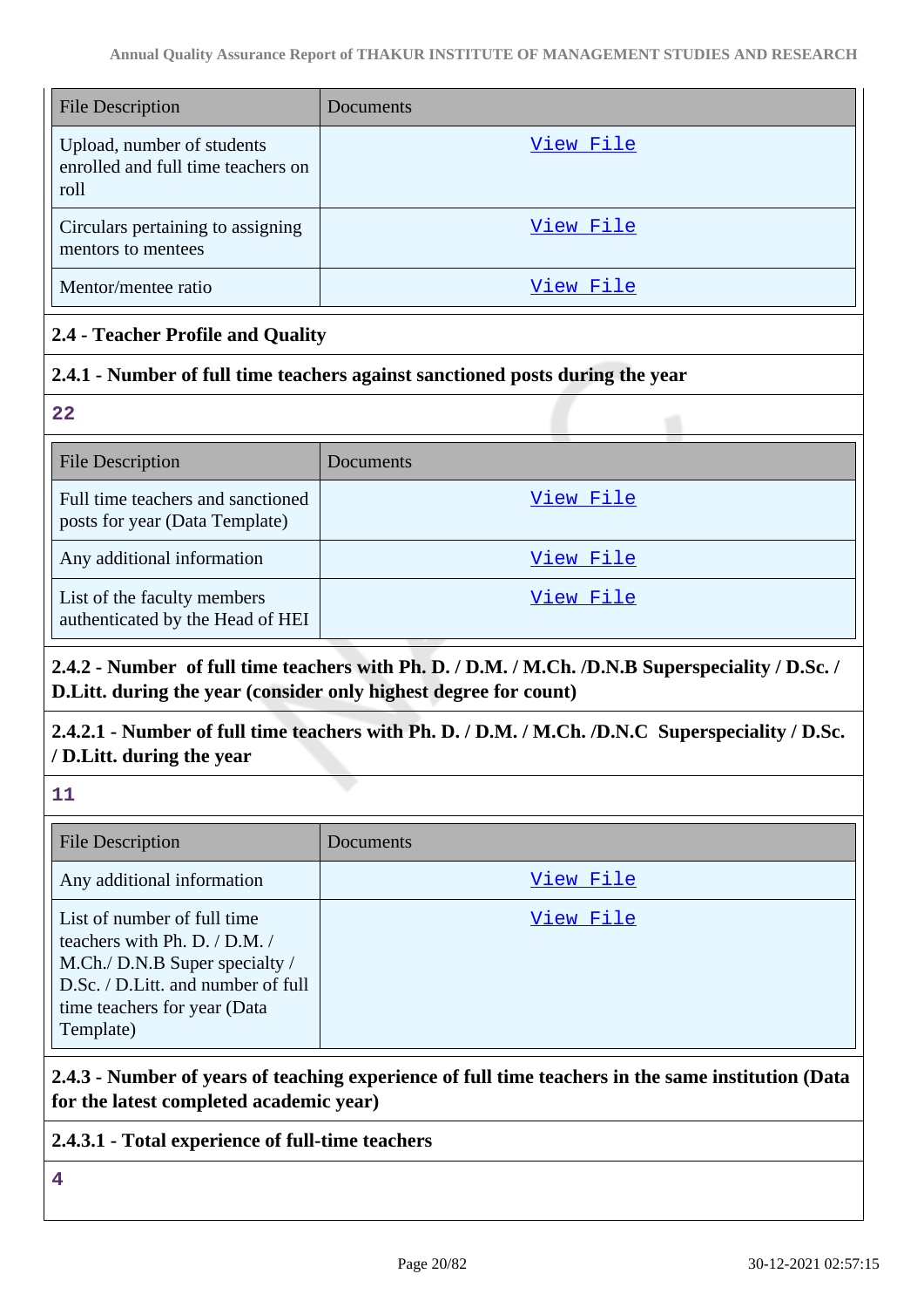| File Description | Documents |
|---|---|
| Upload, number of students enrolled and full time teachers on roll | View File |
| Circulars pertaining to assigning mentors to mentees | View File |
| Mentor/mentee ratio | View File |

**2.4 - Teacher Profile and Quality**

**2.4.1 - Number of full time teachers against sanctioned posts during the year**

22

| File Description | Documents |
|---|---|
| Full time teachers and sanctioned posts for year (Data Template) | View File |
| Any additional information | View File |
| List of the faculty members authenticated by the Head of HEI | View File |

**2.4.2 - Number of full time teachers with Ph. D. / D.M. / M.Ch. /D.N.B Superspeciality / D.Sc. / D.Litt. during the year (consider only highest degree for count)**

**2.4.2.1 - Number of full time teachers with Ph. D. / D.M. / M.Ch. /D.N.C Superspeciality / D.Sc. / D.Litt. during the year**

11

| File Description | Documents |
|---|---|
| Any additional information | View File |
| List of number of full time teachers with Ph. D. / D.M. / M.Ch./ D.N.B Super specialty / D.Sc. / D.Litt. and number of full time teachers for year (Data Template) | View File |

**2.4.3 - Number of years of teaching experience of full time teachers in the same institution (Data for the latest completed academic year)**

**2.4.3.1 - Total experience of full-time teachers**

4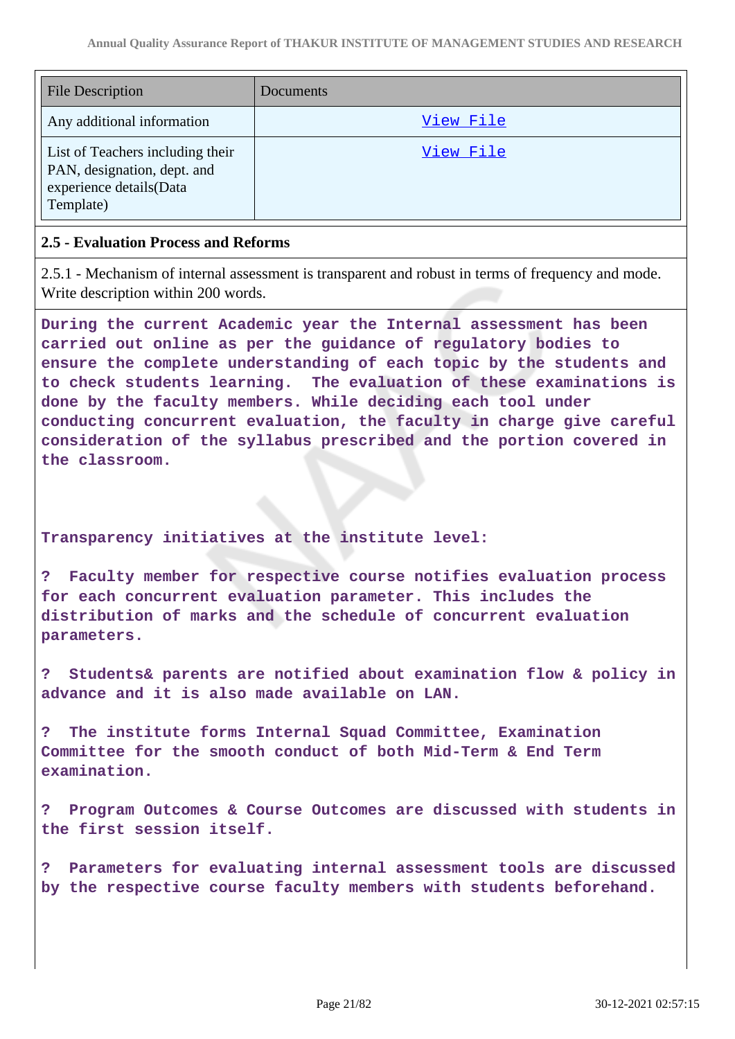| File Description | Documents |
| --- | --- |
| Any additional information | View File |
| List of Teachers including their PAN, designation, dept. and experience details(Data Template) | View File |

### 2.5 - Evaluation Process and Reforms

2.5.1 - Mechanism of internal assessment is transparent and robust in terms of frequency and mode. Write description within 200 words.

**During the current Academic year the Internal assessment has been carried out online as per the guidance of regulatory bodies to ensure the complete understanding of each topic by the students and to check students learning. The evaluation of these examinations is done by the faculty members. While deciding each tool under conducting concurrent evaluation, the faculty in charge give careful consideration of the syllabus prescribed and the portion covered in the classroom.**

**Transparency initiatives at the institute level:**

**? Faculty member for respective course notifies evaluation process for each concurrent evaluation parameter. This includes the distribution of marks and the schedule of concurrent evaluation parameters.**

**? Students& parents are notified about examination flow & policy in advance and it is also made available on LAN.**

**? The institute forms Internal Squad Committee, Examination Committee for the smooth conduct of both Mid-Term & End Term examination.**

**? Program Outcomes & Course Outcomes are discussed with students in the first session itself.**

**? Parameters for evaluating internal assessment tools are discussed by the respective course faculty members with students beforehand.**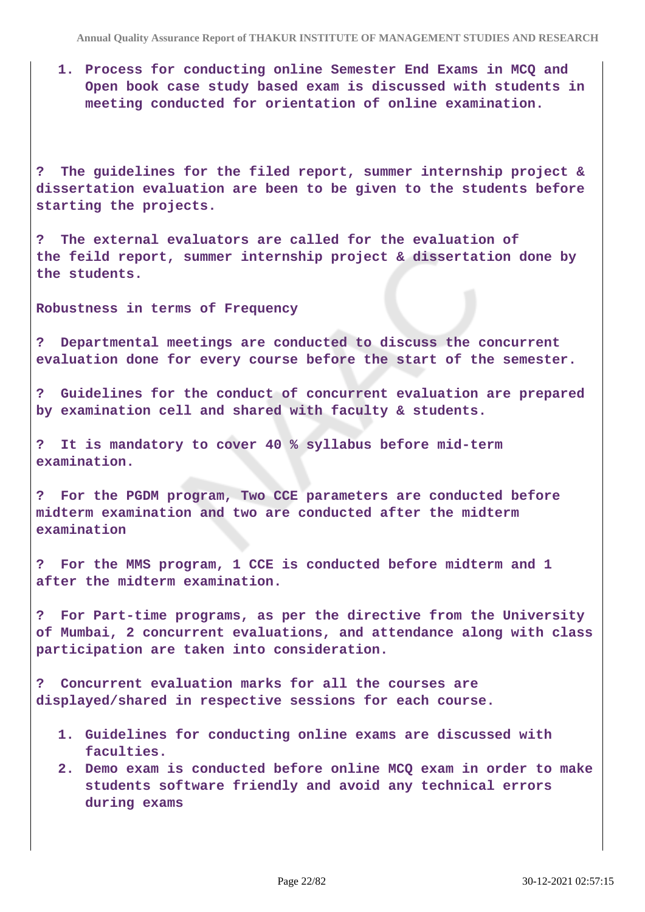1. **Process for conducting online Semester End Exams in MCQ and Open book case study based exam is discussed with students in meeting conducted for orientation of online examination.**

**? The guidelines for the filed report, summer internship project & dissertation evaluation are been to be given to the students before starting the projects.**

**? The external evaluators are called for the evaluation of the feild report, summer internship project & dissertation done by the students.**

**Robustness in terms of Frequency**

**? Departmental meetings are conducted to discuss the concurrent evaluation done for every course before the start of the semester.**

**? Guidelines for the conduct of concurrent evaluation are prepared by examination cell and shared with faculty & students.**

**? It is mandatory to cover 40 % syllabus before mid-term examination.**

**? For the PGDM program, Two CCE parameters are conducted before midterm examination and two are conducted after the midterm examination**

**? For the MMS program, 1 CCE is conducted before midterm and 1 after the midterm examination.**

**? For Part-time programs, as per the directive from the University of Mumbai, 2 concurrent evaluations, and attendance along with class participation are taken into consideration.**

**? Concurrent evaluation marks for all the courses are displayed/shared in respective sessions for each course.**

1. **Guidelines for conducting online exams are discussed with faculties.**
2. **Demo exam is conducted before online MCQ exam in order to make students software friendly and avoid any technical errors during exams**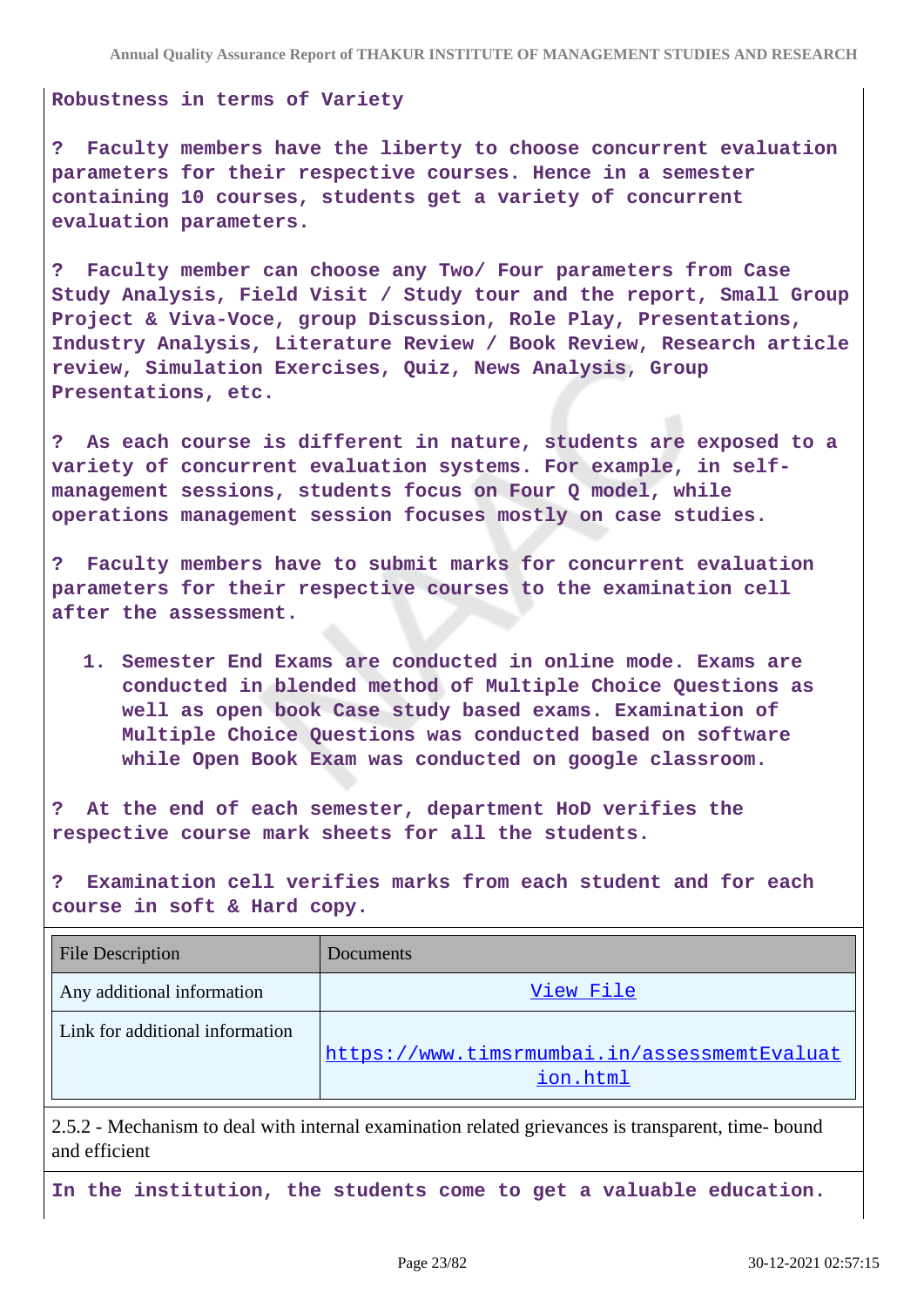**Robustness in terms of Variety**

**? Faculty members have the liberty to choose concurrent evaluation parameters for their respective courses. Hence in a semester containing 10 courses, students get a variety of concurrent evaluation parameters.**

**? Faculty member can choose any Two/ Four parameters from Case Study Analysis, Field Visit / Study tour and the report, Small Group Project & Viva-Voce, group Discussion, Role Play, Presentations, Industry Analysis, Literature Review / Book Review, Research article review, Simulation Exercises, Quiz, News Analysis, Group Presentations, etc.**

**? As each course is different in nature, students are exposed to a variety of concurrent evaluation systems. For example, in self-management sessions, students focus on Four Q model, while operations management session focuses mostly on case studies.**

**? Faculty members have to submit marks for concurrent evaluation parameters for their respective courses to the examination cell after the assessment.**

1. **Semester End Exams are conducted in online mode. Exams are conducted in blended method of Multiple Choice Questions as well as open book Case study based exams. Examination of Multiple Choice Questions was conducted based on software while Open Book Exam was conducted on google classroom.**

**? At the end of each semester, department HoD verifies the respective course mark sheets for all the students.**

**? Examination cell verifies marks from each student and for each course in soft & Hard copy.**

| File Description | Documents |
| --- | --- |
| Any additional information | View File |
| Link for additional information | https://www.timsrmumbai.in/assessmentEvaluation.html |

2.5.2 - Mechanism to deal with internal examination related grievances is transparent, time- bound and efficient

**In the institution, the students come to get a valuable education.**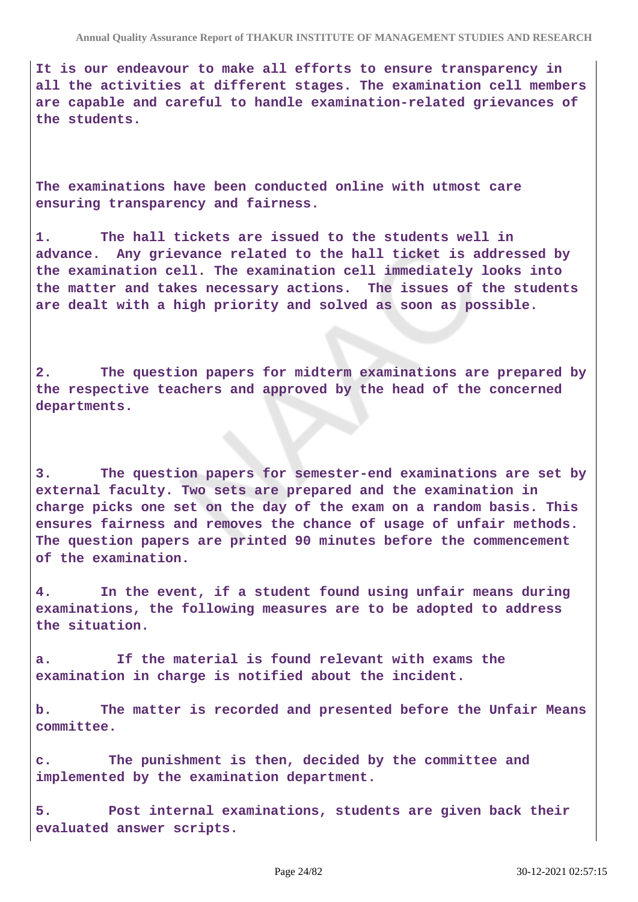**It is our endeavour to make all efforts to ensure transparency in all the activities at different stages. The examination cell members are capable and careful to handle examination-related grievances of the students.**

**The examinations have been conducted online with utmost care ensuring transparency and fairness.**

**1. The hall tickets are issued to the students well in advance. Any grievance related to the hall ticket is addressed by the examination cell. The examination cell immediately looks into the matter and takes necessary actions. The issues of the students are dealt with a high priority and solved as soon as possible.**

**2. The question papers for midterm examinations are prepared by the respective teachers and approved by the head of the concerned departments.**

**3. The question papers for semester-end examinations are set by external faculty. Two sets are prepared and the examination in charge picks one set on the day of the exam on a random basis. This ensures fairness and removes the chance of usage of unfair methods. The question papers are printed 90 minutes before the commencement of the examination.**

**4. In the event, if a student found using unfair means during examinations, the following measures are to be adopted to address the situation.**

**a. If the material is found relevant with exams the examination in charge is notified about the incident.**

**b. The matter is recorded and presented before the Unfair Means committee.**

**c. The punishment is then, decided by the committee and implemented by the examination department.**

**5. Post internal examinations, students are given back their evaluated answer scripts.**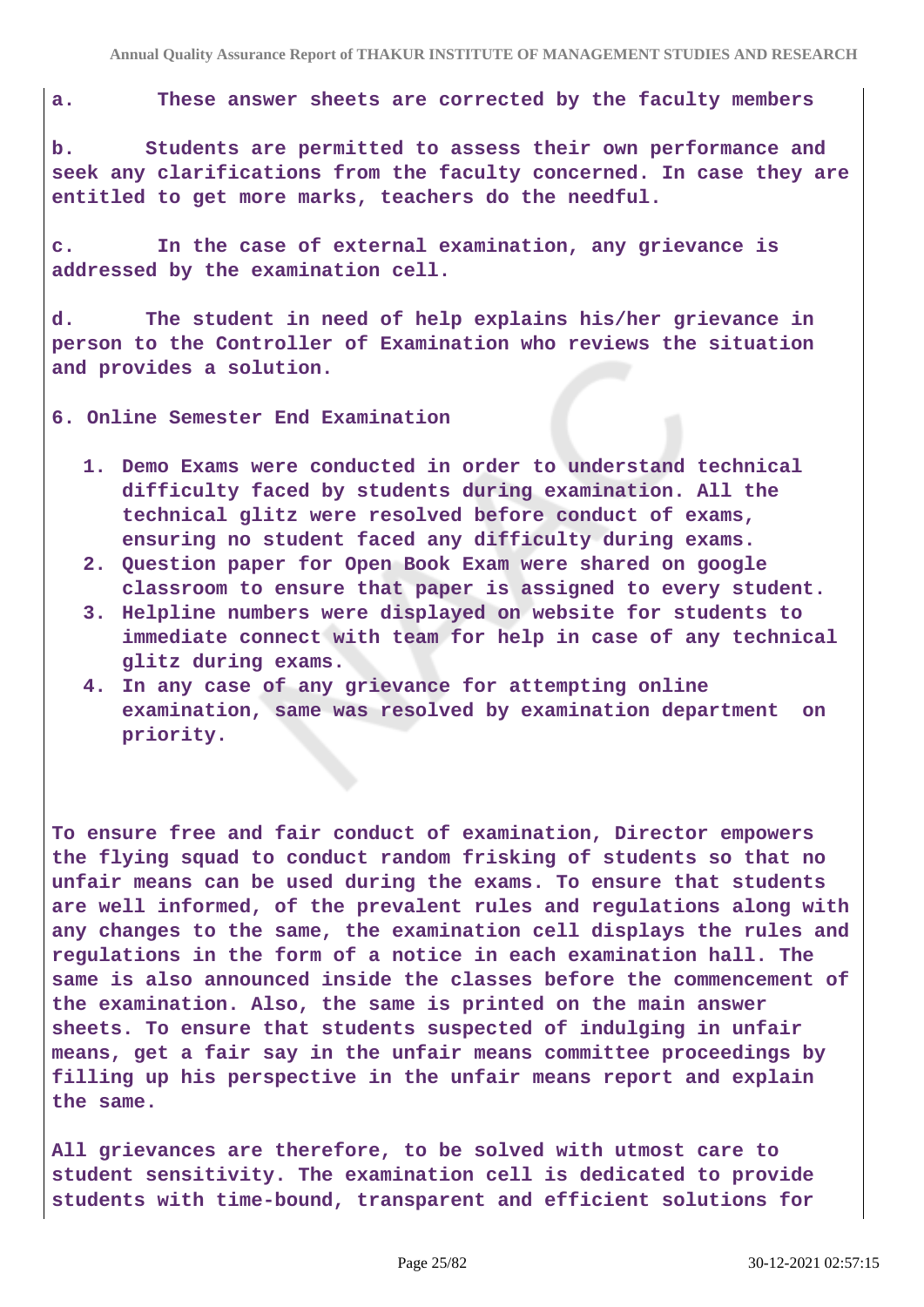**a. These answer sheets are corrected by the faculty members**

**b. Students are permitted to assess their own performance and seek any clarifications from the faculty concerned. In case they are entitled to get more marks, teachers do the needful.**

**c. In the case of external examination, any grievance is addressed by the examination cell.**

**d. The student in need of help explains his/her grievance in person to the Controller of Examination who reviews the situation and provides a solution.**

**6. Online Semester End Examination**

1. **Demo Exams were conducted in order to understand technical difficulty faced by students during examination. All the technical glitz were resolved before conduct of exams, ensuring no student faced any difficulty during exams.**
2. **Question paper for Open Book Exam were shared on google classroom to ensure that paper is assigned to every student.**
3. **Helpline numbers were displayed on website for students to immediate connect with team for help in case of any technical glitz during exams.**
4. **In any case of any grievance for attempting online examination, same was resolved by examination department on priority.**

**To ensure free and fair conduct of examination, Director empowers the flying squad to conduct random frisking of students so that no unfair means can be used during the exams. To ensure that students are well informed, of the prevalent rules and regulations along with any changes to the same, the examination cell displays the rules and regulations in the form of a notice in each examination hall. The same is also announced inside the classes before the commencement of the examination. Also, the same is printed on the main answer sheets. To ensure that students suspected of indulging in unfair means, get a fair say in the unfair means committee proceedings by filling up his perspective in the unfair means report and explain the same.**

**All grievances are therefore, to be solved with utmost care to student sensitivity. The examination cell is dedicated to provide students with time-bound, transparent and efficient solutions for**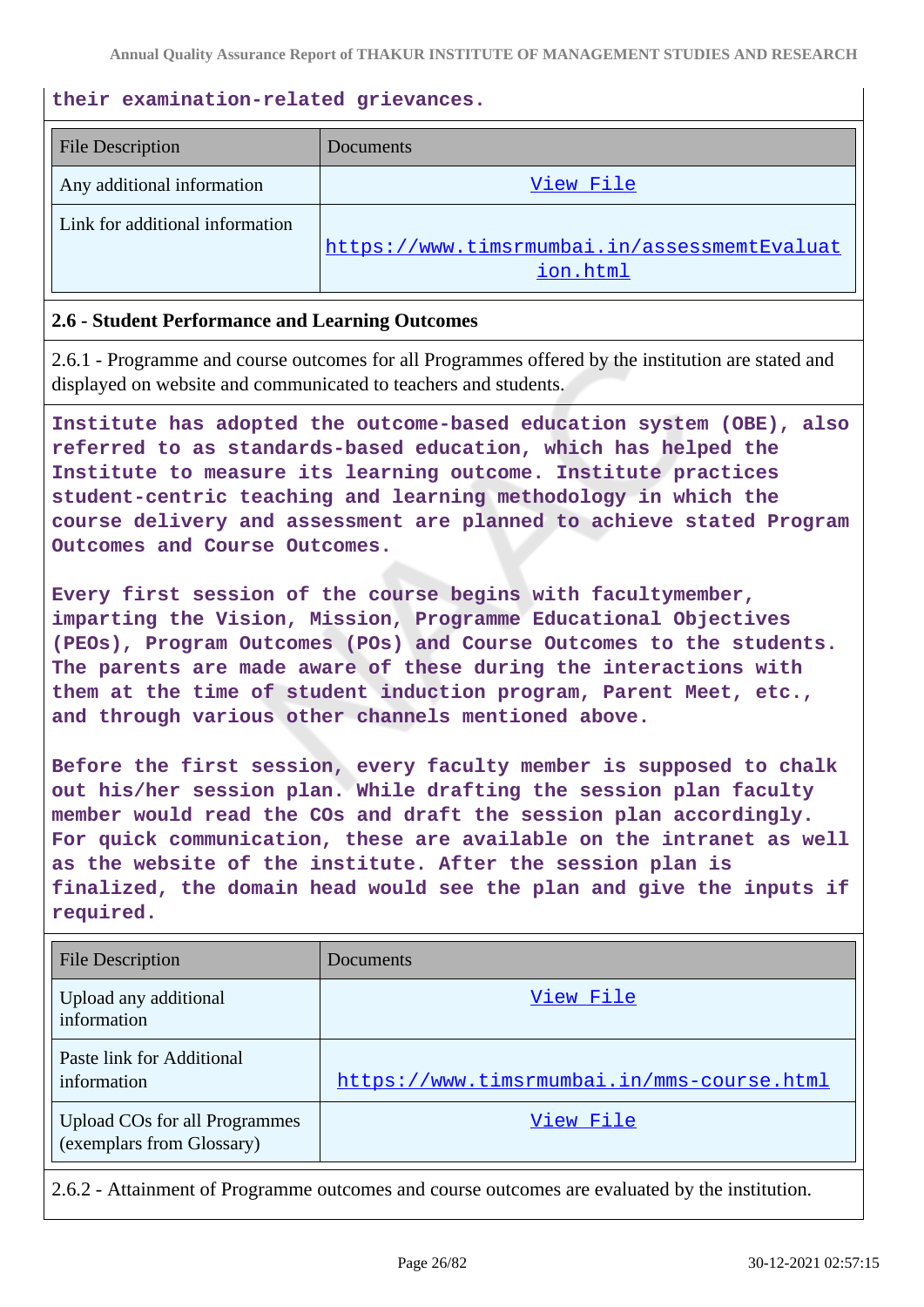their examination-related grievances.

| File Description | Documents |
| --- | --- |
| Any additional information | View File |
| Link for additional information | https://www.timsrmumbai.in/assessmemtEvaluation.html |

**2.6 - Student Performance and Learning Outcomes**

2.6.1 - Programme and course outcomes for all Programmes offered by the institution are stated and displayed on website and communicated to teachers and students.

Institute has adopted the outcome-based education system (OBE), also referred to as standards-based education, which has helped the Institute to measure its learning outcome. Institute practices student-centric teaching and learning methodology in which the course delivery and assessment are planned to achieve stated Program Outcomes and Course Outcomes.

Every first session of the course begins with facultymember, imparting the Vision, Mission, Programme Educational Objectives (PEOs), Program Outcomes (POs) and Course Outcomes to the students. The parents are made aware of these during the interactions with them at the time of student induction program, Parent Meet, etc., and through various other channels mentioned above.

Before the first session, every faculty member is supposed to chalk out his/her session plan. While drafting the session plan faculty member would read the COs and draft the session plan accordingly. For quick communication, these are available on the intranet as well as the website of the institute. After the session plan is finalized, the domain head would see the plan and give the inputs if required.

| File Description | Documents |
| --- | --- |
| Upload any additional information | View File |
| Paste link for Additional information | https://www.timsrmumbai.in/mms-course.html |
| Upload COs for all Programmes (exemplars from Glossary) | View File |

2.6.2 - Attainment of Programme outcomes and course outcomes are evaluated by the institution.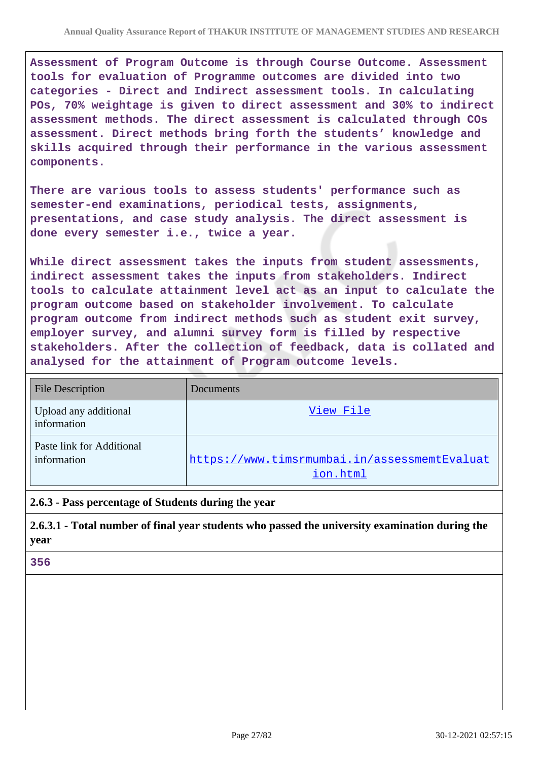**Assessment of Program Outcome is through Course Outcome. Assessment tools for evaluation of Programme outcomes are divided into two categories - Direct and Indirect assessment tools. In calculating POs, 70% weightage is given to direct assessment and 30% to indirect assessment methods. The direct assessment is calculated through COs assessment. Direct methods bring forth the students' knowledge and skills acquired through their performance in the various assessment components.**

**There are various tools to assess students' performance such as semester-end examinations, periodical tests, assignments, presentations, and case study analysis. The direct assessment is done every semester i.e., twice a year.**

**While direct assessment takes the inputs from student assessments, indirect assessment takes the inputs from stakeholders. Indirect tools to calculate attainment level act as an input to calculate the program outcome based on stakeholder involvement. To calculate program outcome from indirect methods such as student exit survey, employer survey, and alumni survey form is filled by respective stakeholders. After the collection of feedback, data is collated and analysed for the attainment of Program outcome levels.**

| File Description | Documents |
|---|---|
| Upload any additional information | View File |
| Paste link for Additional information | https://www.timsrmumbai.in/assessmentEvaluation.html |

**2.6.3 - Pass percentage of Students during the year**

**2.6.3.1 - Total number of final year students who passed the university examination during the year**

**356**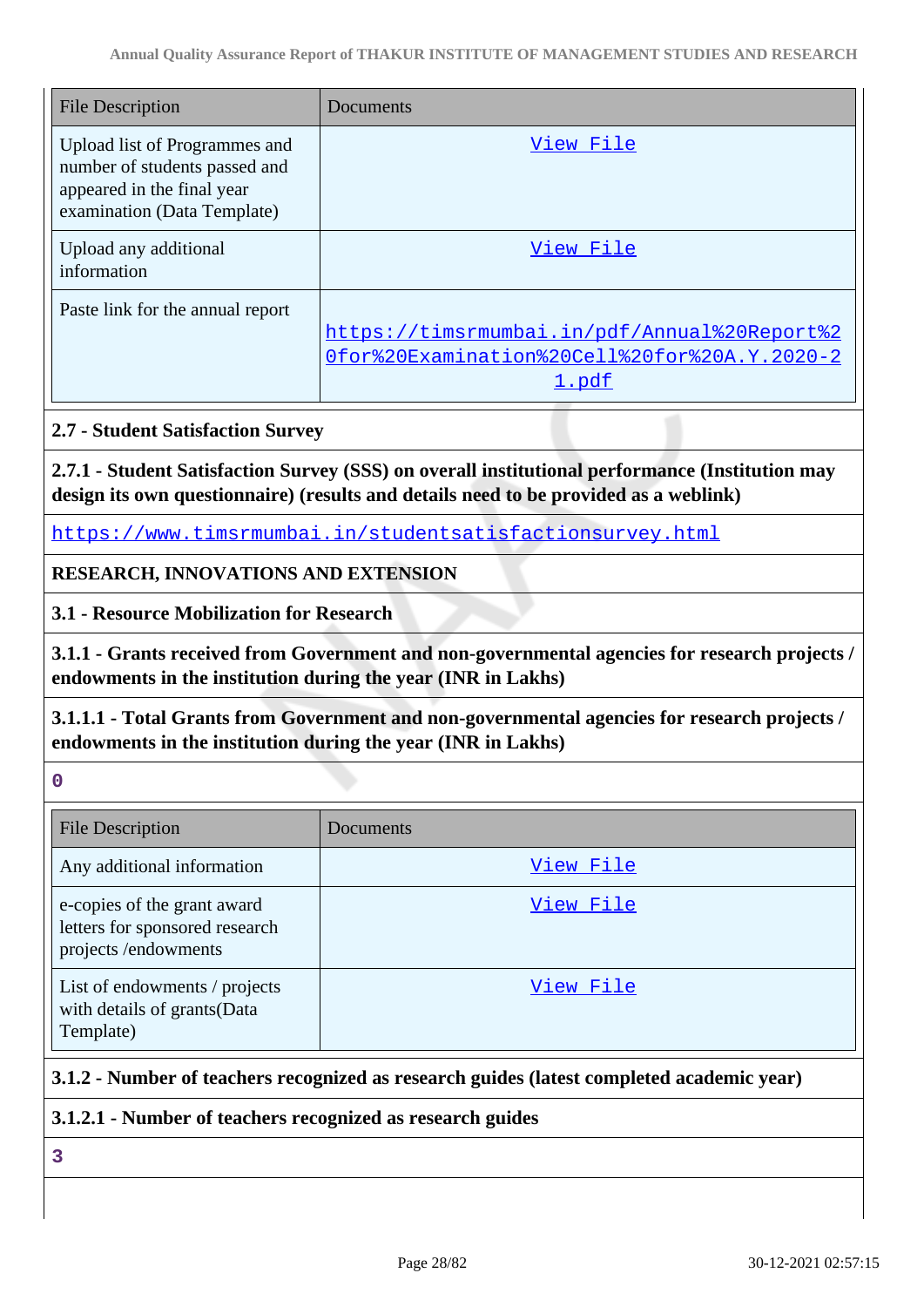| File Description | Documents |
|---|---|
| Upload list of Programmes and number of students passed and appeared in the final year examination (Data Template) | View File |
| Upload any additional information | View File |
| Paste link for the annual report | https://timsrmumbai.in/pdf/Annual%20Report%20for%20Examination%20Cell%20for%20A.Y.2020-21.pdf |

**2.7 - Student Satisfaction Survey**

**2.7.1 - Student Satisfaction Survey (SSS) on overall institutional performance (Institution may design its own questionnaire) (results and details need to be provided as a weblink)**

https://www.timsrmumbai.in/studentsatisfactionsurvey.html

**RESEARCH, INNOVATIONS AND EXTENSION**

**3.1 - Resource Mobilization for Research**

**3.1.1 - Grants received from Government and non-governmental agencies for research projects / endowments in the institution during the year (INR in Lakhs)**

**3.1.1.1 - Total Grants from Government and non-governmental agencies for research projects / endowments in the institution during the year (INR in Lakhs)**

0

| File Description | Documents |
|---|---|
| Any additional information | View File |
| e-copies of the grant award letters for sponsored research projects /endowments | View File |
| List of endowments / projects with details of grants(Data Template) | View File |

**3.1.2 - Number of teachers recognized as research guides (latest completed academic year)**

**3.1.2.1 - Number of teachers recognized as research guides**

3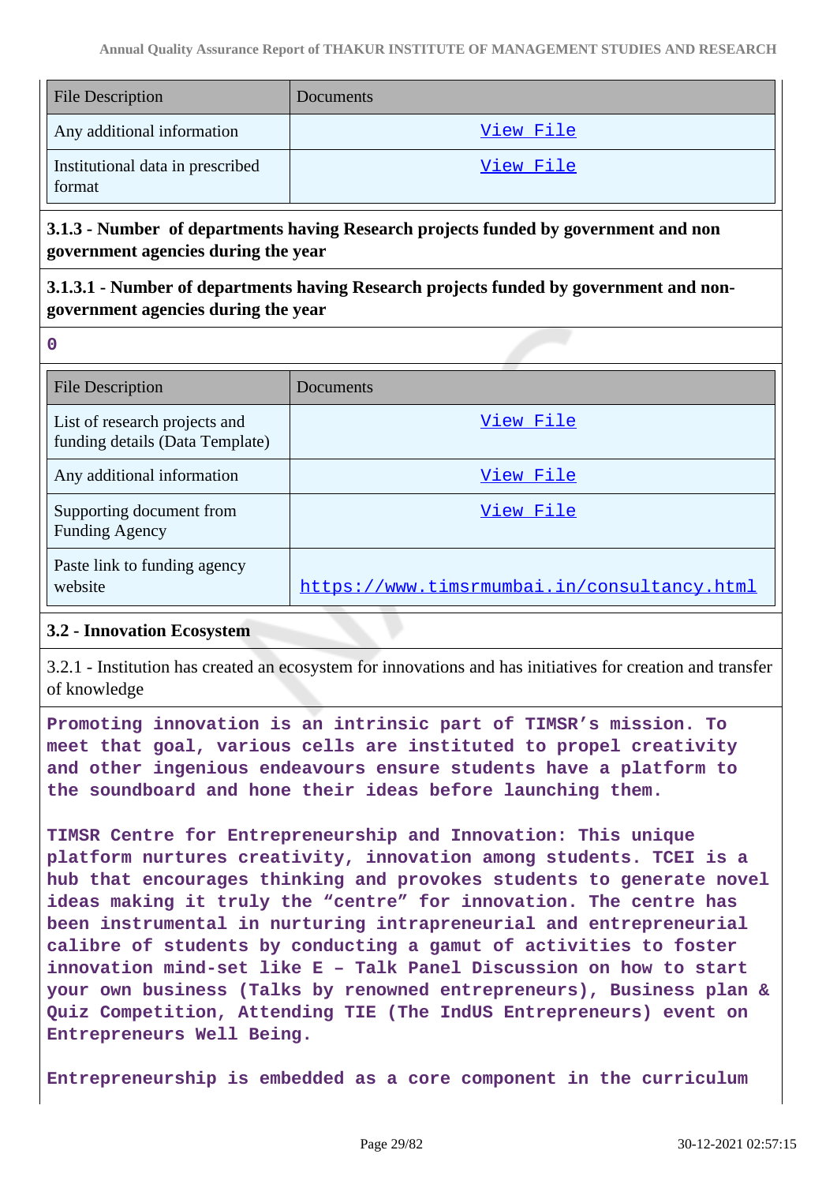| File Description | Documents |
|---|---|
| Any additional information | View File |
| Institutional data in prescribed format | View File |

**3.1.3 - Number of departments having Research projects funded by government and non government agencies during the year**

**3.1.3.1 - Number of departments having Research projects funded by government and non-government agencies during the year**

**0**

| File Description | Documents |
|---|---|
| List of research projects and funding details (Data Template) | View File |
| Any additional information | View File |
| Supporting document from Funding Agency | View File |
| Paste link to funding agency website | https://www.timsrmumbai.in/consultancy.html |

**3.2 - Innovation Ecosystem**

3.2.1 - Institution has created an ecosystem for innovations and has initiatives for creation and transfer of knowledge

**Promoting innovation is an intrinsic part of TIMSR's mission. To meet that goal, various cells are instituted to propel creativity and other ingenious endeavours ensure students have a platform to the soundboard and hone their ideas before launching them.**

**TIMSR Centre for Entrepreneurship and Innovation: This unique platform nurtures creativity, innovation among students. TCEI is a hub that encourages thinking and provokes students to generate novel ideas making it truly the "centre" for innovation. The centre has been instrumental in nurturing intrapreneurial and entrepreneurial calibre of students by conducting a gamut of activities to foster innovation mind-set like E – Talk Panel Discussion on how to start your own business (Talks by renowned entrepreneurs), Business plan & Quiz Competition, Attending TIE (The IndUS Entrepreneurs) event on Entrepreneurs Well Being.**

**Entrepreneurship is embedded as a core component in the curriculum**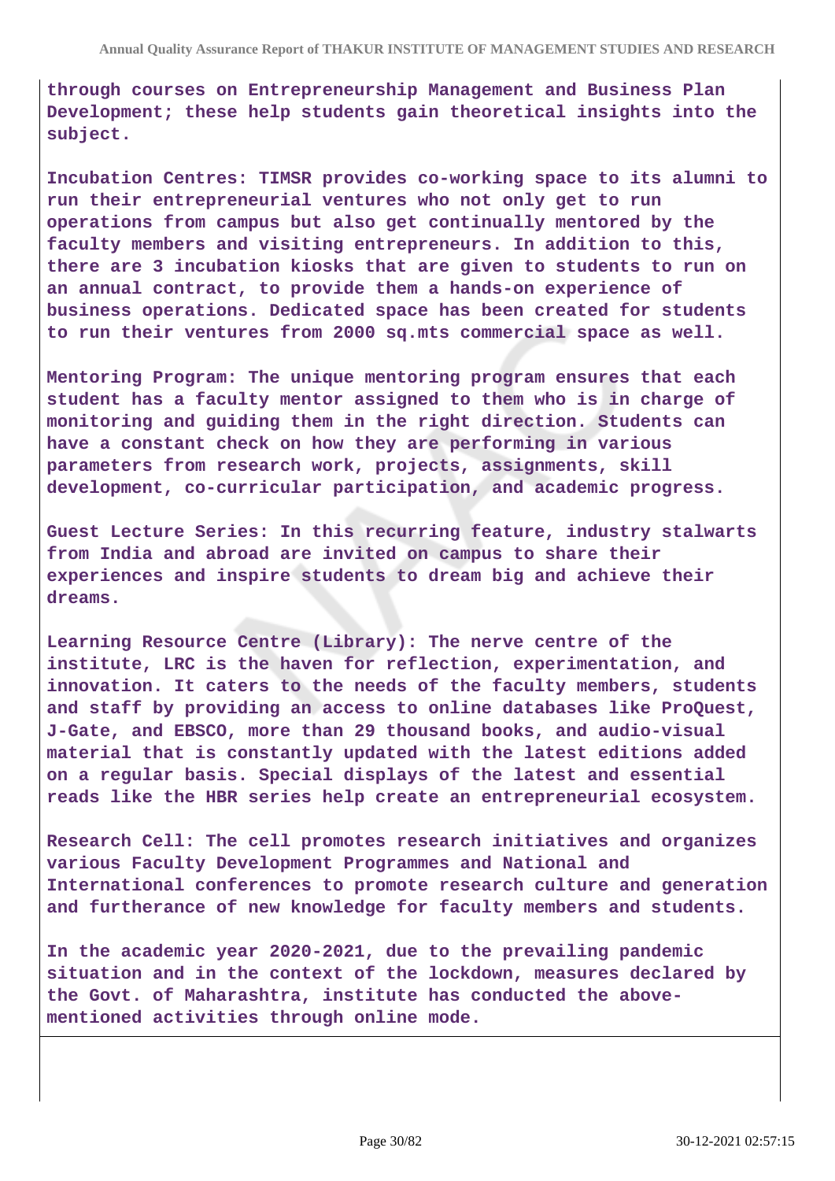through courses on Entrepreneurship Management and Business Plan Development; these help students gain theoretical insights into the subject.

Incubation Centres: TIMSR provides co-working space to its alumni to run their entrepreneurial ventures who not only get to run operations from campus but also get continually mentored by the faculty members and visiting entrepreneurs. In addition to this, there are 3 incubation kiosks that are given to students to run on an annual contract, to provide them a hands-on experience of business operations. Dedicated space has been created for students to run their ventures from 2000 sq.mts commercial space as well.

Mentoring Program: The unique mentoring program ensures that each student has a faculty mentor assigned to them who is in charge of monitoring and guiding them in the right direction. Students can have a constant check on how they are performing in various parameters from research work, projects, assignments, skill development, co-curricular participation, and academic progress.

Guest Lecture Series: In this recurring feature, industry stalwarts from India and abroad are invited on campus to share their experiences and inspire students to dream big and achieve their dreams.

Learning Resource Centre (Library): The nerve centre of the institute, LRC is the haven for reflection, experimentation, and innovation. It caters to the needs of the faculty members, students and staff by providing an access to online databases like ProQuest, J-Gate, and EBSCO, more than 29 thousand books, and audio-visual material that is constantly updated with the latest editions added on a regular basis. Special displays of the latest and essential reads like the HBR series help create an entrepreneurial ecosystem.

Research Cell: The cell promotes research initiatives and organizes various Faculty Development Programmes and National and International conferences to promote research culture and generation and furtherance of new knowledge for faculty members and students.

In the academic year 2020-2021, due to the prevailing pandemic situation and in the context of the lockdown, measures declared by the Govt. of Maharashtra, institute has conducted the above-mentioned activities through online mode.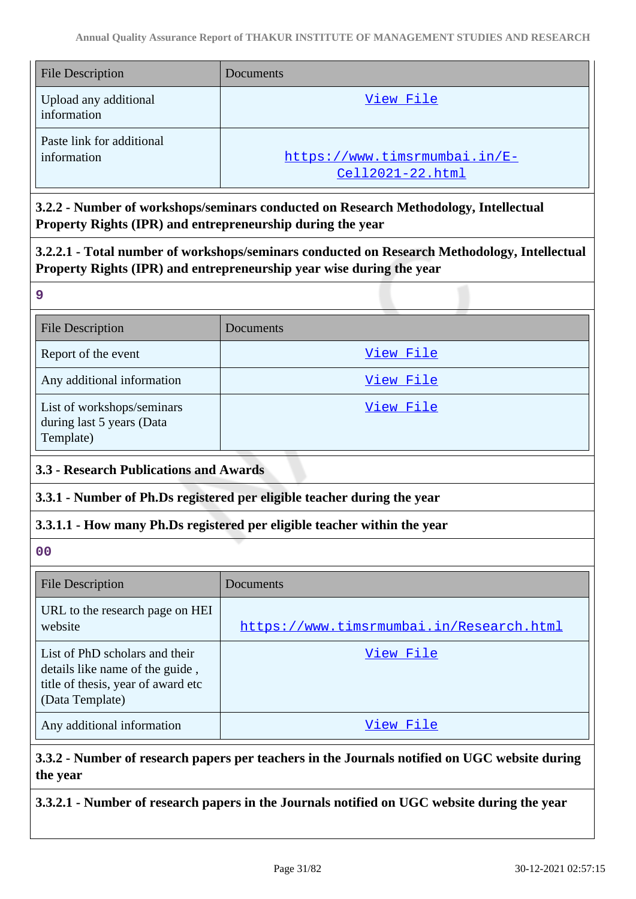| File Description | Documents |
| --- | --- |
| Upload any additional information | View File |
| Paste link for additional information | https://www.timsrmumbai.in/E-Cell2021-22.html |

**3.2.2 - Number of workshops/seminars conducted on Research Methodology, Intellectual Property Rights (IPR) and entrepreneurship during the year**

**3.2.2.1 - Total number of workshops/seminars conducted on Research Methodology, Intellectual Property Rights (IPR) and entrepreneurship year wise during the year**

9

| File Description | Documents |
| --- | --- |
| Report of the event | View File |
| Any additional information | View File |
| List of workshops/seminars during last 5 years (Data Template) | View File |

**3.3 - Research Publications and Awards**

**3.3.1 - Number of Ph.Ds registered per eligible teacher during the year**

**3.3.1.1 - How many Ph.Ds registered per eligible teacher within the year**

00

| File Description | Documents |
| --- | --- |
| URL to the research page on HEI website | https://www.timsrmumbai.in/Research.html |
| List of PhD scholars and their details like name of the guide , title of thesis, year of award etc (Data Template) | View File |
| Any additional information | View File |

**3.3.2 - Number of research papers per teachers in the Journals notified on UGC website during the year**

**3.3.2.1 - Number of research papers in the Journals notified on UGC website during the year**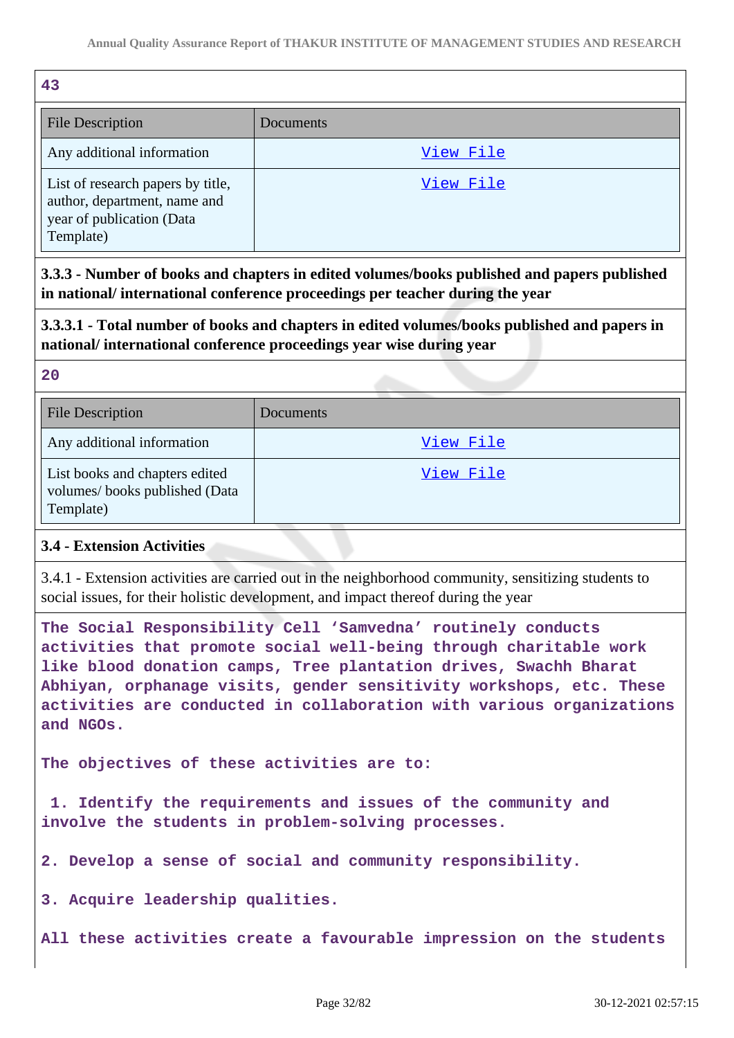43

| File Description | Documents |
|---|---|
| Any additional information | View File |
| List of research papers by title, author, department, name and year of publication (Data Template) | View File |

**3.3.3 - Number of books and chapters in edited volumes/books published and papers published in national/ international conference proceedings per teacher during the year**

**3.3.3.1 - Total number of books and chapters in edited volumes/books published and papers in national/ international conference proceedings year wise during year**

20

| File Description | Documents |
|---|---|
| Any additional information | View File |
| List books and chapters edited volumes/ books published (Data Template) | View File |

**3.4 - Extension Activities**

3.4.1 - Extension activities are carried out in the neighborhood community, sensitizing students to social issues, for their holistic development, and impact thereof during the year

The Social Responsibility Cell 'Samvedna' routinely conducts activities that promote social well-being through charitable work like blood donation camps, Tree plantation drives, Swachh Bharat Abhiyan, orphanage visits, gender sensitivity workshops, etc. These activities are conducted in collaboration with various organizations and NGOs.

The objectives of these activities are to:

1. Identify the requirements and issues of the community and involve the students in problem-solving processes.

2. Develop a sense of social and community responsibility.

3. Acquire leadership qualities.

All these activities create a favourable impression on the students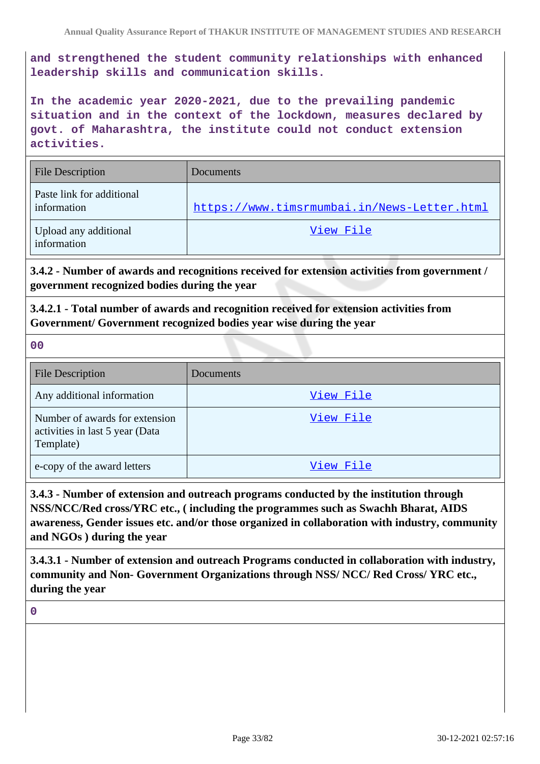and strengthened the student community relationships with enhanced leadership skills and communication skills.

In the academic year 2020-2021, due to the prevailing pandemic situation and in the context of the lockdown, measures declared by govt. of Maharashtra, the institute could not conduct extension activities.

| File Description | Documents |
|---|---|
| Paste link for additional information | https://www.timsrmumbai.in/News-Letter.html |
| Upload any additional information | View File |

**3.4.2 - Number of awards and recognitions received for extension activities from government / government recognized bodies during the year**

**3.4.2.1 - Total number of awards and recognition received for extension activities from Government/ Government recognized bodies year wise during the year**

00

| File Description | Documents |
|---|---|
| Any additional information | View File |
| Number of awards for extension activities in last 5 year (Data Template) | View File |
| e-copy of the award letters | View File |

**3.4.3 - Number of extension and outreach programs conducted by the institution through NSS/NCC/Red cross/YRC etc., ( including the programmes such as Swachh Bharat, AIDS awareness, Gender issues etc. and/or those organized in collaboration with industry, community and NGOs ) during the year**

**3.4.3.1 - Number of extension and outreach Programs conducted in collaboration with industry, community and Non- Government Organizations through NSS/ NCC/ Red Cross/ YRC etc., during the year**

0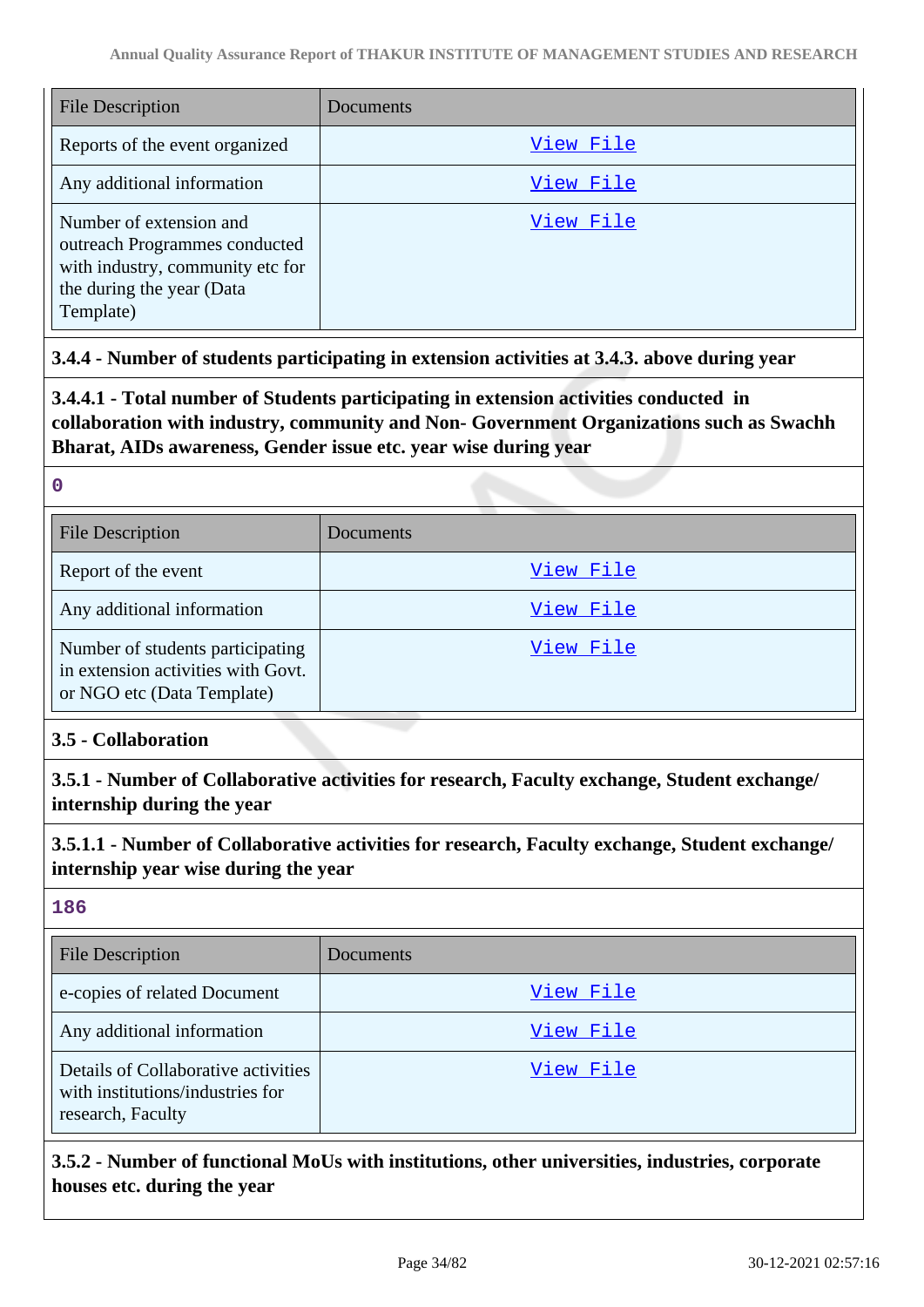| File Description | Documents |
| --- | --- |
| Reports of the event organized | View File |
| Any additional information | View File |
| Number of extension and outreach Programmes conducted with industry, community etc for the during the year (Data Template) | View File |

**3.4.4 - Number of students participating in extension activities at 3.4.3. above during year**

**3.4.4.1 - Total number of Students participating in extension activities conducted in collaboration with industry, community and Non- Government Organizations such as Swachh Bharat, AIDs awareness, Gender issue etc. year wise during year**

**0**

| File Description | Documents |
| --- | --- |
| Report of the event | View File |
| Any additional information | View File |
| Number of students participating in extension activities with Govt. or NGO etc (Data Template) | View File |

**3.5 - Collaboration**

**3.5.1 - Number of Collaborative activities for research, Faculty exchange, Student exchange/ internship during the year**

**3.5.1.1 - Number of Collaborative activities for research, Faculty exchange, Student exchange/ internship year wise during the year**

**186**

| File Description | Documents |
| --- | --- |
| e-copies of related Document | View File |
| Any additional information | View File |
| Details of Collaborative activities with institutions/industries for research, Faculty | View File |

**3.5.2 - Number of functional MoUs with institutions, other universities, industries, corporate houses etc. during the year**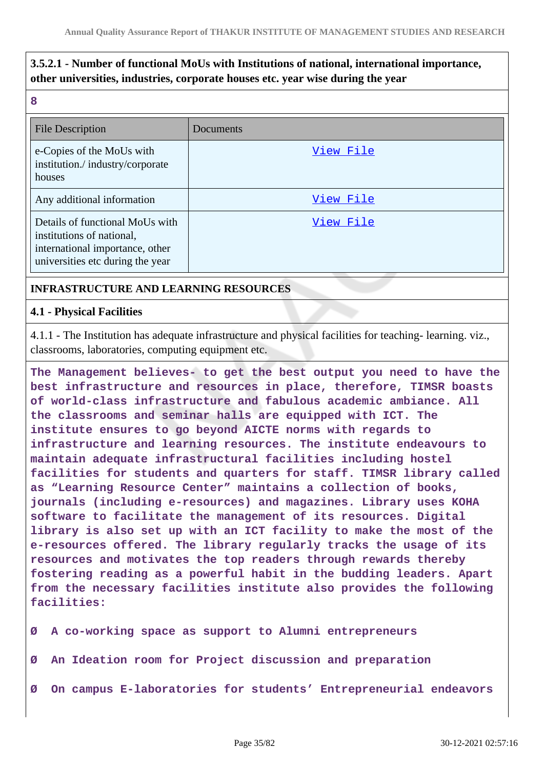**3.5.2.1 - Number of functional MoUs with Institutions of national, international importance, other universities, industries, corporate houses etc. year wise during the year**

**8**

| File Description | Documents |
|---|---|
| e-Copies of the MoUs with institution./ industry/corporate houses | View File |
| Any additional information | View File |
| Details of functional MoUs with institutions of national, international importance, other universities etc during the year | View File |

## INFRASTRUCTURE AND LEARNING RESOURCES

### 4.1 - Physical Facilities

4.1.1 - The Institution has adequate infrastructure and physical facilities for teaching- learning. viz., classrooms, laboratories, computing equipment etc.

**The Management believes- to get the best output you need to have the best infrastructure and resources in place, therefore, TIMSR boasts of world-class infrastructure and fabulous academic ambiance. All the classrooms and seminar halls are equipped with ICT. The institute ensures to go beyond AICTE norms with regards to infrastructure and learning resources. The institute endeavours to maintain adequate infrastructural facilities including hostel facilities for students and quarters for staff. TIMSR library called as "Learning Resource Center" maintains a collection of books, journals (including e-resources) and magazines. Library uses KOHA software to facilitate the management of its resources. Digital library is also set up with an ICT facility to make the most of the e-resources offered. The library regularly tracks the usage of its resources and motivates the top readers through rewards thereby fostering reading as a powerful habit in the budding leaders. Apart from the necessary facilities institute also provides the following facilities:**

**Ø A co-working space as support to Alumni entrepreneurs**

**Ø An Ideation room for Project discussion and preparation**

**Ø On campus E-laboratories for students' Entrepreneurial endeavors**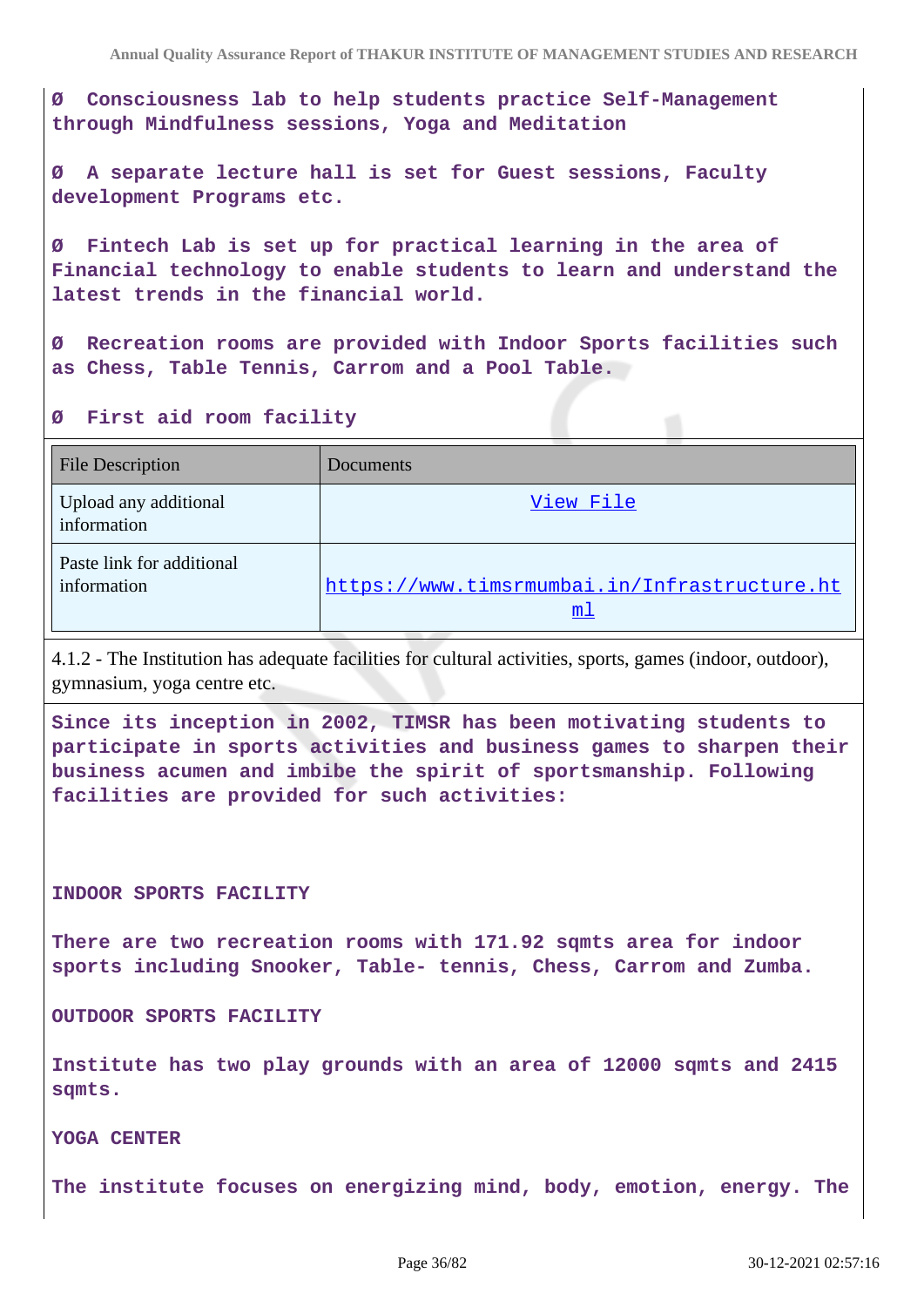Ø Consciousness lab to help students practice Self-Management through Mindfulness sessions, Yoga and Meditation

Ø A separate lecture hall is set for Guest sessions, Faculty development Programs etc.

Ø Fintech Lab is set up for practical learning in the area of Financial technology to enable students to learn and understand the latest trends in the financial world.

Ø Recreation rooms are provided with Indoor Sports facilities such as Chess, Table Tennis, Carrom and a Pool Table.

Ø First aid room facility

| File Description | Documents |
| --- | --- |
| Upload any additional information | View File |
| Paste link for additional information | https://www.timsrmumbai.in/Infrastructure.html |

4.1.2 - The Institution has adequate facilities for cultural activities, sports, games (indoor, outdoor), gymnasium, yoga centre etc.

Since its inception in 2002, TIMSR has been motivating students to participate in sports activities and business games to sharpen their business acumen and imbibe the spirit of sportsmanship. Following facilities are provided for such activities:

INDOOR SPORTS FACILITY

There are two recreation rooms with 171.92 sqmts area for indoor sports including Snooker, Table- tennis, Chess, Carrom and Zumba.

OUTDOOR SPORTS FACILITY

Institute has two play grounds with an area of 12000 sqmts and 2415 sqmts.

YOGA CENTER

The institute focuses on energizing mind, body, emotion, energy. The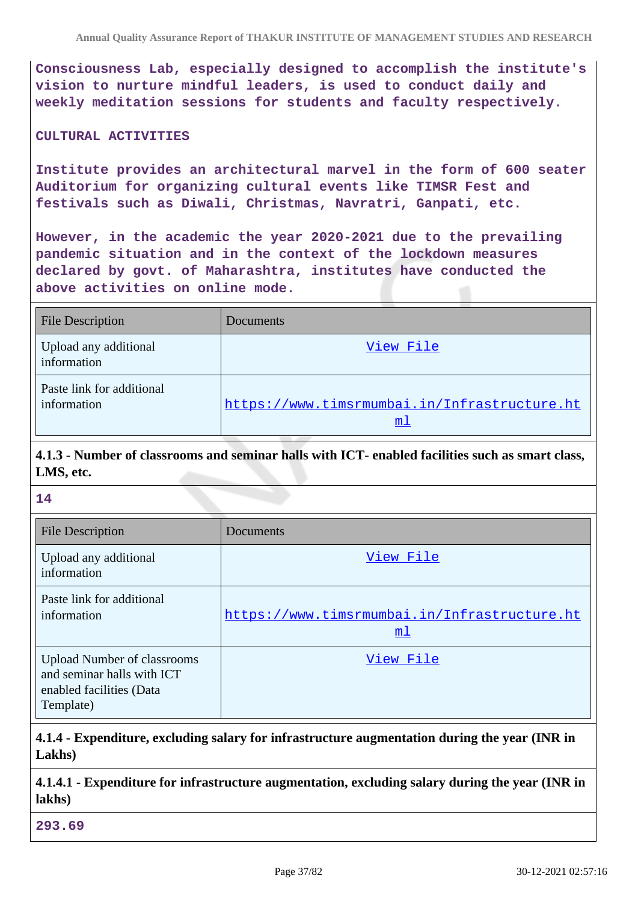Consciousness Lab, especially designed to accomplish the institute's vision to nurture mindful leaders, is used to conduct daily and weekly meditation sessions for students and faculty respectively.

CULTURAL ACTIVITIES

Institute provides an architectural marvel in the form of 600 seater Auditorium for organizing cultural events like TIMSR Fest and festivals such as Diwali, Christmas, Navratri, Ganpati, etc.

However, in the academic the year 2020-2021 due to the prevailing pandemic situation and in the context of the lockdown measures declared by govt. of Maharashtra, institutes have conducted the above activities on online mode.

| File Description | Documents |
|---|---|
| Upload any additional information | View File |
| Paste link for additional information | https://www.timsrmumbai.in/Infrastructure.html |

**4.1.3 - Number of classrooms and seminar halls with ICT- enabled facilities such as smart class, LMS, etc.**

14

| File Description | Documents |
|---|---|
| Upload any additional information | View File |
| Paste link for additional information | https://www.timsrmumbai.in/Infrastructure.html |
| Upload Number of classrooms and seminar halls with ICT enabled facilities (Data Template) | View File |

**4.1.4 - Expenditure, excluding salary for infrastructure augmentation during the year (INR in Lakhs)**

**4.1.4.1 - Expenditure for infrastructure augmentation, excluding salary during the year (INR in lakhs)**

293.69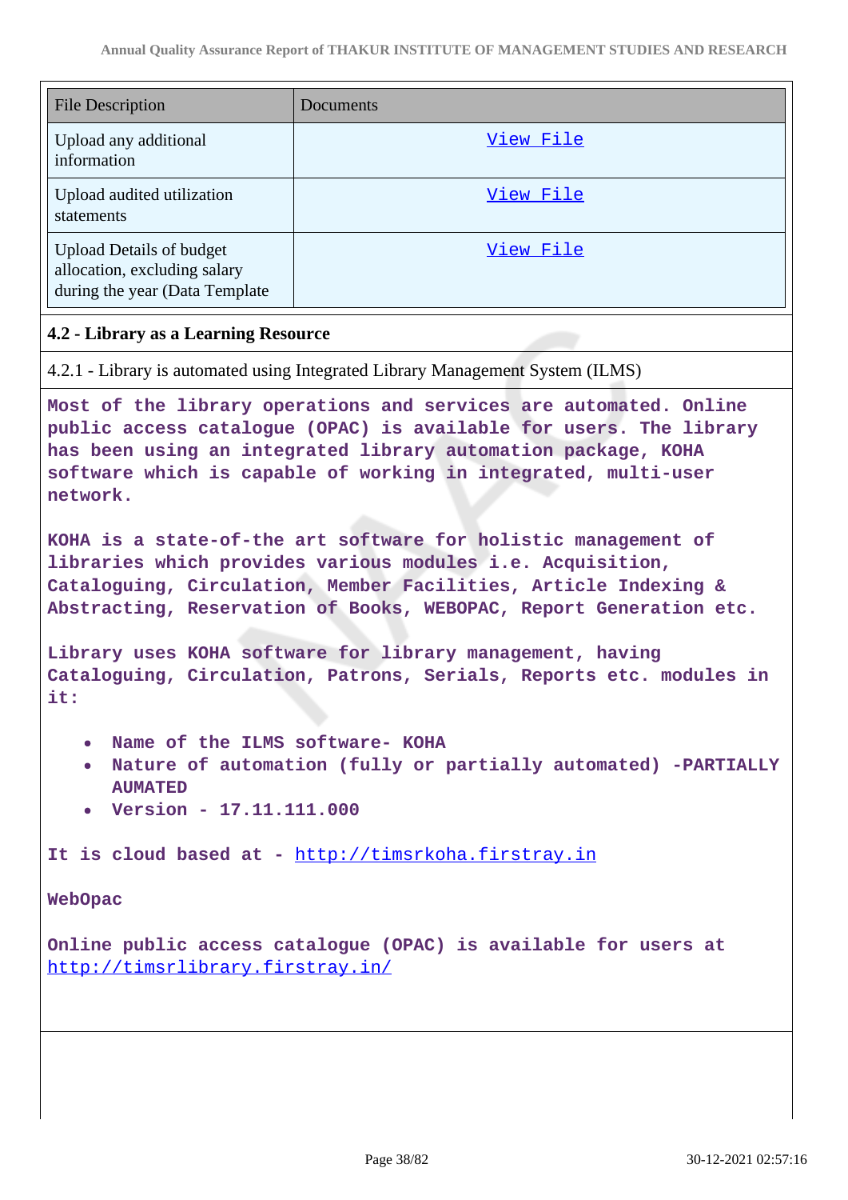| File Description | Documents |
|---|---|
| Upload any additional information | View File |
| Upload audited utilization statements | View File |
| Upload Details of budget allocation, excluding salary during the year (Data Template | View File |

### 4.2 - Library as a Learning Resource

4.2.1 - Library is automated using Integrated Library Management System (ILMS)

**Most of the library operations and services are automated. Online public access catalogue (OPAC) is available for users. The library has been using an integrated library automation package, KOHA software which is capable of working in integrated, multi-user network.**

**KOHA is a state-of-the art software for holistic management of libraries which provides various modules i.e. Acquisition, Cataloguing, Circulation, Member Facilities, Article Indexing & Abstracting, Reservation of Books, WEBOPAC, Report Generation etc.**

**Library uses KOHA software for library management, having Cataloguing, Circulation, Patrons, Serials, Reports etc. modules in it:**

- **Name of the ILMS software- KOHA**
- **Nature of automation (fully or partially automated) -PARTIALLY AUMATED**
- **Version - 17.11.111.000**

**It is cloud based at - http://timsrkoha.firstray.in**

**WebOpac**

**Online public access catalogue (OPAC) is available for users at http://timsrlibrary.firstray.in/**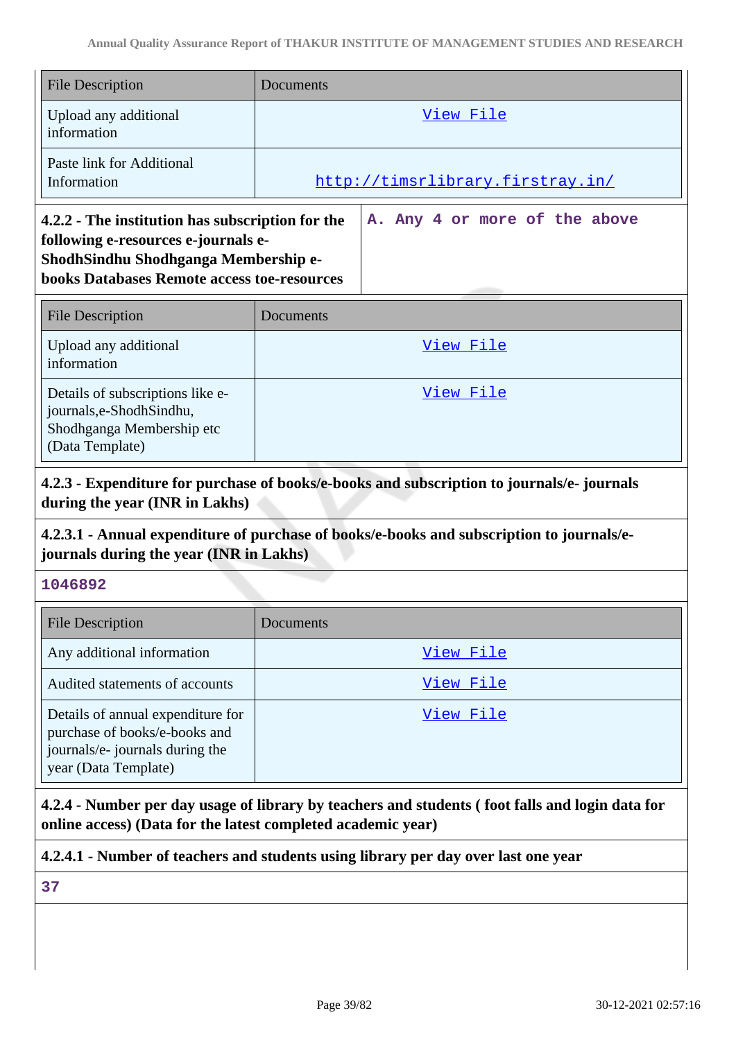| File Description | Documents |
|---|---|
| Upload any additional information | View File |
| Paste link for Additional Information | http://timsrlibrary.firstray.in/ |

| **4.2.2 - The institution has subscription for the following e-resources e-journals e-ShodhSindhu Shodhganga Membership e-books Databases Remote access toe-resources** | A. Any 4 or more of the above |
|---|---|

| File Description | Documents |
|---|---|
| Upload any additional information | View File |
| Details of subscriptions like e-journals,e-ShodhSindhu, Shodhganga Membership etc (Data Template) | View File |

**4.2.3 - Expenditure for purchase of books/e-books and subscription to journals/e- journals during the year (INR in Lakhs)**

**4.2.3.1 - Annual expenditure of purchase of books/e-books and subscription to journals/e-journals during the year (INR in Lakhs)**

1046892

| File Description | Documents |
|---|---|
| Any additional information | View File |
| Audited statements of accounts | View File |
| Details of annual expenditure for purchase of books/e-books and journals/e- journals during the year (Data Template) | View File |

**4.2.4 - Number per day usage of library by teachers and students ( foot falls and login data for online access) (Data for the latest completed academic year)**

**4.2.4.1 - Number of teachers and students using library per day over last one year**

37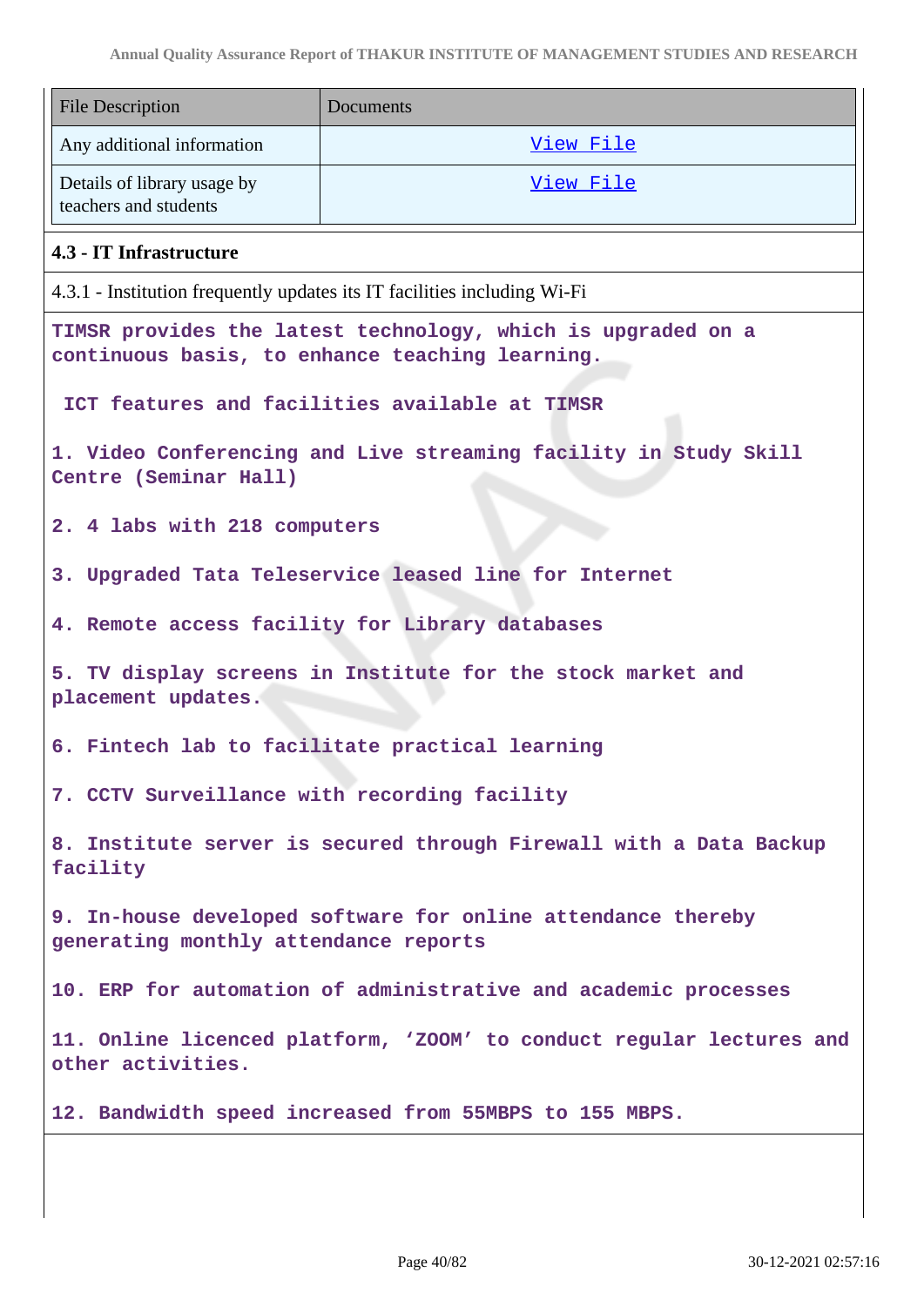| File Description | Documents |
| --- | --- |
| Any additional information | View File |
| Details of library usage by teachers and students | View File |

**4.3 - IT Infrastructure**

4.3.1 - Institution frequently updates its IT facilities including Wi-Fi

**TIMSR provides the latest technology, which is upgraded on a continuous basis, to enhance teaching learning.**

**ICT features and facilities available at TIMSR**

1. **Video Conferencing and Live streaming facility in Study Skill Centre (Seminar Hall)**
2. **4 labs with 218 computers**
3. **Upgraded Tata Teleservice leased line for Internet**
4. **Remote access facility for Library databases**
5. **TV display screens in Institute for the stock market and placement updates.**
6. **Fintech lab to facilitate practical learning**
7. **CCTV Surveillance with recording facility**
8. **Institute server is secured through Firewall with a Data Backup facility**
9. **In-house developed software for online attendance thereby generating monthly attendance reports**
10. **ERP for automation of administrative and academic processes**
11. **Online licenced platform, 'ZOOM' to conduct regular lectures and other activities.**
12. **Bandwidth speed increased from 55MBPS to 155 MBPS.**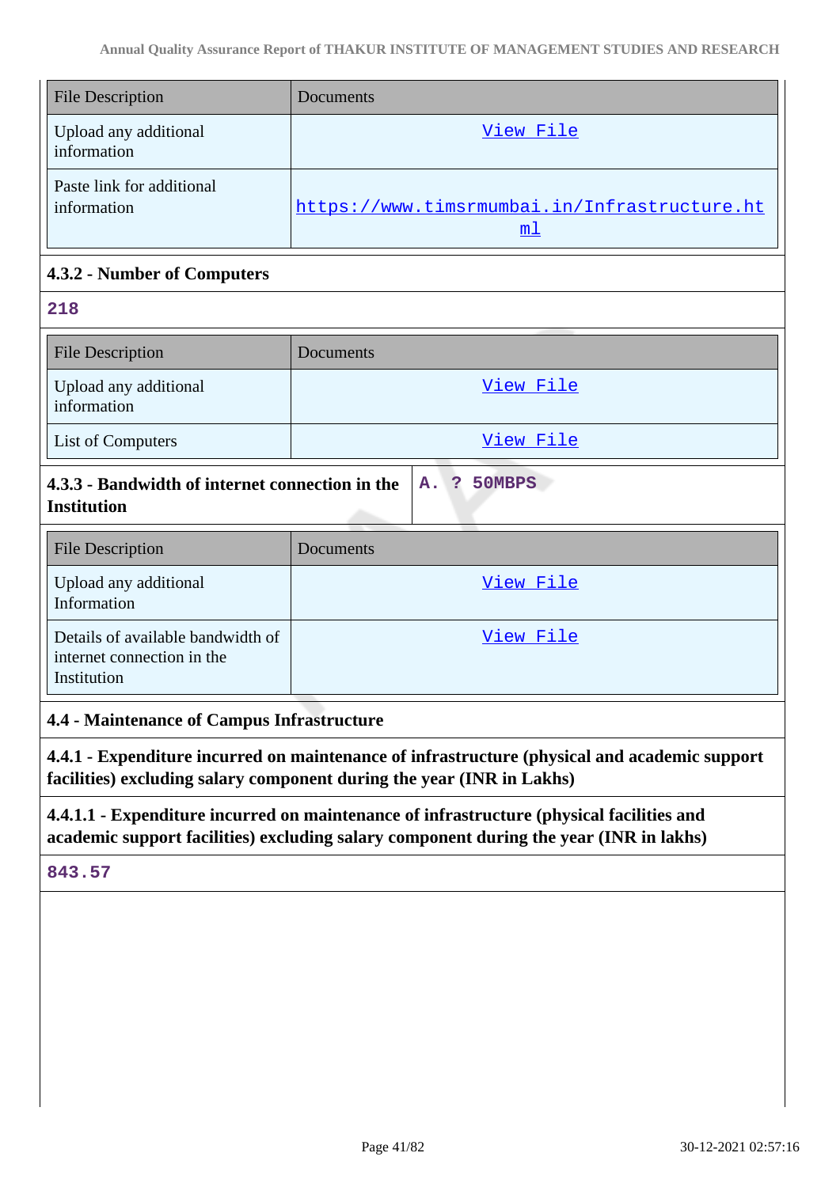| File Description | Documents |
|---|---|
| Upload any additional information | View File |
| Paste link for additional information | https://www.timsrmumbai.in/Infrastructure.html |

**4.3.2 - Number of Computers**

218

| File Description | Documents |
|---|---|
| Upload any additional information | View File |
| List of Computers | View File |

| **4.3.3 - Bandwidth of internet connection in the Institution** | **A. ? 50MBPS** |
|---|---|

| File Description | Documents |
|---|---|
| Upload any additional Information | View File |
| Details of available bandwidth of internet connection in the Institution | View File |

**4.4 - Maintenance of Campus Infrastructure**

**4.4.1 - Expenditure incurred on maintenance of infrastructure (physical and academic support facilities) excluding salary component during the year (INR in Lakhs)**

**4.4.1.1 - Expenditure incurred on maintenance of infrastructure (physical facilities and academic support facilities) excluding salary component during the year (INR in lakhs)**

843.57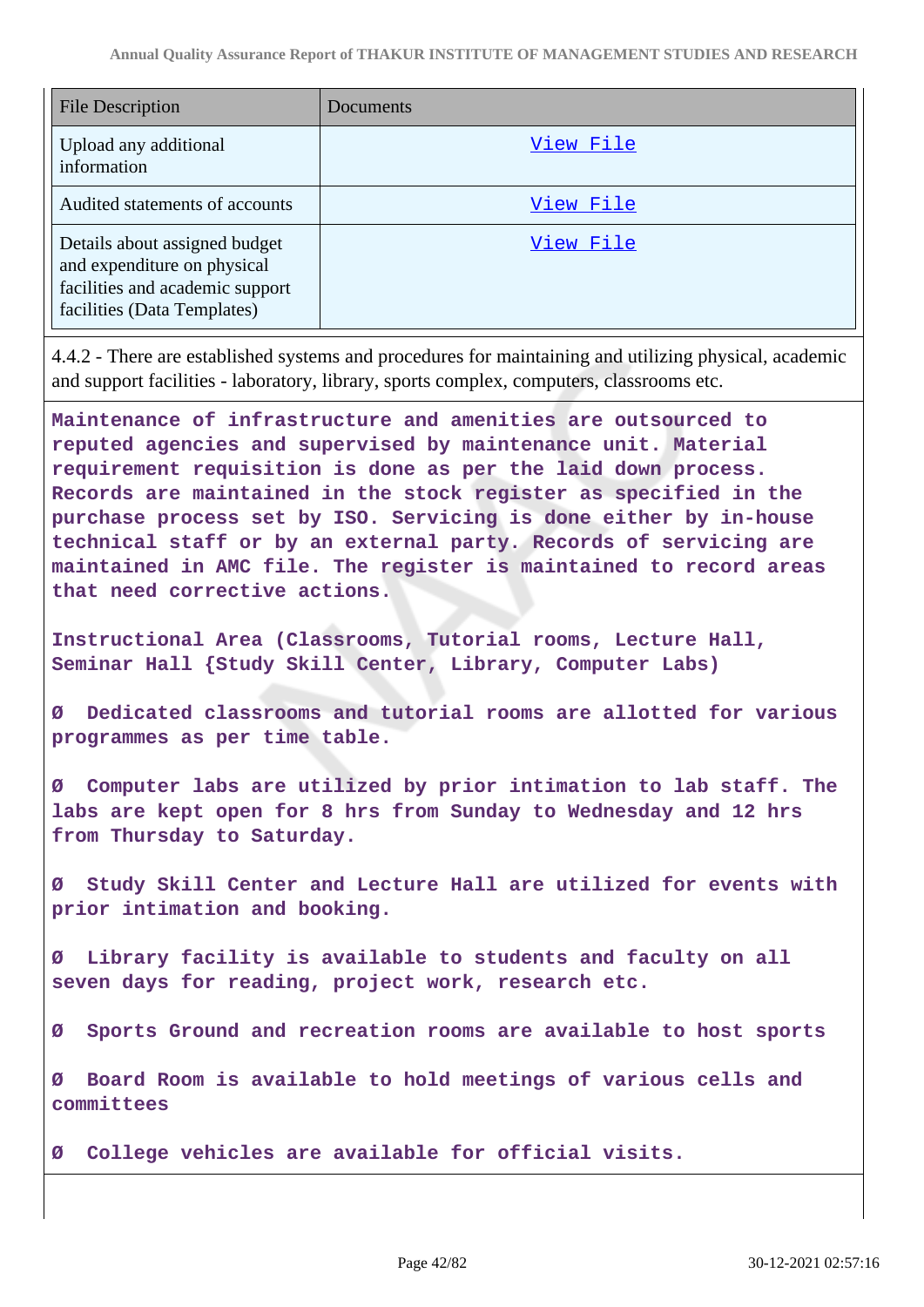| File Description | Documents |
| --- | --- |
| Upload any additional information | View File |
| Audited statements of accounts | View File |
| Details about assigned budget and expenditure on physical facilities and academic support facilities (Data Templates) | View File |

4.4.2 - There are established systems and procedures for maintaining and utilizing physical, academic and support facilities - laboratory, library, sports complex, computers, classrooms etc.

Maintenance of infrastructure and amenities are outsourced to reputed agencies and supervised by maintenance unit. Material requirement requisition is done as per the laid down process. Records are maintained in the stock register as specified in the purchase process set by ISO. Servicing is done either by in-house technical staff or by an external party. Records of servicing are maintained in AMC file. The register is maintained to record areas that need corrective actions.

Instructional Area (Classrooms, Tutorial rooms, Lecture Hall, Seminar Hall {Study Skill Center, Library, Computer Labs)

Ø Dedicated classrooms and tutorial rooms are allotted for various programmes as per time table.

Ø Computer labs are utilized by prior intimation to lab staff. The labs are kept open for 8 hrs from Sunday to Wednesday and 12 hrs from Thursday to Saturday.

Ø Study Skill Center and Lecture Hall are utilized for events with prior intimation and booking.

Ø Library facility is available to students and faculty on all seven days for reading, project work, research etc.

Ø Sports Ground and recreation rooms are available to host sports

Ø Board Room is available to hold meetings of various cells and committees

Ø College vehicles are available for official visits.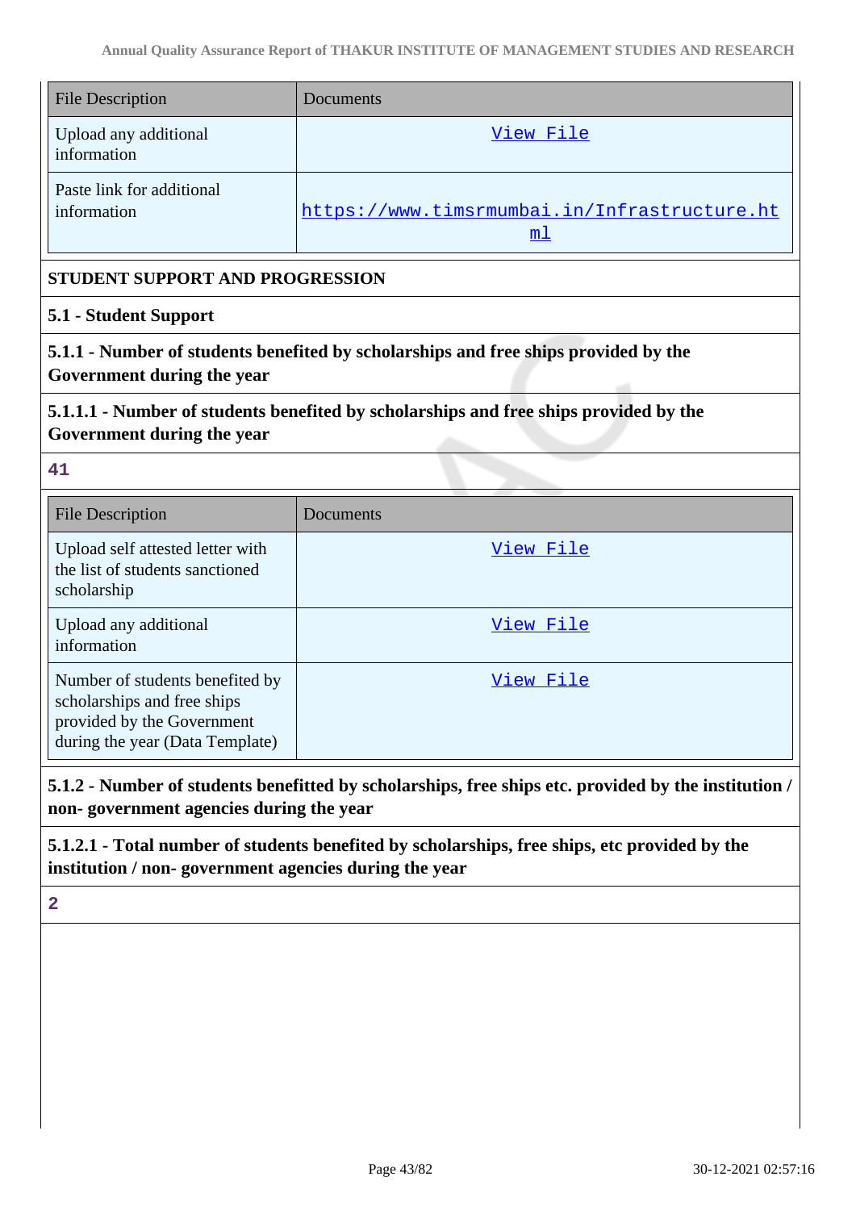| File Description | Documents |
|---|---|
| Upload any additional information | View File |
| Paste link for additional information | https://www.timsrmumbai.in/Infrastructure.html |

## STUDENT SUPPORT AND PROGRESSION

### 5.1 - Student Support

**5.1.1 - Number of students benefited by scholarships and free ships provided by the Government during the year**

**5.1.1.1 - Number of students benefited by scholarships and free ships provided by the Government during the year**

41

| File Description | Documents |
|---|---|
| Upload self attested letter with the list of students sanctioned scholarship | View File |
| Upload any additional information | View File |
| Number of students benefited by scholarships and free ships provided by the Government during the year (Data Template) | View File |

**5.1.2 - Number of students benefitted by scholarships, free ships etc. provided by the institution / non- government agencies during the year**

**5.1.2.1 - Total number of students benefited by scholarships, free ships, etc provided by the institution / non- government agencies during the year**

2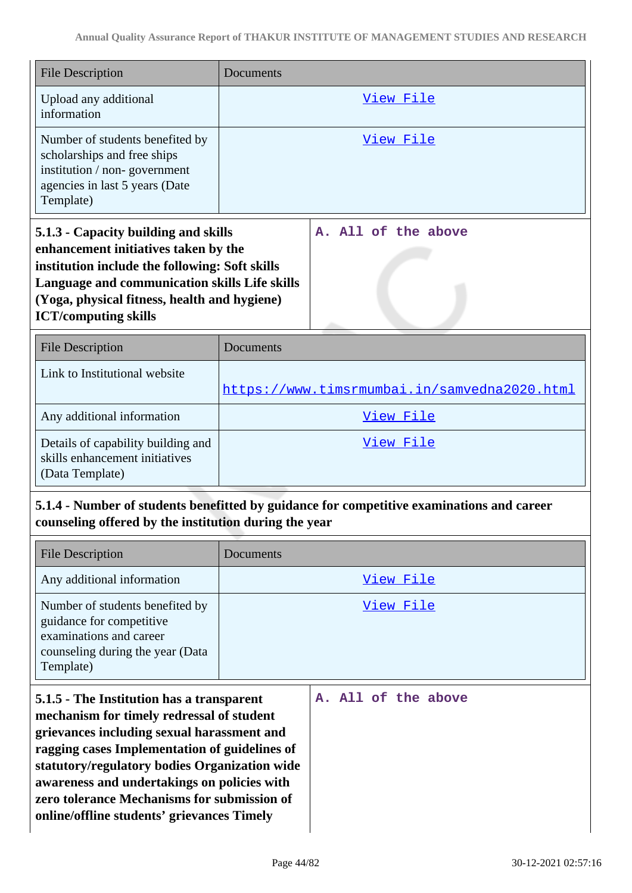| File Description | Documents |
|---|---|
| Upload any additional information | View File |
| Number of students benefited by scholarships and free ships institution / non- government agencies in last 5 years (Date Template) | View File |

| **5.1.3 - Capacity building and skills enhancement initiatives taken by the institution include the following: Soft skills Language and communication skills Life skills (Yoga, physical fitness, health and hygiene) ICT/computing skills** | A. All of the above |
|---|---|

| File Description | Documents |
|---|---|
| Link to Institutional website | https://www.timsrmumbai.in/samvedna2020.html |
| Any additional information | View File |
| Details of capability building and skills enhancement initiatives (Data Template) | View File |

**5.1.4 - Number of students benefitted by guidance for competitive examinations and career counseling offered by the institution during the year**

| File Description | Documents |
|---|---|
| Any additional information | View File |
| Number of students benefited by guidance for competitive examinations and career counseling during the year (Data Template) | View File |

| **5.1.5 - The Institution has a transparent mechanism for timely redressal of student grievances including sexual harassment and ragging cases Implementation of guidelines of statutory/regulatory bodies Organization wide awareness and undertakings on policies with zero tolerance Mechanisms for submission of online/offline students' grievances Timely** | A. All of the above |
|---|---|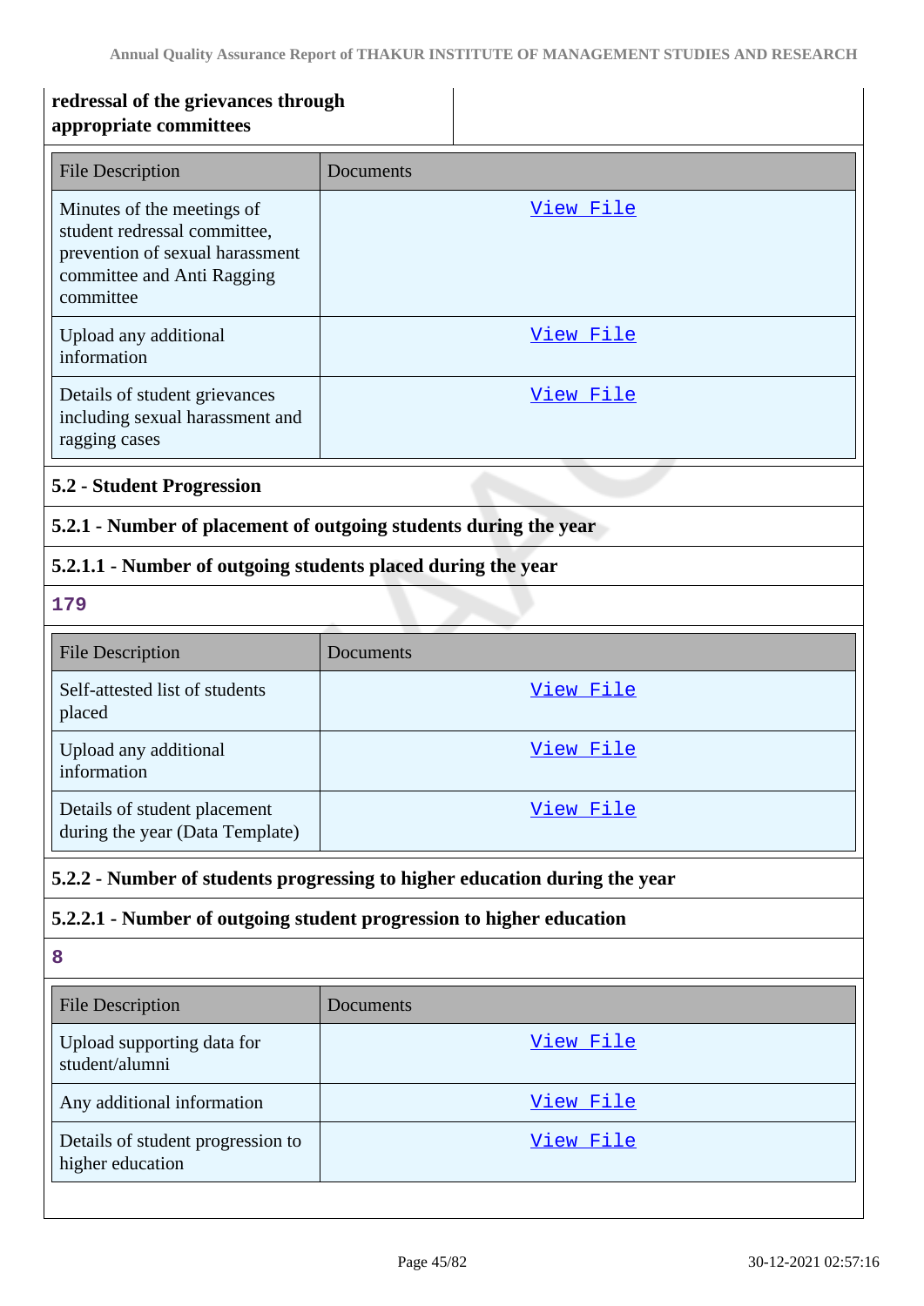**redressal of the grievances through appropriate committees**

| File Description | Documents |
|---|---|
| Minutes of the meetings of student redressal committee, prevention of sexual harassment committee and Anti Ragging committee | View File |
| Upload any additional information | View File |
| Details of student grievances including sexual harassment and ragging cases | View File |

### 5.2 - Student Progression

**5.2.1 - Number of placement of outgoing students during the year**

**5.2.1.1 - Number of outgoing students placed during the year**

**179**

| File Description | Documents |
|---|---|
| Self-attested list of students placed | View File |
| Upload any additional information | View File |
| Details of student placement during the year (Data Template) | View File |

**5.2.2 - Number of students progressing to higher education during the year**

**5.2.2.1 - Number of outgoing student progression to higher education**

**8**

| File Description | Documents |
|---|---|
| Upload supporting data for student/alumni | View File |
| Any additional information | View File |
| Details of student progression to higher education | View File |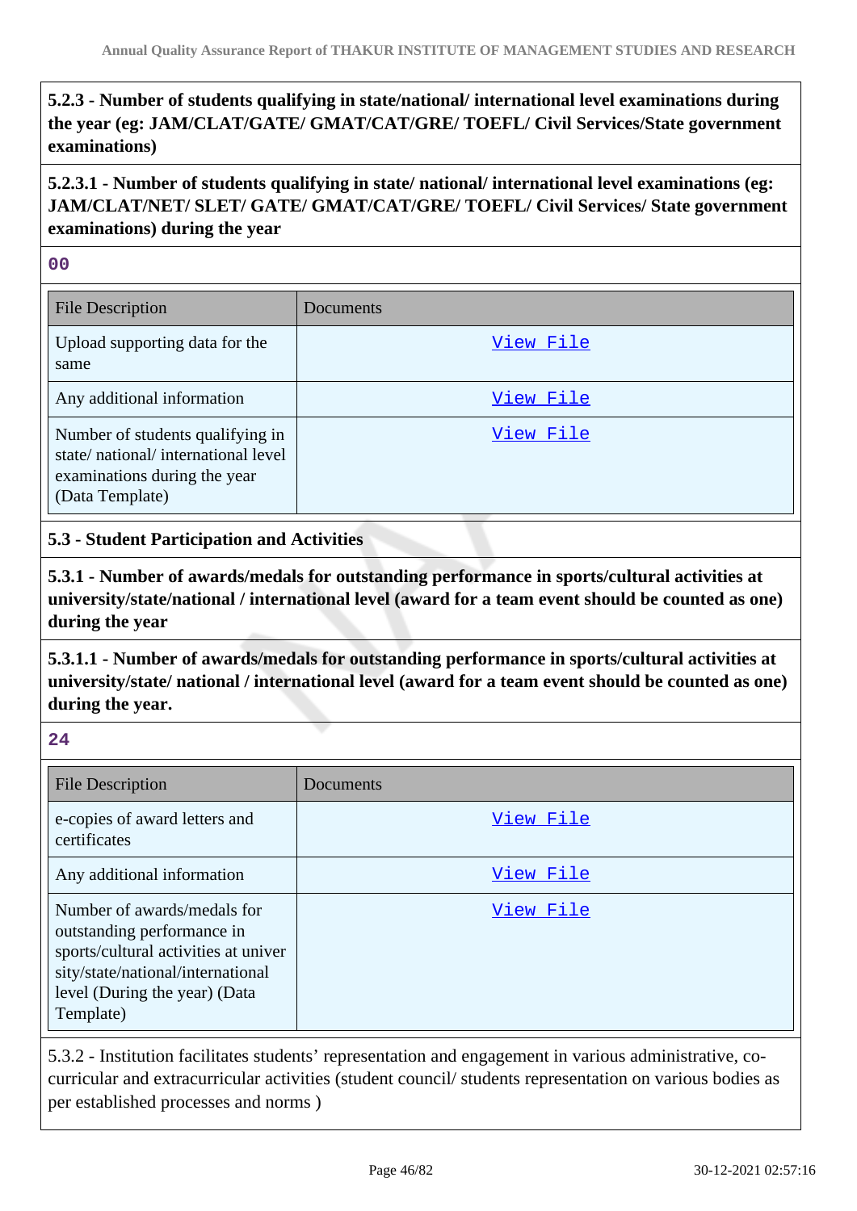**5.2.3 - Number of students qualifying in state/national/ international level examinations during the year (eg: JAM/CLAT/GATE/ GMAT/CAT/GRE/ TOEFL/ Civil Services/State government examinations)**

**5.2.3.1 - Number of students qualifying in state/ national/ international level examinations (eg: JAM/CLAT/NET/ SLET/ GATE/ GMAT/CAT/GRE/ TOEFL/ Civil Services/ State government examinations) during the year**

**00**

| File Description | Documents |
|---|---|
| Upload supporting data for the same | View File |
| Any additional information | View File |
| Number of students qualifying in state/ national/ international level examinations during the year (Data Template) | View File |

**5.3 - Student Participation and Activities**

**5.3.1 - Number of awards/medals for outstanding performance in sports/cultural activities at university/state/national / international level (award for a team event should be counted as one) during the year**

**5.3.1.1 - Number of awards/medals for outstanding performance in sports/cultural activities at university/state/ national / international level (award for a team event should be counted as one) during the year.**

**24**

| File Description | Documents |
|---|---|
| e-copies of award letters and certificates | View File |
| Any additional information | View File |
| Number of awards/medals for outstanding performance in sports/cultural activities at university/state/national/international level (During the year) (Data Template) | View File |

5.3.2 - Institution facilitates students' representation and engagement in various administrative, co-curricular and extracurricular activities (student council/ students representation on various bodies as per established processes and norms )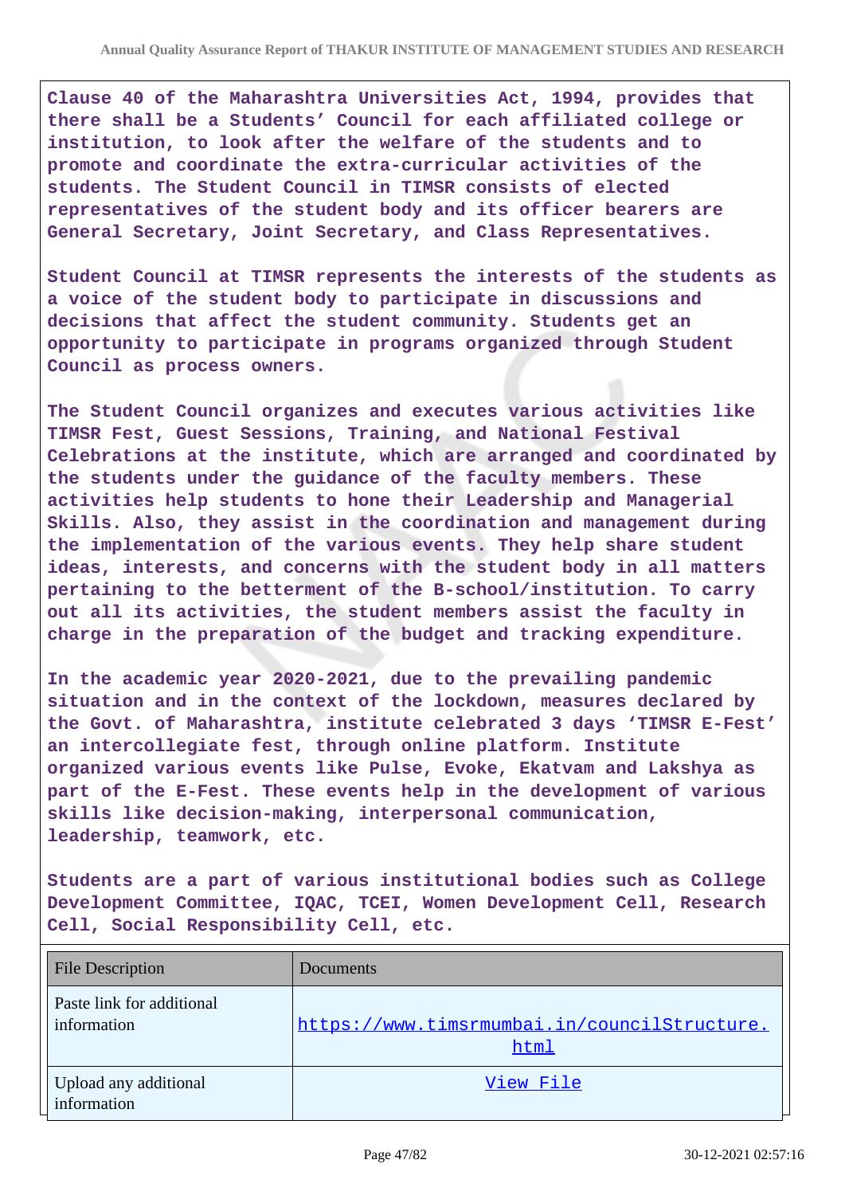**Clause 40 of the Maharashtra Universities Act, 1994, provides that there shall be a Students' Council for each affiliated college or institution, to look after the welfare of the students and to promote and coordinate the extra-curricular activities of the students. The Student Council in TIMSR consists of elected representatives of the student body and its officer bearers are General Secretary, Joint Secretary, and Class Representatives.**

**Student Council at TIMSR represents the interests of the students as a voice of the student body to participate in discussions and decisions that affect the student community. Students get an opportunity to participate in programs organized through Student Council as process owners.**

**The Student Council organizes and executes various activities like TIMSR Fest, Guest Sessions, Training, and National Festival Celebrations at the institute, which are arranged and coordinated by the students under the guidance of the faculty members. These activities help students to hone their Leadership and Managerial Skills. Also, they assist in the coordination and management during the implementation of the various events. They help share student ideas, interests, and concerns with the student body in all matters pertaining to the betterment of the B-school/institution. To carry out all its activities, the student members assist the faculty in charge in the preparation of the budget and tracking expenditure.**

**In the academic year 2020-2021, due to the prevailing pandemic situation and in the context of the lockdown, measures declared by the Govt. of Maharashtra, institute celebrated 3 days 'TIMSR E-Fest' an intercollegiate fest, through online platform. Institute organized various events like Pulse, Evoke, Ekatvam and Lakshya as part of the E-Fest. These events help in the development of various skills like decision-making, interpersonal communication, leadership, teamwork, etc.**

**Students are a part of various institutional bodies such as College Development Committee, IQAC, TCEI, Women Development Cell, Research Cell, Social Responsibility Cell, etc.**

| File Description | Documents |
| --- | --- |
| Paste link for additional information | https://www.timsrmumbai.in/councilStructure.html |
| Upload any additional information | View File |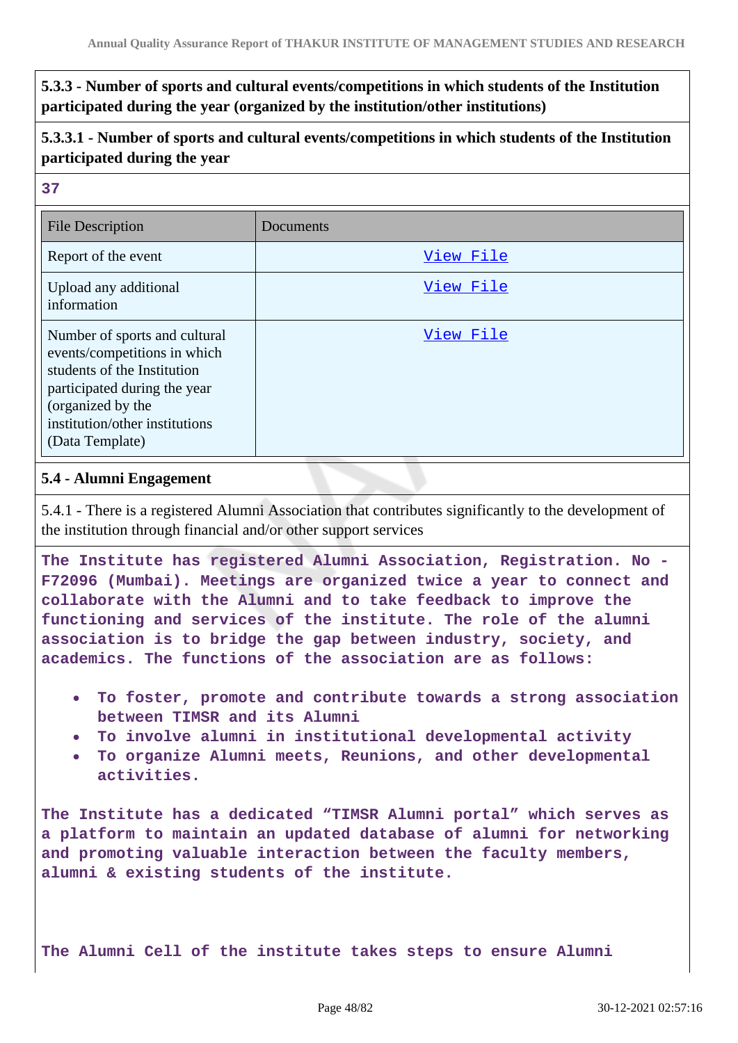**5.3.3 - Number of sports and cultural events/competitions in which students of the Institution participated during the year (organized by the institution/other institutions)**

**5.3.3.1 - Number of sports and cultural events/competitions in which students of the Institution participated during the year**

**37**

| File Description | Documents |
|---|---|
| Report of the event | View File |
| Upload any additional information | View File |
| Number of sports and cultural events/competitions in which students of the Institution participated during the year (organized by the institution/other institutions (Data Template) | View File |

**5.4 - Alumni Engagement**

5.4.1 - There is a registered Alumni Association that contributes significantly to the development of the institution through financial and/or other support services

**The Institute has registered Alumni Association, Registration. No - F72096 (Mumbai). Meetings are organized twice a year to connect and collaborate with the Alumni and to take feedback to improve the functioning and services of the institute. The role of the alumni association is to bridge the gap between industry, society, and academics. The functions of the association are as follows:**

- **To foster, promote and contribute towards a strong association between TIMSR and its Alumni**
- **To involve alumni in institutional developmental activity**
- **To organize Alumni meets, Reunions, and other developmental activities.**

**The Institute has a dedicated “TIMSR Alumni portal” which serves as a platform to maintain an updated database of alumni for networking and promoting valuable interaction between the faculty members, alumni & existing students of the institute.**

**The Alumni Cell of the institute takes steps to ensure Alumni**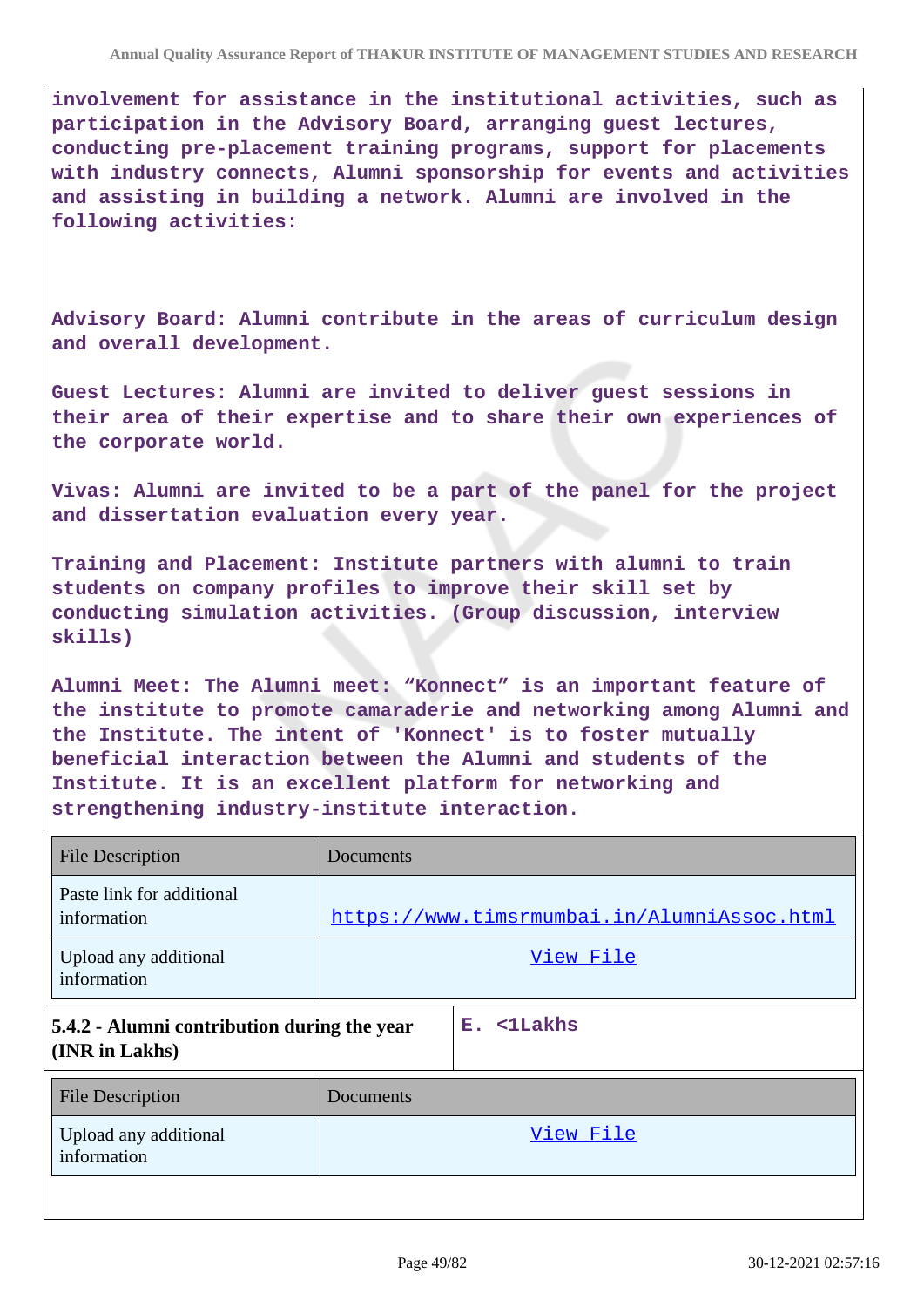**involvement for assistance in the institutional activities, such as participation in the Advisory Board, arranging guest lectures, conducting pre-placement training programs, support for placements with industry connects, Alumni sponsorship for events and activities and assisting in building a network. Alumni are involved in the following activities:**

**Advisory Board: Alumni contribute in the areas of curriculum design and overall development.**

**Guest Lectures: Alumni are invited to deliver guest sessions in their area of their expertise and to share their own experiences of the corporate world.**

**Vivas: Alumni are invited to be a part of the panel for the project and dissertation evaluation every year.**

**Training and Placement: Institute partners with alumni to train students on company profiles to improve their skill set by conducting simulation activities. (Group discussion, interview skills)**

**Alumni Meet: The Alumni meet: "Konnect" is an important feature of the institute to promote camaraderie and networking among Alumni and the Institute. The intent of 'Konnect' is to foster mutually beneficial interaction between the Alumni and students of the Institute. It is an excellent platform for networking and strengthening industry-institute interaction.**

| File Description | Documents |
|---|---|
| Paste link for additional information | https://www.timsrmumbai.in/AlumniAssoc.html |
| Upload any additional information | View File |

| **5.4.2 - Alumni contribution during the year (INR in Lakhs)** | **E. <1Lakhs** |
|---|---|

| File Description | Documents |
|---|---|
| Upload any additional information | View File |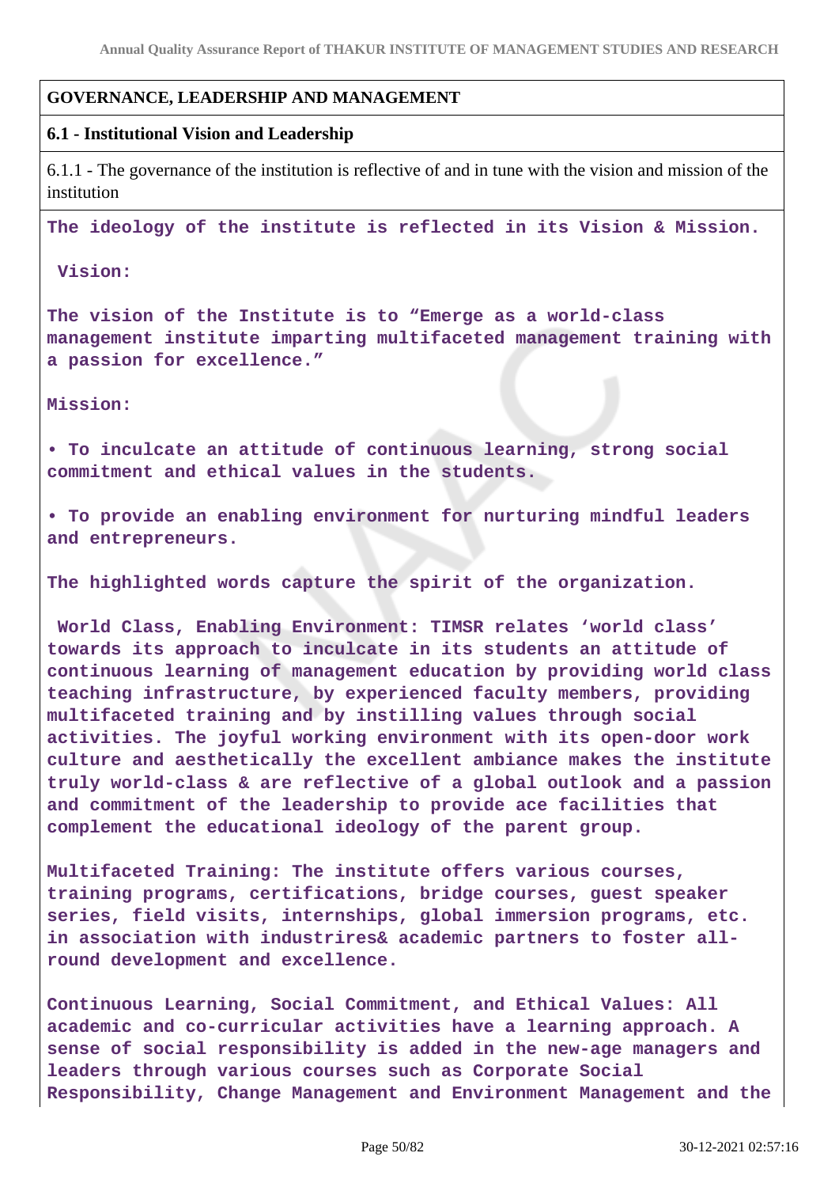**GOVERNANCE, LEADERSHIP AND MANAGEMENT**

**6.1 - Institutional Vision and Leadership**

6.1.1 - The governance of the institution is reflective of and in tune with the vision and mission of the institution

**The ideology of the institute is reflected in its Vision & Mission.**

**Vision:**

**The vision of the Institute is to "Emerge as a world-class management institute imparting multifaceted management training with a passion for excellence."**

**Mission:**

**• To inculcate an attitude of continuous learning, strong social commitment and ethical values in the students.**

**• To provide an enabling environment for nurturing mindful leaders and entrepreneurs.**

**The highlighted words capture the spirit of the organization.**

**World Class, Enabling Environment: TIMSR relates 'world class' towards its approach to inculcate in its students an attitude of continuous learning of management education by providing world class teaching infrastructure, by experienced faculty members, providing multifaceted training and by instilling values through social activities. The joyful working environment with its open-door work culture and aesthetically the excellent ambiance makes the institute truly world-class & are reflective of a global outlook and a passion and commitment of the leadership to provide ace facilities that complement the educational ideology of the parent group.**

**Multifaceted Training: The institute offers various courses, training programs, certifications, bridge courses, guest speaker series, field visits, internships, global immersion programs, etc. in association with industrires& academic partners to foster all-round development and excellence.**

**Continuous Learning, Social Commitment, and Ethical Values: All academic and co-curricular activities have a learning approach. A sense of social responsibility is added in the new-age managers and leaders through various courses such as Corporate Social Responsibility, Change Management and Environment Management and the**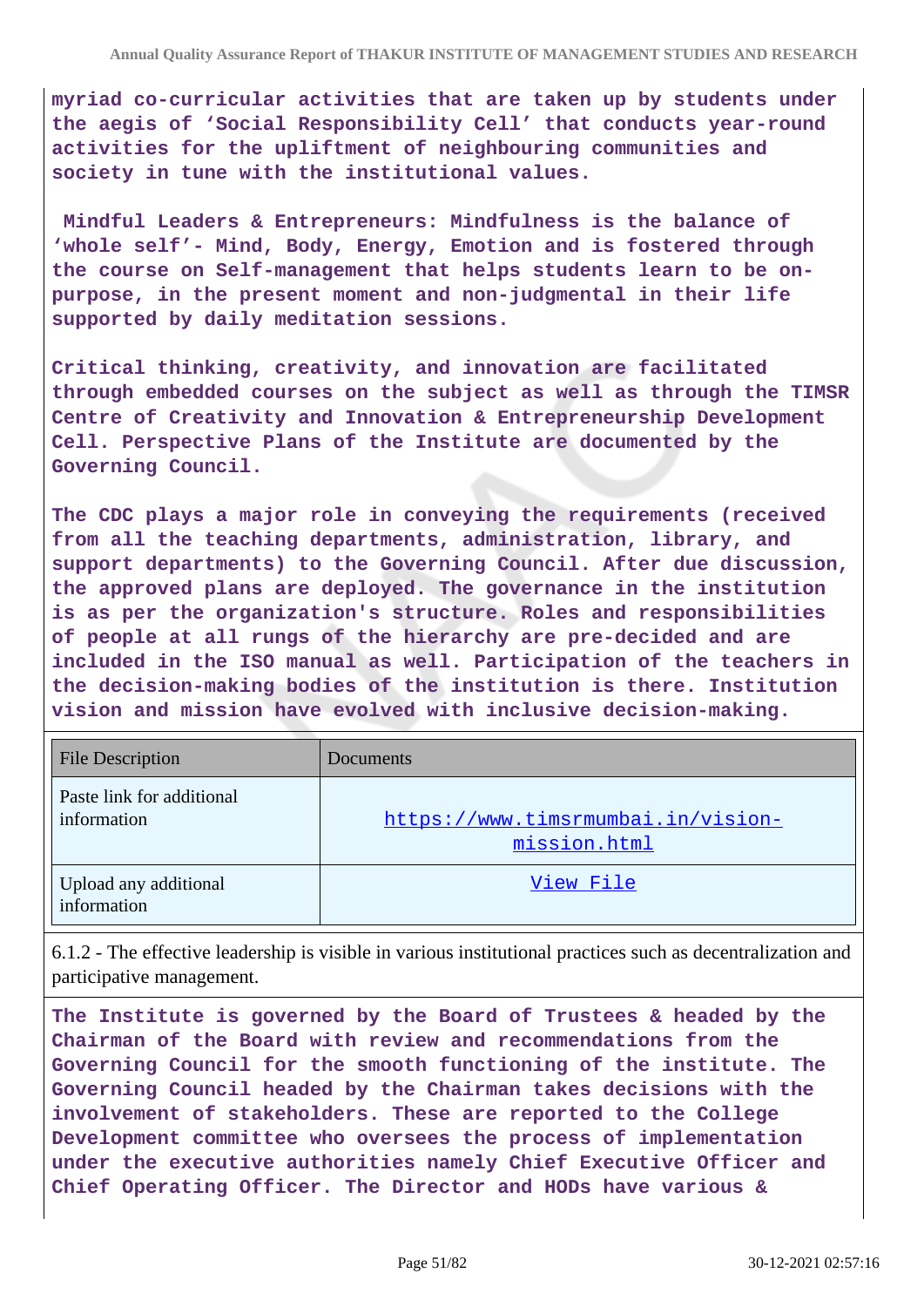**myriad co-curricular activities that are taken up by students under the aegis of 'Social Responsibility Cell' that conducts year-round activities for the upliftment of neighbouring communities and society in tune with the institutional values.**

**Mindful Leaders & Entrepreneurs: Mindfulness is the balance of 'whole self'- Mind, Body, Energy, Emotion and is fostered through the course on Self-management that helps students learn to be on-purpose, in the present moment and non-judgmental in their life supported by daily meditation sessions.**

**Critical thinking, creativity, and innovation are facilitated through embedded courses on the subject as well as through the TIMSR Centre of Creativity and Innovation & Entrepreneurship Development Cell. Perspective Plans of the Institute are documented by the Governing Council.**

**The CDC plays a major role in conveying the requirements (received from all the teaching departments, administration, library, and support departments) to the Governing Council. After due discussion, the approved plans are deployed. The governance in the institution is as per the organization's structure. Roles and responsibilities of people at all rungs of the hierarchy are pre-decided and are included in the ISO manual as well. Participation of the teachers in the decision-making bodies of the institution is there. Institution vision and mission have evolved with inclusive decision-making.**

| File Description | Documents |
|---|---|
| Paste link for additional information | https://www.timsrmumbai.in/vision-mission.html |
| Upload any additional information | View File |

6.1.2 - The effective leadership is visible in various institutional practices such as decentralization and participative management.

**The Institute is governed by the Board of Trustees & headed by the Chairman of the Board with review and recommendations from the Governing Council for the smooth functioning of the institute. The Governing Council headed by the Chairman takes decisions with the involvement of stakeholders. These are reported to the College Development committee who oversees the process of implementation under the executive authorities namely Chief Executive Officer and Chief Operating Officer. The Director and HODs have various &**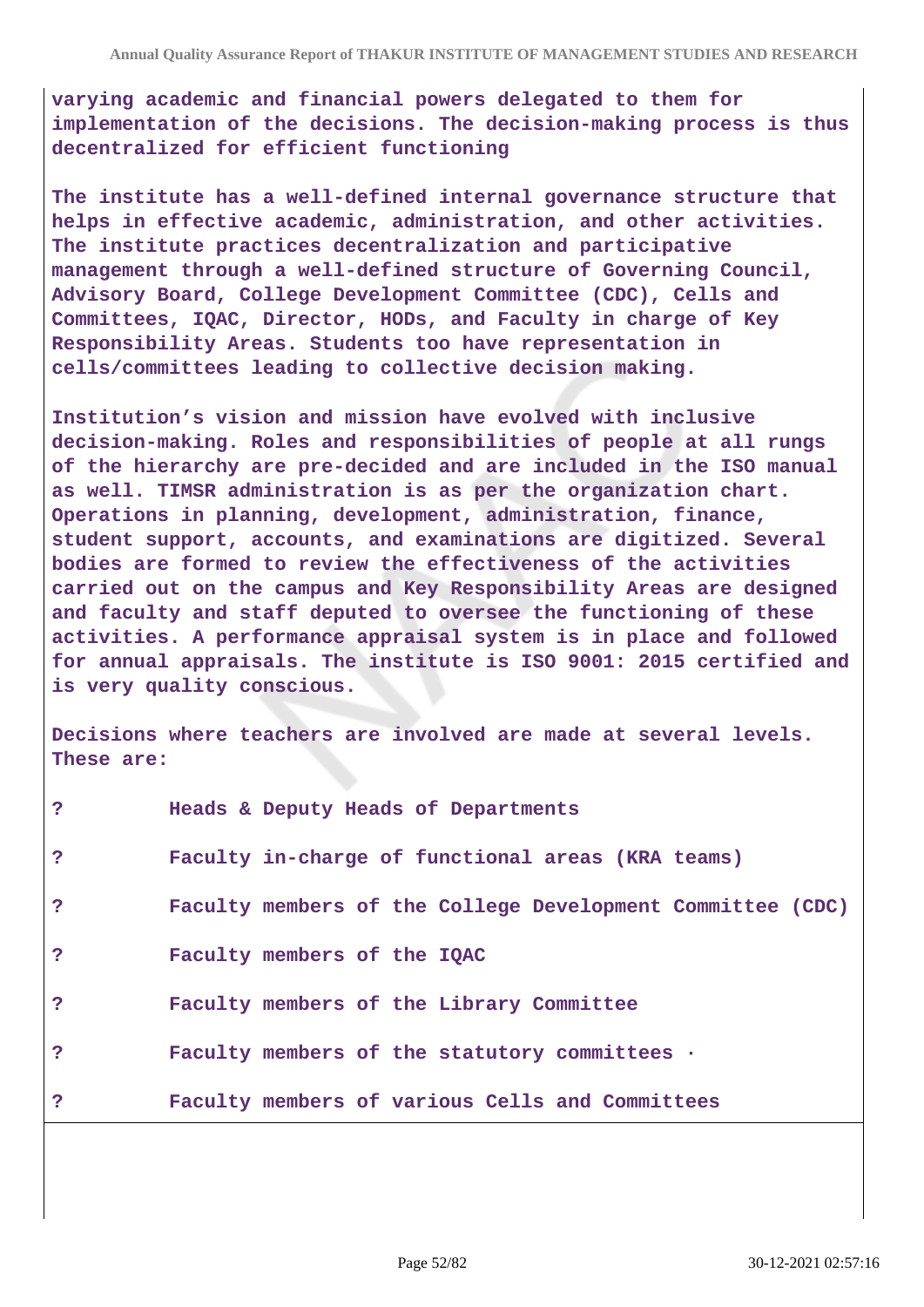**varying academic and financial powers delegated to them for implementation of the decisions. The decision-making process is thus decentralized for efficient functioning**

**The institute has a well-defined internal governance structure that helps in effective academic, administration, and other activities. The institute practices decentralization and participative management through a well-defined structure of Governing Council, Advisory Board, College Development Committee (CDC), Cells and Committees, IQAC, Director, HODs, and Faculty in charge of Key Responsibility Areas. Students too have representation in cells/committees leading to collective decision making.**

**Institution's vision and mission have evolved with inclusive decision-making. Roles and responsibilities of people at all rungs of the hierarchy are pre-decided and are included in the ISO manual as well. TIMSR administration is as per the organization chart. Operations in planning, development, administration, finance, student support, accounts, and examinations are digitized. Several bodies are formed to review the effectiveness of the activities carried out on the campus and Key Responsibility Areas are designed and faculty and staff deputed to oversee the functioning of these activities. A performance appraisal system is in place and followed for annual appraisals. The institute is ISO 9001: 2015 certified and is very quality conscious.**

**Decisions where teachers are involved are made at several levels. These are:**

**? Heads & Deputy Heads of Departments**

**? Faculty in-charge of functional areas (KRA teams)**

**? Faculty members of the College Development Committee (CDC)**

**? Faculty members of the IQAC**

**? Faculty members of the Library Committee**

**? Faculty members of the statutory committees ·**

**? Faculty members of various Cells and Committees**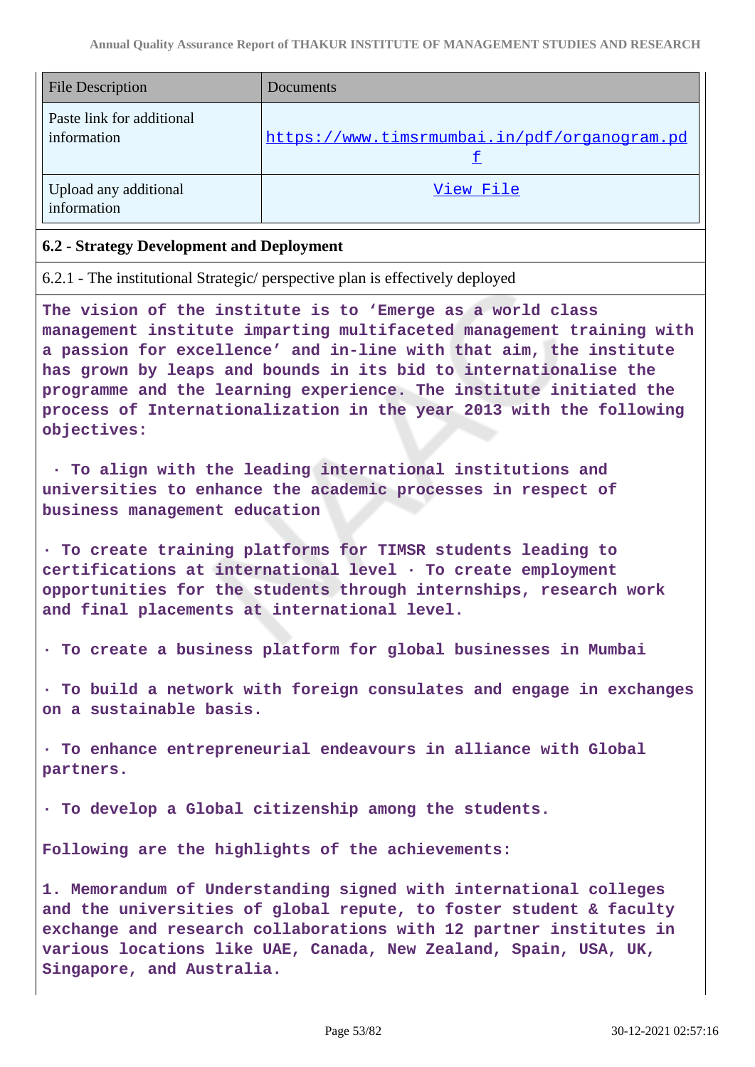| File Description | Documents |
| --- | --- |
| Paste link for additional information | https://www.timsrmumbai.in/pdf/organogram.pdf |
| Upload any additional information | View File |

### 6.2 - Strategy Development and Deployment

6.2.1 - The institutional Strategic/ perspective plan is effectively deployed

**The vision of the institute is to 'Emerge as a world class management institute imparting multifaceted management training with a passion for excellence' and in-line with that aim, the institute has grown by leaps and bounds in its bid to internationalise the programme and the learning experience. The institute initiated the process of Internationalization in the year 2013 with the following objectives:**

**· To align with the leading international institutions and universities to enhance the academic processes in respect of business management education**

**· To create training platforms for TIMSR students leading to certifications at international level · To create employment opportunities for the students through internships, research work and final placements at international level.**

**· To create a business platform for global businesses in Mumbai**

**· To build a network with foreign consulates and engage in exchanges on a sustainable basis.**

**· To enhance entrepreneurial endeavours in alliance with Global partners.**

**· To develop a Global citizenship among the students.**

**Following are the highlights of the achievements:**

**1. Memorandum of Understanding signed with international colleges and the universities of global repute, to foster student & faculty exchange and research collaborations with 12 partner institutes in various locations like UAE, Canada, New Zealand, Spain, USA, UK, Singapore, and Australia.**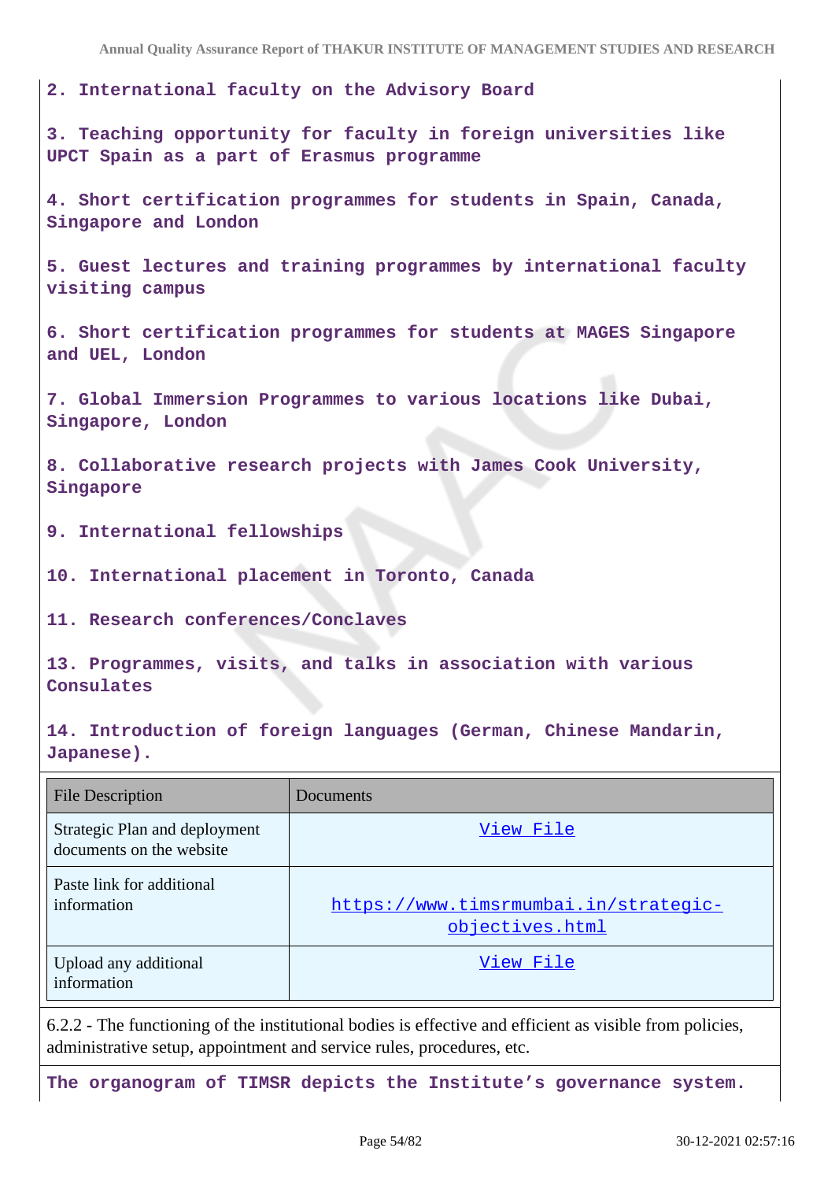**2. International faculty on the Advisory Board**

**3. Teaching opportunity for faculty in foreign universities like UPCT Spain as a part of Erasmus programme**

**4. Short certification programmes for students in Spain, Canada, Singapore and London**

**5. Guest lectures and training programmes by international faculty visiting campus**

**6. Short certification programmes for students at MAGES Singapore and UEL, London**

**7. Global Immersion Programmes to various locations like Dubai, Singapore, London**

**8. Collaborative research projects with James Cook University, Singapore**

**9. International fellowships**

**10. International placement in Toronto, Canada**

**11. Research conferences/Conclaves**

**13. Programmes, visits, and talks in association with various Consulates**

**14. Introduction of foreign languages (German, Chinese Mandarin, Japanese).**

| File Description | Documents |
|---|---|
| Strategic Plan and deployment documents on the website | View File |
| Paste link for additional information | https://www.timsrmumbai.in/strategic-objectives.html |
| Upload any additional information | View File |

6.2.2 - The functioning of the institutional bodies is effective and efficient as visible from policies, administrative setup, appointment and service rules, procedures, etc.

**The organogram of TIMSR depicts the Institute's governance system.**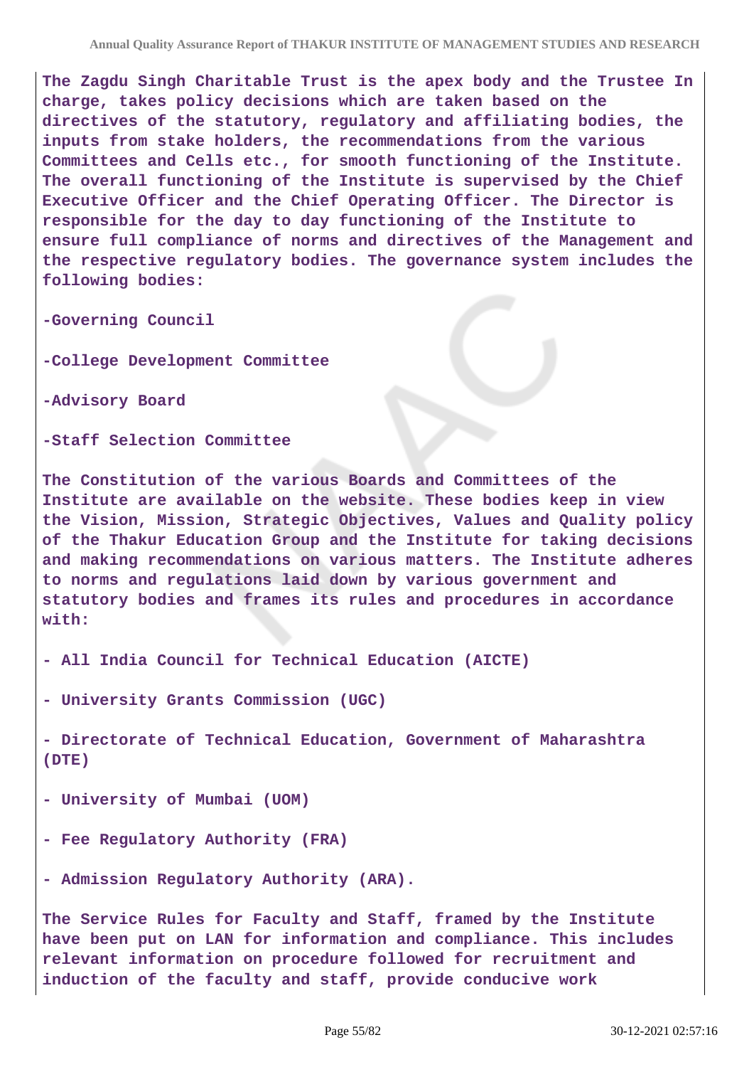The Zagdu Singh Charitable Trust is the apex body and the Trustee In charge, takes policy decisions which are taken based on the directives of the statutory, regulatory and affiliating bodies, the inputs from stake holders, the recommendations from the various Committees and Cells etc., for smooth functioning of the Institute. The overall functioning of the Institute is supervised by the Chief Executive Officer and the Chief Operating Officer. The Director is responsible for the day to day functioning of the Institute to ensure full compliance of norms and directives of the Management and the respective regulatory bodies. The governance system includes the following bodies:

-Governing Council

-College Development Committee

-Advisory Board

-Staff Selection Committee

The Constitution of the various Boards and Committees of the Institute are available on the website. These bodies keep in view the Vision, Mission, Strategic Objectives, Values and Quality policy of the Thakur Education Group and the Institute for taking decisions and making recommendations on various matters. The Institute adheres to norms and regulations laid down by various government and statutory bodies and frames its rules and procedures in accordance with:

- All India Council for Technical Education (AICTE)

- University Grants Commission (UGC)

- Directorate of Technical Education, Government of Maharashtra (DTE)

- University of Mumbai (UOM)

- Fee Regulatory Authority (FRA)

- Admission Regulatory Authority (ARA).

The Service Rules for Faculty and Staff, framed by the Institute have been put on LAN for information and compliance. This includes relevant information on procedure followed for recruitment and induction of the faculty and staff, provide conducive work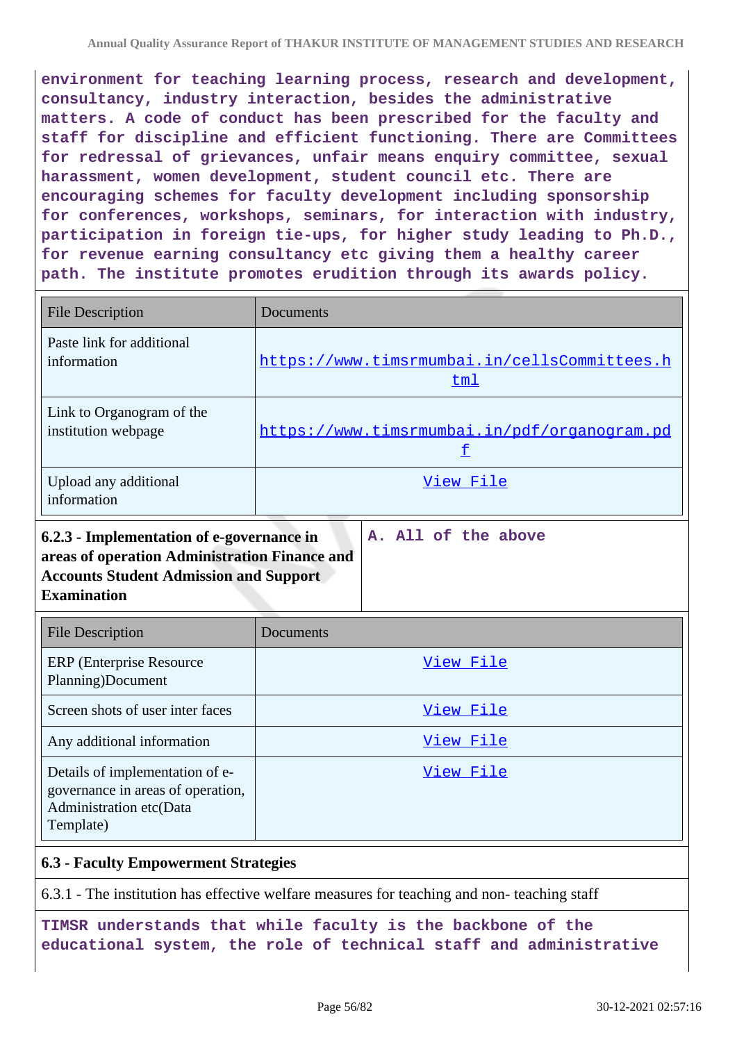**environment for teaching learning process, research and development, consultancy, industry interaction, besides the administrative matters. A code of conduct has been prescribed for the faculty and staff for discipline and efficient functioning. There are Committees for redressal of grievances, unfair means enquiry committee, sexual harassment, women development, student council etc. There are encouraging schemes for faculty development including sponsorship for conferences, workshops, seminars, for interaction with industry, participation in foreign tie-ups, for higher study leading to Ph.D., for revenue earning consultancy etc giving them a healthy career path. The institute promotes erudition through its awards policy.**

| File Description | Documents |
|---|---|
| Paste link for additional information | https://www.timsrmumbai.in/cellsCommittees.html |
| Link to Organogram of the institution webpage | https://www.timsrmumbai.in/pdf/organogram.pdf |
| Upload any additional information | View File |

| **6.2.3 - Implementation of e-governance in areas of operation Administration Finance and Accounts Student Admission and Support Examination** | **A. All of the above** |
|---|---|

| File Description | Documents |
|---|---|
| ERP (Enterprise Resource Planning)Document | View File |
| Screen shots of user inter faces | View File |
| Any additional information | View File |
| Details of implementation of e-governance in areas of operation, Administration etc(Data Template) | View File |

### 6.3 - Faculty Empowerment Strategies

6.3.1 - The institution has effective welfare measures for teaching and non- teaching staff

**TIMSR understands that while faculty is the backbone of the educational system, the role of technical staff and administrative**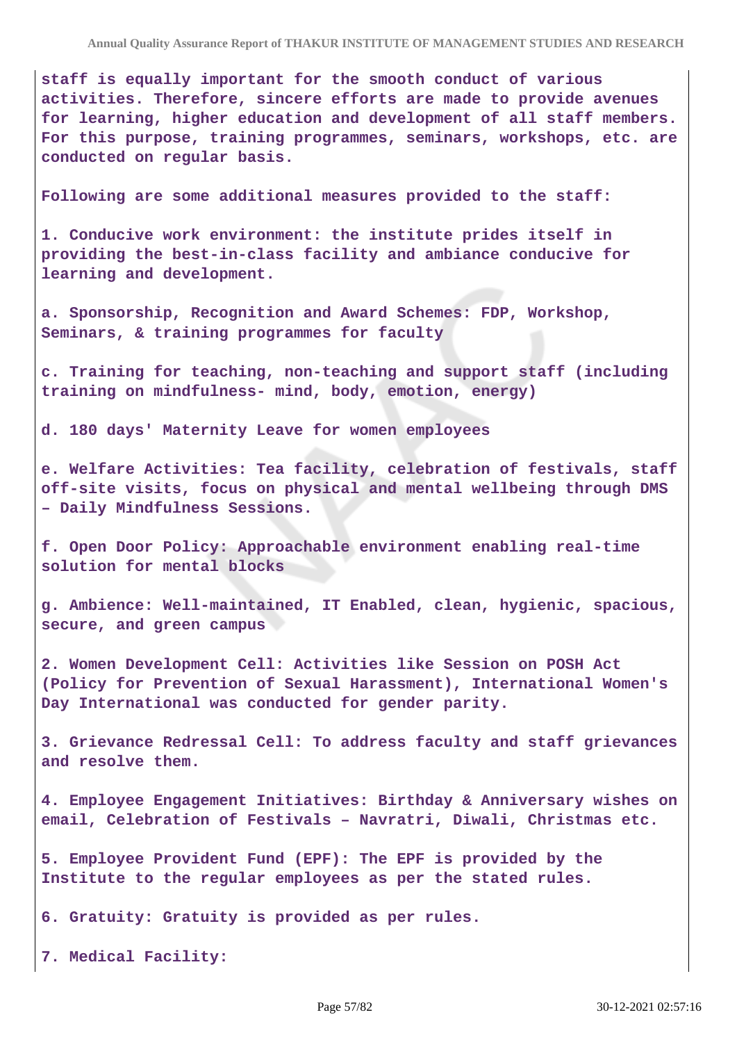**staff is equally important for the smooth conduct of various activities. Therefore, sincere efforts are made to provide avenues for learning, higher education and development of all staff members. For this purpose, training programmes, seminars, workshops, etc. are conducted on regular basis.**

**Following are some additional measures provided to the staff:**

**1. Conducive work environment: the institute prides itself in providing the best-in-class facility and ambiance conducive for learning and development.**

**a. Sponsorship, Recognition and Award Schemes: FDP, Workshop, Seminars, & training programmes for faculty**

**c. Training for teaching, non-teaching and support staff (including training on mindfulness- mind, body, emotion, energy)**

**d. 180 days' Maternity Leave for women employees**

**e. Welfare Activities: Tea facility, celebration of festivals, staff off-site visits, focus on physical and mental wellbeing through DMS – Daily Mindfulness Sessions.**

**f. Open Door Policy: Approachable environment enabling real-time solution for mental blocks**

**g. Ambience: Well-maintained, IT Enabled, clean, hygienic, spacious, secure, and green campus**

**2. Women Development Cell: Activities like Session on POSH Act (Policy for Prevention of Sexual Harassment), International Women's Day International was conducted for gender parity.**

**3. Grievance Redressal Cell: To address faculty and staff grievances and resolve them.**

**4. Employee Engagement Initiatives: Birthday & Anniversary wishes on email, Celebration of Festivals – Navratri, Diwali, Christmas etc.**

**5. Employee Provident Fund (EPF): The EPF is provided by the Institute to the regular employees as per the stated rules.**

**6. Gratuity: Gratuity is provided as per rules.**

**7. Medical Facility:**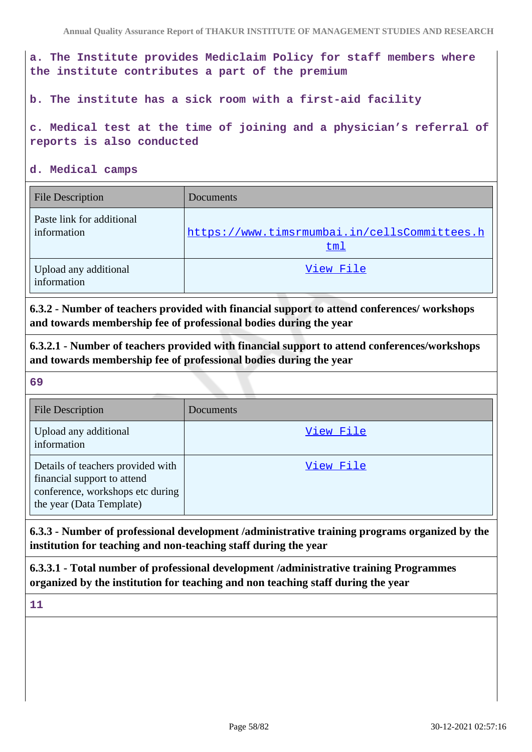a. The Institute provides Mediclaim Policy for staff members where the institute contributes a part of the premium

b. The institute has a sick room with a first-aid facility

c. Medical test at the time of joining and a physician's referral of reports is also conducted

d. Medical camps

| File Description | Documents |
|---|---|
| Paste link for additional information | https://www.timsrmumbai.in/cellsCommittees.html |
| Upload any additional information | View File |

**6.3.2 - Number of teachers provided with financial support to attend conferences/ workshops and towards membership fee of professional bodies during the year**

**6.3.2.1 - Number of teachers provided with financial support to attend conferences/workshops and towards membership fee of professional bodies during the year**

69

| File Description | Documents |
|---|---|
| Upload any additional information | View File |
| Details of teachers provided with financial support to attend conference, workshops etc during the year (Data Template) | View File |

**6.3.3 - Number of professional development /administrative training programs organized by the institution for teaching and non-teaching staff during the year**

**6.3.3.1 - Total number of professional development /administrative training Programmes organized by the institution for teaching and non teaching staff during the year**

11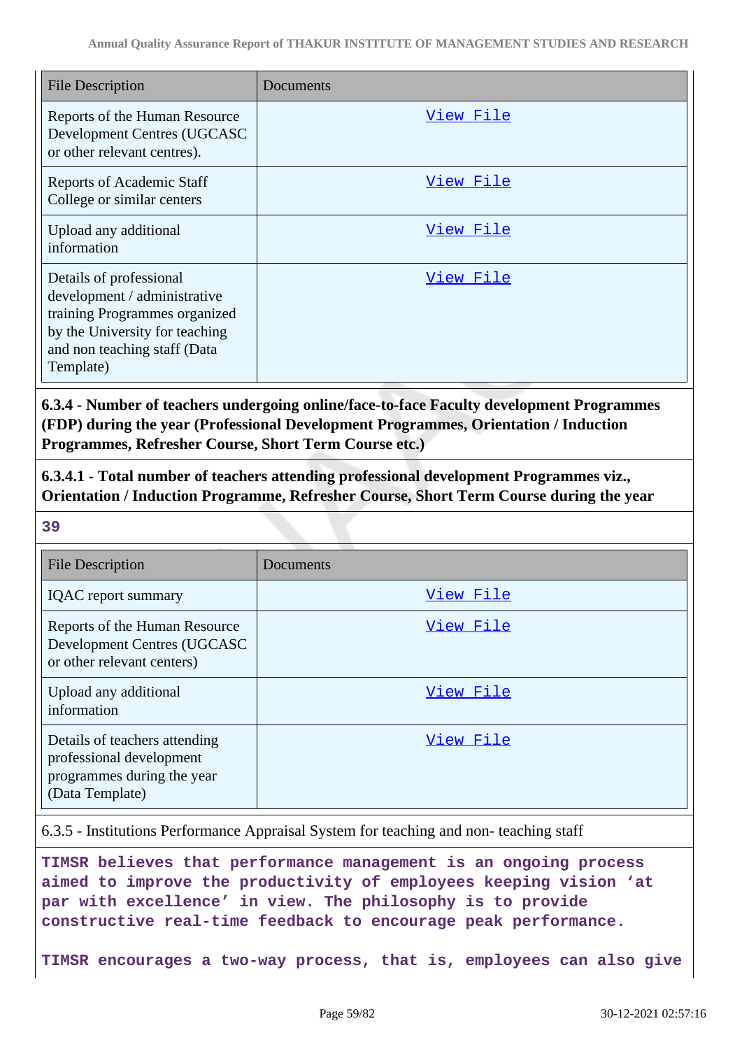| File Description | Documents |
| --- | --- |
| Reports of the Human Resource Development Centres (UGCASC or other relevant centres). | View File |
| Reports of Academic Staff College or similar centers | View File |
| Upload any additional information | View File |
| Details of professional development / administrative training Programmes organized by the University for teaching and non teaching staff (Data Template) | View File |

**6.3.4 - Number of teachers undergoing online/face-to-face Faculty development Programmes (FDP) during the year (Professional Development Programmes, Orientation / Induction Programmes, Refresher Course, Short Term Course etc.)**

**6.3.4.1 - Total number of teachers attending professional development Programmes viz., Orientation / Induction Programme, Refresher Course, Short Term Course during the year**

**39**

| File Description | Documents |
| --- | --- |
| IQAC report summary | View File |
| Reports of the Human Resource Development Centres (UGCASC or other relevant centers) | View File |
| Upload any additional information | View File |
| Details of teachers attending professional development programmes during the year (Data Template) | View File |

6.3.5 - Institutions Performance Appraisal System for teaching and non- teaching staff

**TIMSR believes that performance management is an ongoing process aimed to improve the productivity of employees keeping vision 'at par with excellence' in view. The philosophy is to provide constructive real-time feedback to encourage peak performance.**

**TIMSR encourages a two-way process, that is, employees can also give**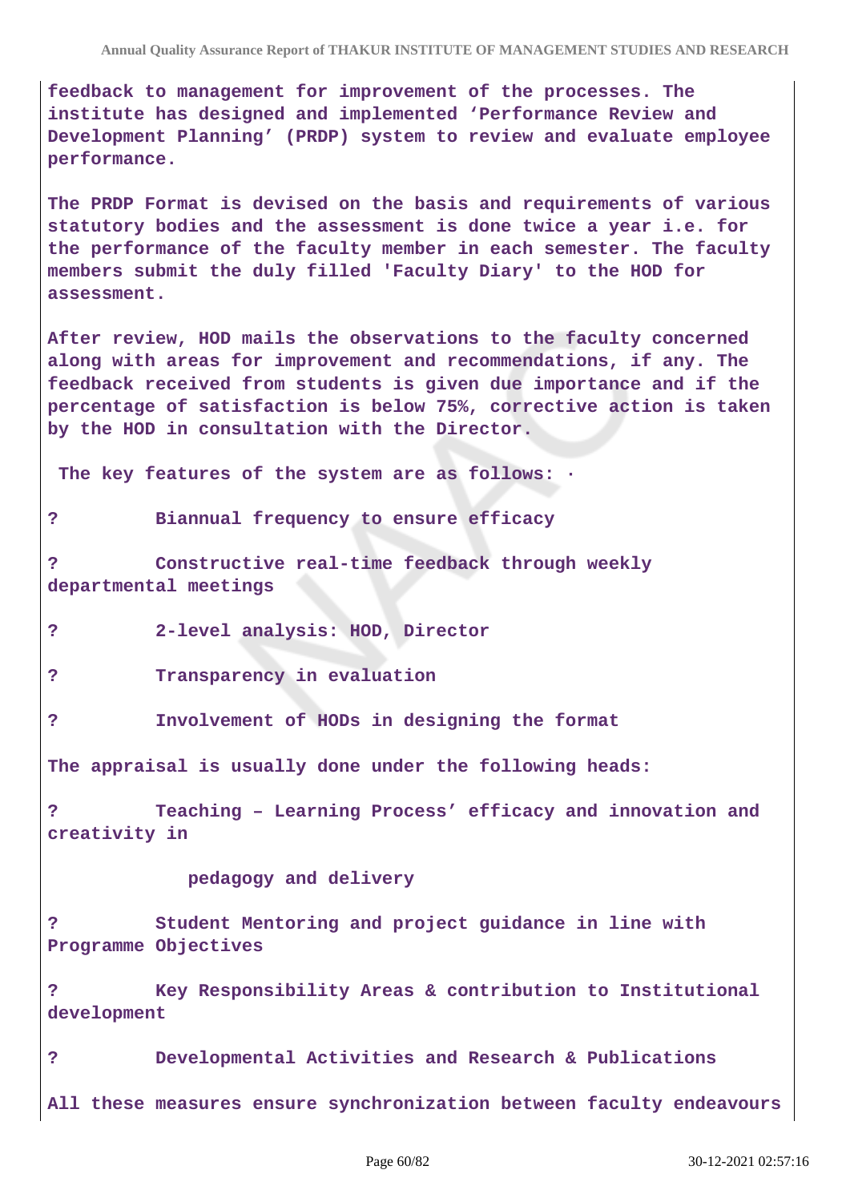**feedback to management for improvement of the processes. The institute has designed and implemented 'Performance Review and Development Planning' (PRDP) system to review and evaluate employee performance.**

**The PRDP Format is devised on the basis and requirements of various statutory bodies and the assessment is done twice a year i.e. for the performance of the faculty member in each semester. The faculty members submit the duly filled 'Faculty Diary' to the HOD for assessment.**

**After review, HOD mails the observations to the faculty concerned along with areas for improvement and recommendations, if any. The feedback received from students is given due importance and if the percentage of satisfaction is below 75%, corrective action is taken by the HOD in consultation with the Director.**

**The key features of the system are as follows: ·**

**? Biannual frequency to ensure efficacy**

**? Constructive real-time feedback through weekly departmental meetings**

**? 2-level analysis: HOD, Director**

**? Transparency in evaluation**

**? Involvement of HODs in designing the format**

**The appraisal is usually done under the following heads:**

**? Teaching – Learning Process' efficacy and innovation and creativity in**

**pedagogy and delivery**

**? Student Mentoring and project guidance in line with Programme Objectives**

**? Key Responsibility Areas & contribution to Institutional development**

**? Developmental Activities and Research & Publications**

**All these measures ensure synchronization between faculty endeavours**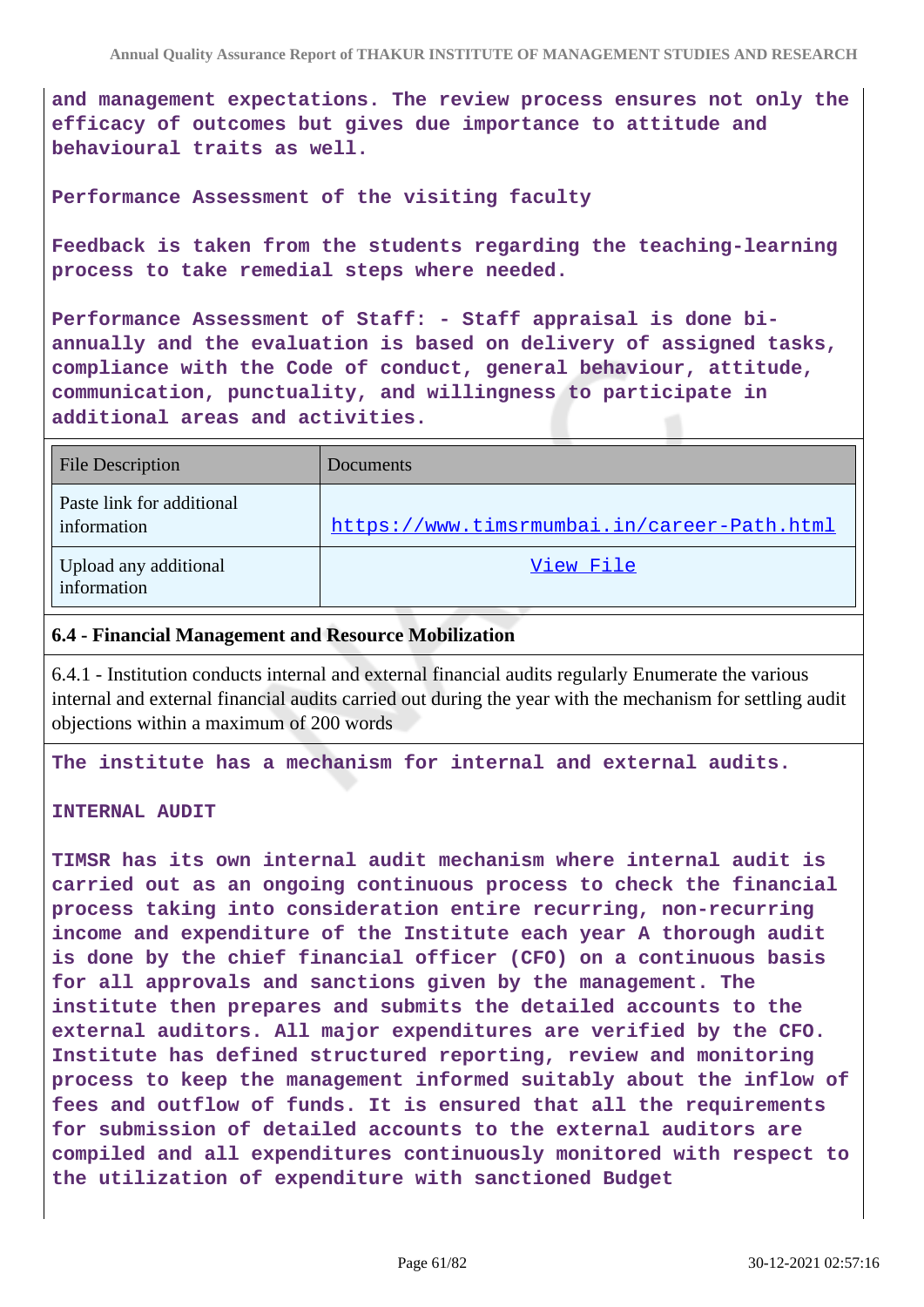**and management expectations. The review process ensures not only the efficacy of outcomes but gives due importance to attitude and behavioural traits as well.**

**Performance Assessment of the visiting faculty**

**Feedback is taken from the students regarding the teaching-learning process to take remedial steps where needed.**

**Performance Assessment of Staff: - Staff appraisal is done bi-annually and the evaluation is based on delivery of assigned tasks, compliance with the Code of conduct, general behaviour, attitude, communication, punctuality, and willingness to participate in additional areas and activities.**

| File Description | Documents |
|---|---|
| Paste link for additional information | https://www.timsrmumbai.in/career-Path.html |
| Upload any additional information | View File |

### 6.4 - Financial Management and Resource Mobilization

6.4.1 - Institution conducts internal and external financial audits regularly Enumerate the various internal and external financial audits carried out during the year with the mechanism for settling audit objections within a maximum of 200 words

**The institute has a mechanism for internal and external audits.**

**INTERNAL AUDIT**

**TIMSR has its own internal audit mechanism where internal audit is carried out as an ongoing continuous process to check the financial process taking into consideration entire recurring, non-recurring income and expenditure of the Institute each year A thorough audit is done by the chief financial officer (CFO) on a continuous basis for all approvals and sanctions given by the management. The institute then prepares and submits the detailed accounts to the external auditors. All major expenditures are verified by the CFO. Institute has defined structured reporting, review and monitoring process to keep the management informed suitably about the inflow of fees and outflow of funds. It is ensured that all the requirements for submission of detailed accounts to the external auditors are compiled and all expenditures continuously monitored with respect to the utilization of expenditure with sanctioned Budget**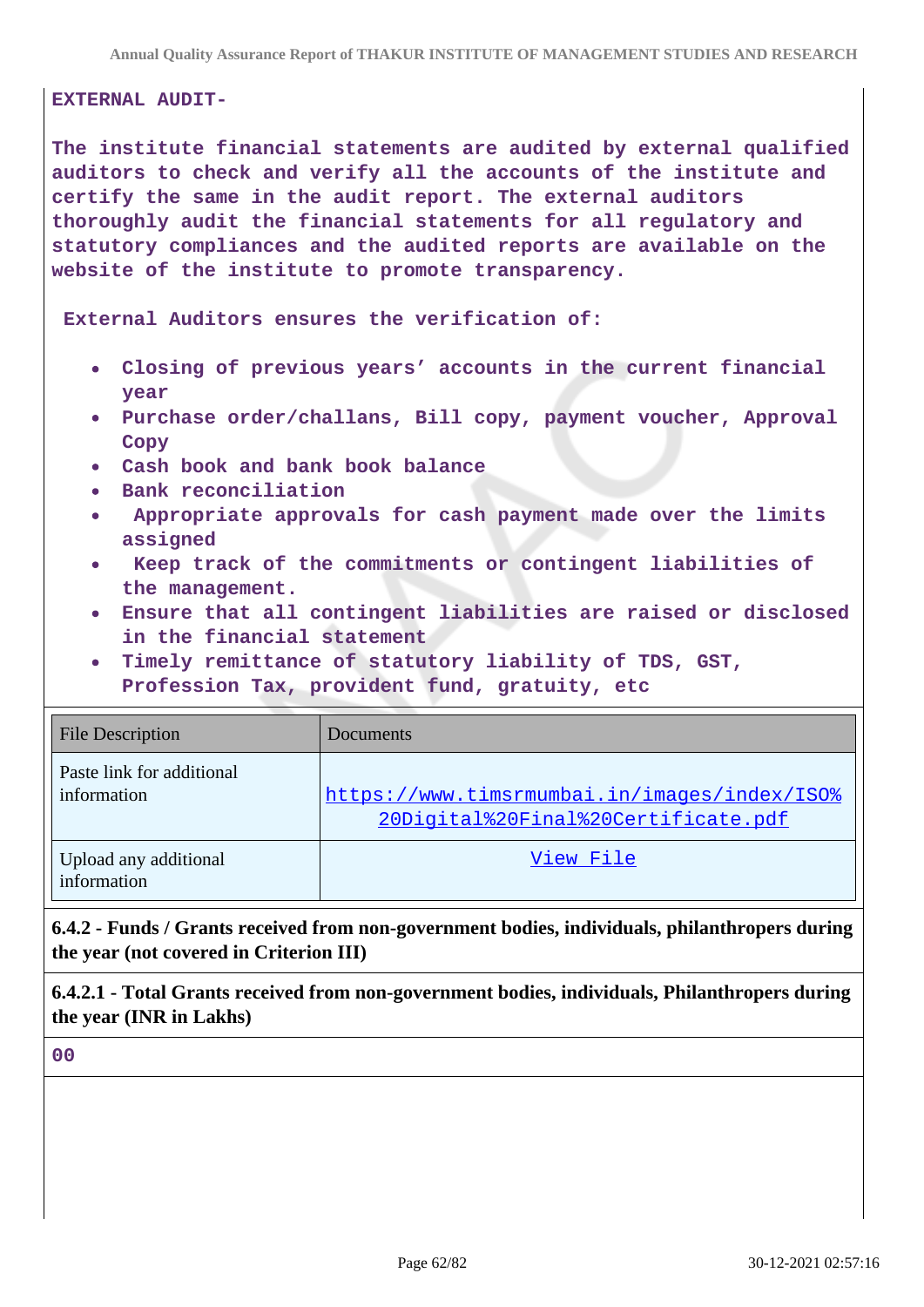**EXTERNAL AUDIT-**

**The institute financial statements are audited by external qualified auditors to check and verify all the accounts of the institute and certify the same in the audit report. The external auditors thoroughly audit the financial statements for all regulatory and statutory compliances and the audited reports are available on the website of the institute to promote transparency.**

**External Auditors ensures the verification of:**

- **Closing of previous years' accounts in the current financial year**
- **Purchase order/challans, Bill copy, payment voucher, Approval Copy**
- **Cash book and bank book balance**
- **Bank reconciliation**
- **Appropriate approvals for cash payment made over the limits assigned**
- **Keep track of the commitments or contingent liabilities of the management.**
- **Ensure that all contingent liabilities are raised or disclosed in the financial statement**
- **Timely remittance of statutory liability of TDS, GST, Profession Tax, provident fund, gratuity, etc**

| File Description | Documents |
|---|---|
| Paste link for additional information | https://www.timsrmumbai.in/images/index/ISO%20Digital%20Final%20Certificate.pdf |
| Upload any additional information | View File |

**6.4.2 - Funds / Grants received from non-government bodies, individuals, philanthropers during the year (not covered in Criterion III)**

**6.4.2.1 - Total Grants received from non-government bodies, individuals, Philanthropers during the year (INR in Lakhs)**

**00**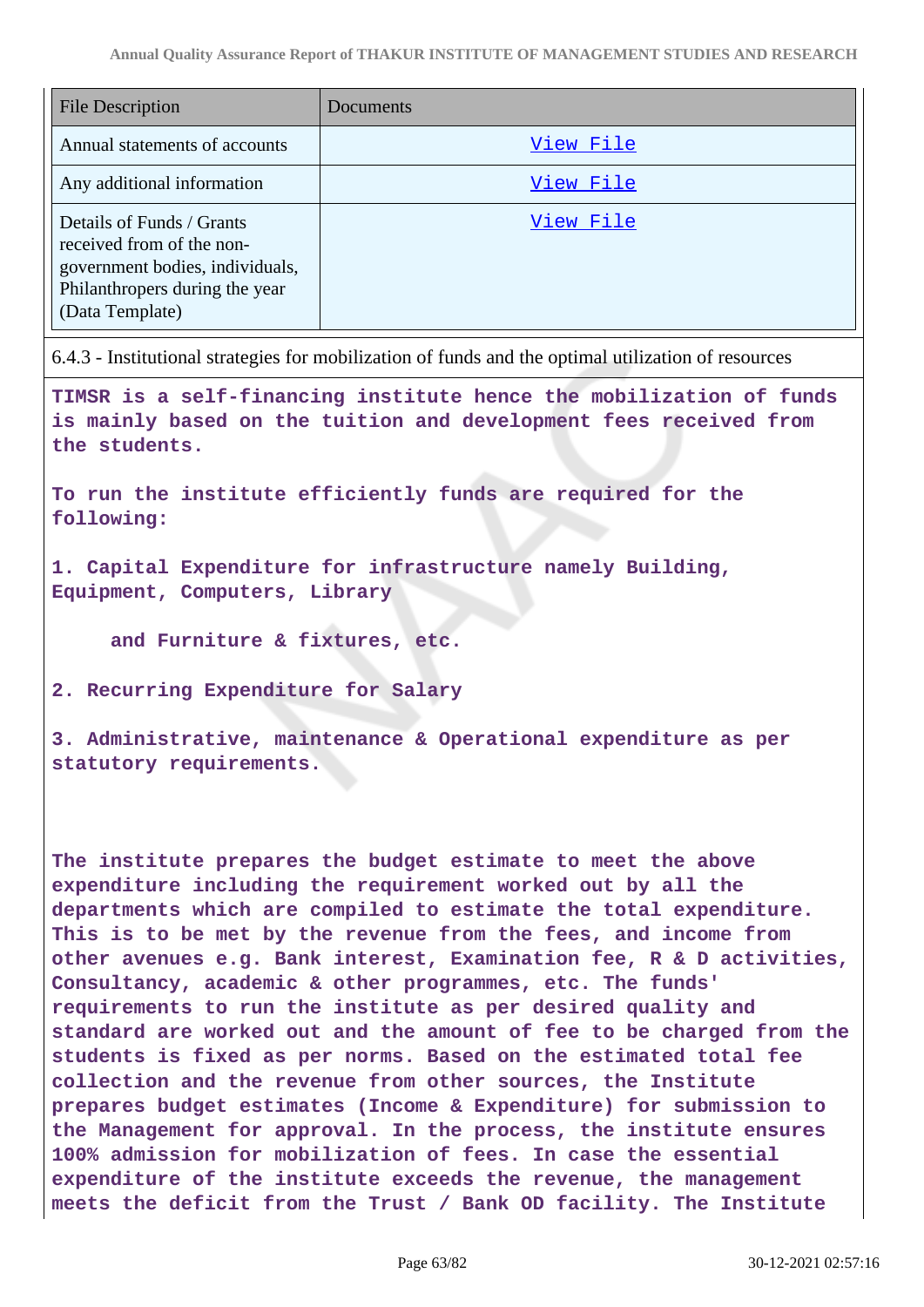| File Description | Documents |
|---|---|
| Annual statements of accounts | View File |
| Any additional information | View File |
| Details of Funds / Grants received from of the non-government bodies, individuals, Philanthropers during the year (Data Template) | View File |

6.4.3 - Institutional strategies for mobilization of funds and the optimal utilization of resources

**TIMSR is a self-financing institute hence the mobilization of funds is mainly based on the tuition and development fees received from the students.**

**To run the institute efficiently funds are required for the following:**

**1. Capital Expenditure for infrastructure namely Building, Equipment, Computers, Library**

**and Furniture & fixtures, etc.**

**2. Recurring Expenditure for Salary**

**3. Administrative, maintenance & Operational expenditure as per statutory requirements.**

**The institute prepares the budget estimate to meet the above expenditure including the requirement worked out by all the departments which are compiled to estimate the total expenditure. This is to be met by the revenue from the fees, and income from other avenues e.g. Bank interest, Examination fee, R & D activities, Consultancy, academic & other programmes, etc. The funds' requirements to run the institute as per desired quality and standard are worked out and the amount of fee to be charged from the students is fixed as per norms. Based on the estimated total fee collection and the revenue from other sources, the Institute prepares budget estimates (Income & Expenditure) for submission to the Management for approval. In the process, the institute ensures 100% admission for mobilization of fees. In case the essential expenditure of the institute exceeds the revenue, the management meets the deficit from the Trust / Bank OD facility. The Institute**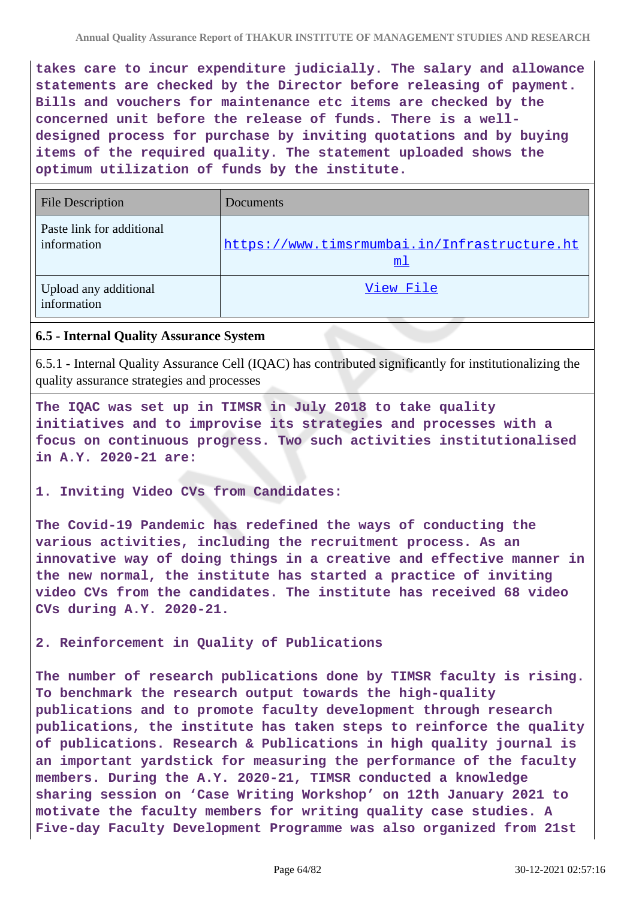**takes care to incur expenditure judicially. The salary and allowance statements are checked by the Director before releasing of payment. Bills and vouchers for maintenance etc items are checked by the concerned unit before the release of funds. There is a well-designed process for purchase by inviting quotations and by buying items of the required quality. The statement uploaded shows the optimum utilization of funds by the institute.**

| File Description | Documents |
|---|---|
| Paste link for additional information | https://www.timsrmumbai.in/Infrastructure.html |
| Upload any additional information | View File |

### 6.5 - Internal Quality Assurance System

6.5.1 - Internal Quality Assurance Cell (IQAC) has contributed significantly for institutionalizing the quality assurance strategies and processes

**The IQAC was set up in TIMSR in July 2018 to take quality initiatives and to improve its strategies and processes with a focus on continuous progress. Two such activities institutionalised in A.Y. 2020-21 are:**

**1. Inviting Video CVs from Candidates:**

**The Covid-19 Pandemic has redefined the ways of conducting the various activities, including the recruitment process. As an innovative way of doing things in a creative and effective manner in the new normal, the institute has started a practice of inviting video CVs from the candidates. The institute has received 68 video CVs during A.Y. 2020-21.**

**2. Reinforcement in Quality of Publications**

**The number of research publications done by TIMSR faculty is rising. To benchmark the research output towards the high-quality publications and to promote faculty development through research publications, the institute has taken steps to reinforce the quality of publications. Research & Publications in high quality journal is an important yardstick for measuring the performance of the faculty members. During the A.Y. 2020-21, TIMSR conducted a knowledge sharing session on 'Case Writing Workshop' on 12th January 2021 to motivate the faculty members for writing quality case studies. A Five-day Faculty Development Programme was also organized from 21st**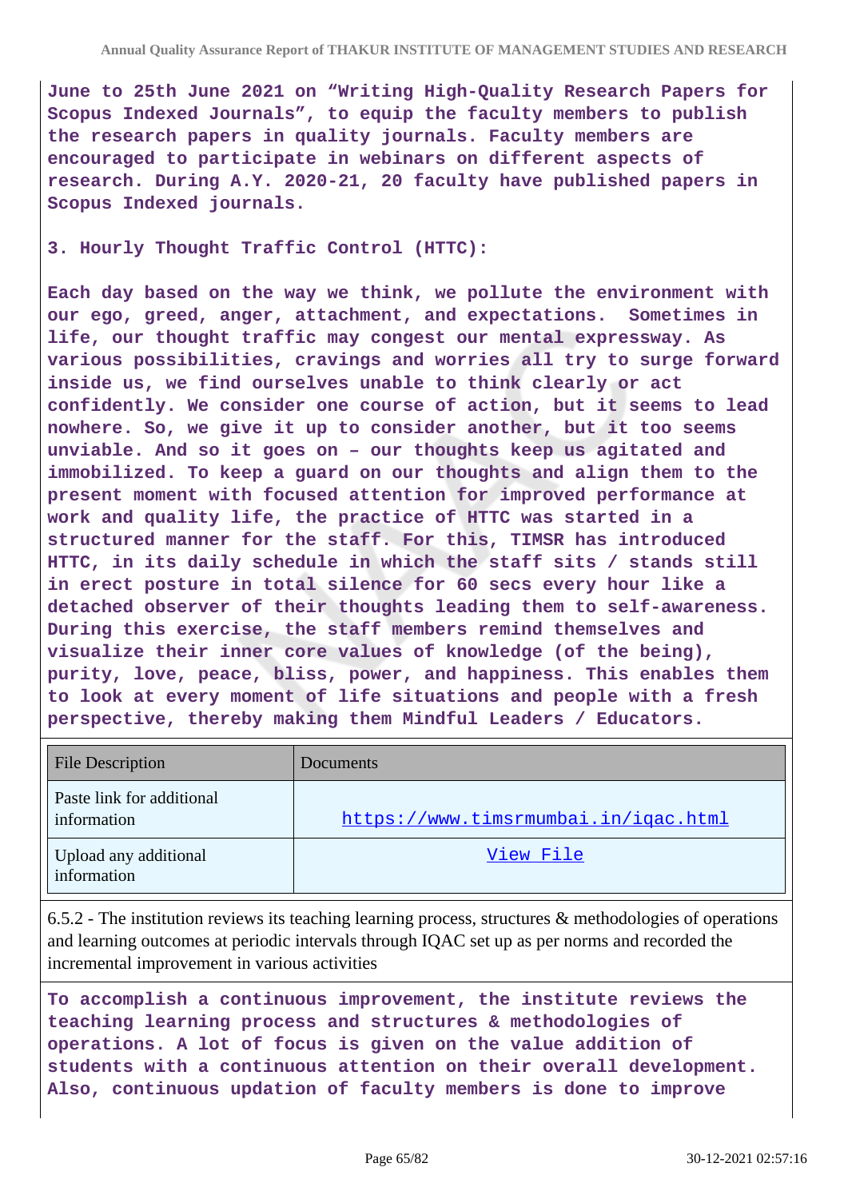June to 25th June 2021 on “Writing High-Quality Research Papers for Scopus Indexed Journals”, to equip the faculty members to publish the research papers in quality journals. Faculty members are encouraged to participate in webinars on different aspects of research. During A.Y. 2020-21, 20 faculty have published papers in Scopus Indexed journals.

**3. Hourly Thought Traffic Control (HTTC):**

Each day based on the way we think, we pollute the environment with our ego, greed, anger, attachment, and expectations. Sometimes in life, our thought traffic may congest our mental expressway. As various possibilities, cravings and worries all try to surge forward inside us, we find ourselves unable to think clearly or act confidently. We consider one course of action, but it seems to lead nowhere. So, we give it up to consider another, but it too seems unviable. And so it goes on – our thoughts keep us agitated and immobilized. To keep a guard on our thoughts and align them to the present moment with focused attention for improved performance at work and quality life, the practice of HTTC was started in a structured manner for the staff. For this, TIMSR has introduced HTTC, in its daily schedule in which the staff sits / stands still in erect posture in total silence for 60 secs every hour like a detached observer of their thoughts leading them to self-awareness. During this exercise, the staff members remind themselves and visualize their inner core values of knowledge (of the being), purity, love, peace, bliss, power, and happiness. This enables them to look at every moment of life situations and people with a fresh perspective, thereby making them Mindful Leaders / Educators.

| File Description | Documents |
|---|---|
| Paste link for additional information | https://www.timsrmumbai.in/iqac.html |
| Upload any additional information | View File |

6.5.2 - The institution reviews its teaching learning process, structures & methodologies of operations and learning outcomes at periodic intervals through IQAC set up as per norms and recorded the incremental improvement in various activities

To accomplish a continuous improvement, the institute reviews the teaching learning process and structures & methodologies of operations. A lot of focus is given on the value addition of students with a continuous attention on their overall development. Also, continuous updation of faculty members is done to improve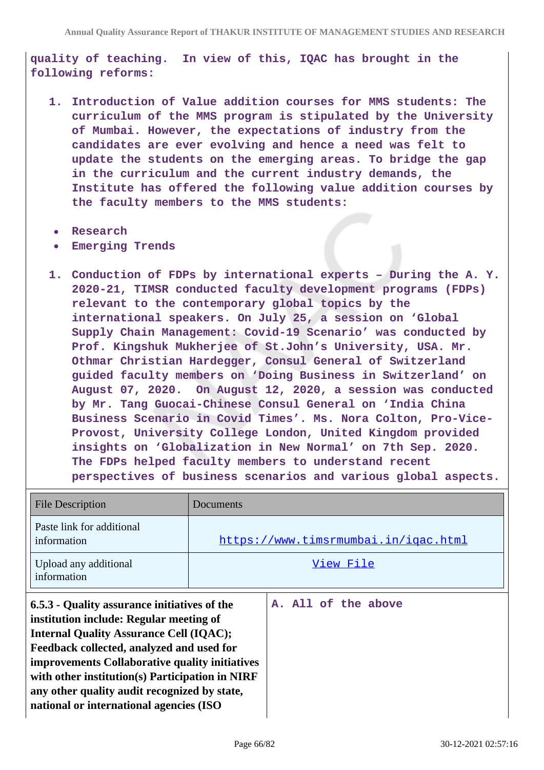quality of teaching. In view of this, IQAC has brought in the following reforms:

1. Introduction of Value addition courses for MMS students: The curriculum of the MMS program is stipulated by the University of Mumbai. However, the expectations of industry from the candidates are ever evolving and hence a need was felt to update the students on the emerging areas. To bridge the gap in the curriculum and the current industry demands, the Institute has offered the following value addition courses by the faculty members to the MMS students:

- Research
- Emerging Trends

1. Conduction of FDPs by international experts – During the A. Y. 2020-21, TIMSR conducted faculty development programs (FDPs) relevant to the contemporary global topics by the international speakers. On July 25, a session on 'Global Supply Chain Management: Covid-19 Scenario' was conducted by Prof. Kingshuk Mukherjee of St.John's University, USA. Mr. Othmar Christian Hardegger, Consul General of Switzerland guided faculty members on 'Doing Business in Switzerland' on August 07, 2020. On August 12, 2020, a session was conducted by Mr. Tang Guocai-Chinese Consul General on 'India China Business Scenario in Covid Times'. Ms. Nora Colton, Pro-Vice-Provost, University College London, United Kingdom provided insights on 'Globalization in New Normal' on 7th Sep. 2020. The FDPs helped faculty members to understand recent perspectives of business scenarios and various global aspects.

| File Description | Documents |
|---|---|
| Paste link for additional information | https://www.timsrmumbai.in/iqac.html |
| Upload any additional information | View File |

| **6.5.3 - Quality assurance initiatives of the institution include: Regular meeting of Internal Quality Assurance Cell (IQAC); Feedback collected, analyzed and used for improvements Collaborative quality initiatives with other institution(s) Participation in NIRF any other quality audit recognized by state, national or international agencies (ISO** | A. All of the above |
|---|---|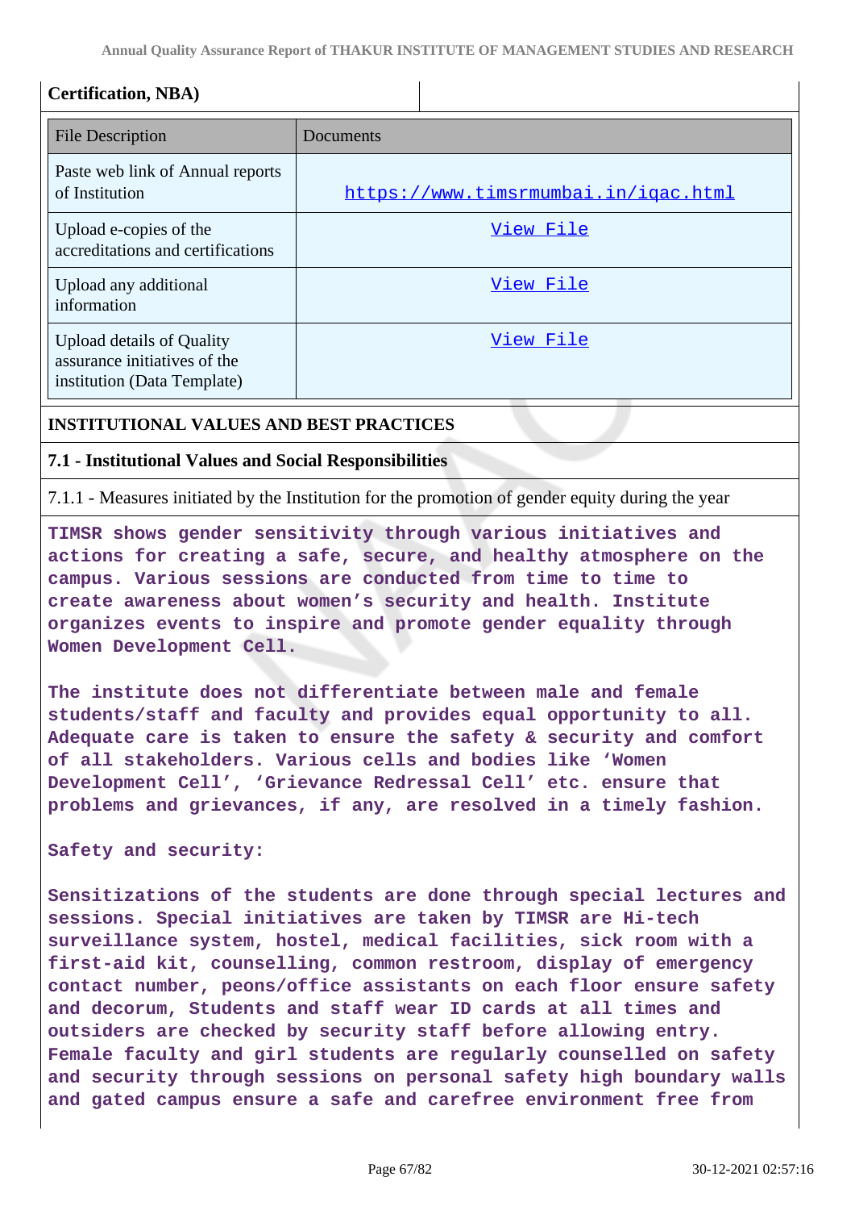| Certification, NBA) | |
|---|---|

| File Description | Documents |
|---|---|
| Paste web link of Annual reports of Institution | https://www.timsrmumbai.in/iqac.html |
| Upload e-copies of the accreditations and certifications | View File |
| Upload any additional information | View File |
| Upload details of Quality assurance initiatives of the institution (Data Template) | View File |

**INSTITUTIONAL VALUES AND BEST PRACTICES**

**7.1 - Institutional Values and Social Responsibilities**

7.1.1 - Measures initiated by the Institution for the promotion of gender equity during the year

TIMSR shows gender sensitivity through various initiatives and actions for creating a safe, secure, and healthy atmosphere on the campus. Various sessions are conducted from time to time to create awareness about women's security and health. Institute organizes events to inspire and promote gender equality through Women Development Cell.

The institute does not differentiate between male and female students/staff and faculty and provides equal opportunity to all. Adequate care is taken to ensure the safety & security and comfort of all stakeholders. Various cells and bodies like 'Women Development Cell', 'Grievance Redressal Cell' etc. ensure that problems and grievances, if any, are resolved in a timely fashion.

Safety and security:

Sensitizations of the students are done through special lectures and sessions. Special initiatives are taken by TIMSR are Hi-tech surveillance system, hostel, medical facilities, sick room with a first-aid kit, counselling, common restroom, display of emergency contact number, peons/office assistants on each floor ensure safety and decorum, Students and staff wear ID cards at all times and outsiders are checked by security staff before allowing entry. Female faculty and girl students are regularly counselled on safety and security through sessions on personal safety high boundary walls and gated campus ensure a safe and carefree environment free from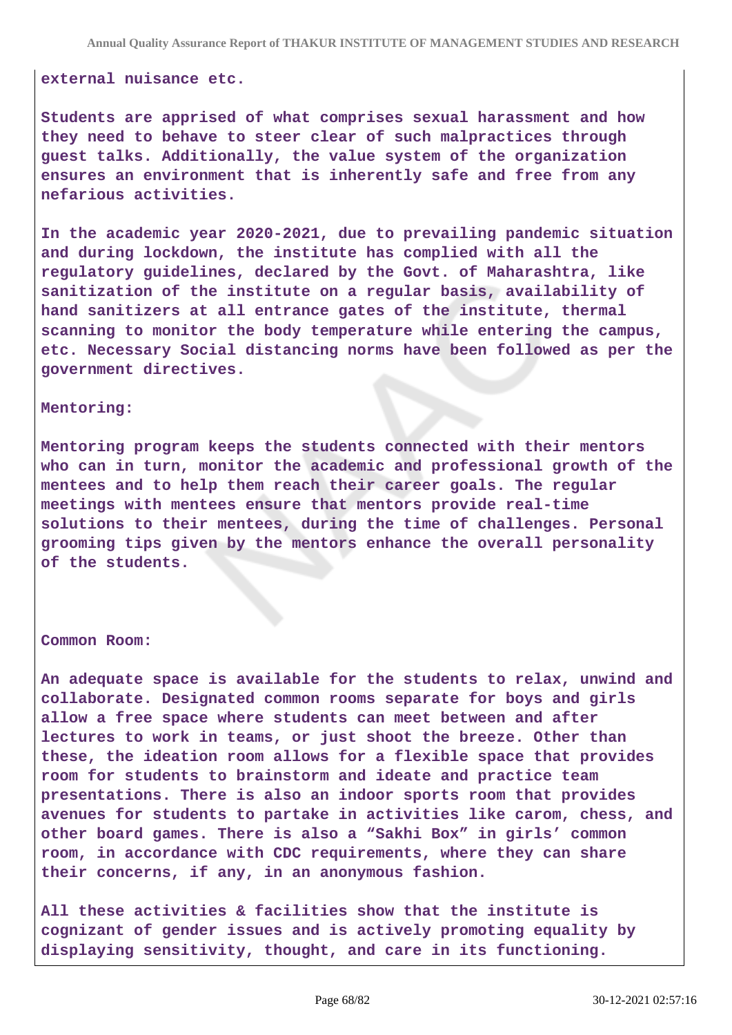external nuisance etc.

Students are apprised of what comprises sexual harassment and how they need to behave to steer clear of such malpractices through guest talks. Additionally, the value system of the organization ensures an environment that is inherently safe and free from any nefarious activities.

In the academic year 2020-2021, due to prevailing pandemic situation and during lockdown, the institute has complied with all the regulatory guidelines, declared by the Govt. of Maharashtra, like sanitization of the institute on a regular basis, availability of hand sanitizers at all entrance gates of the institute, thermal scanning to monitor the body temperature while entering the campus, etc. Necessary Social distancing norms have been followed as per the government directives.

Mentoring:

Mentoring program keeps the students connected with their mentors who can in turn, monitor the academic and professional growth of the mentees and to help them reach their career goals. The regular meetings with mentees ensure that mentors provide real-time solutions to their mentees, during the time of challenges. Personal grooming tips given by the mentors enhance the overall personality of the students.

Common Room:

An adequate space is available for the students to relax, unwind and collaborate. Designated common rooms separate for boys and girls allow a free space where students can meet between and after lectures to work in teams, or just shoot the breeze. Other than these, the ideation room allows for a flexible space that provides room for students to brainstorm and ideate and practice team presentations. There is also an indoor sports room that provides avenues for students to partake in activities like carom, chess, and other board games. There is also a "Sakhi Box" in girls' common room, in accordance with CDC requirements, where they can share their concerns, if any, in an anonymous fashion.

All these activities & facilities show that the institute is cognizant of gender issues and is actively promoting equality by displaying sensitivity, thought, and care in its functioning.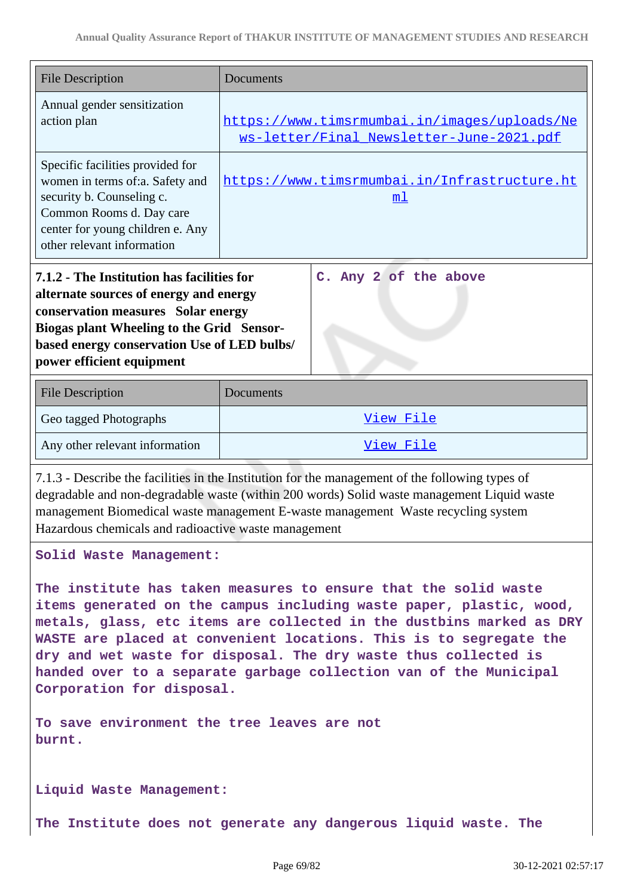| File Description | Documents |
|---|---|
| Annual gender sensitization action plan | https://www.timsrmumbai.in/images/uploads/News-letter/Final_Newsletter-June-2021.pdf |
| Specific facilities provided for women in terms of:a. Safety and security b. Counseling c. Common Rooms d. Day care center for young children e. Any other relevant information | https://www.timsrmumbai.in/Infrastructure.html |

| **7.1.2 - The Institution has facilities for alternate sources of energy and energy conservation measures Solar energy Biogas plant Wheeling to the Grid Sensor-based energy conservation Use of LED bulbs/ power efficient equipment** | **C. Any 2 of the above** |
|---|---|

| File Description | Documents |
|---|---|
| Geo tagged Photographs | View File |
| Any other relevant information | View File |

7.1.3 - Describe the facilities in the Institution for the management of the following types of degradable and non-degradable waste (within 200 words) Solid waste management Liquid waste management Biomedical waste management E-waste management Waste recycling system Hazardous chemicals and radioactive waste management

**Solid Waste Management:**

**The institute has taken measures to ensure that the solid waste items generated on the campus including waste paper, plastic, wood, metals, glass, etc items are collected in the dustbins marked as DRY WASTE are placed at convenient locations. This is to segregate the dry and wet waste for disposal. The dry waste thus collected is handed over to a separate garbage collection van of the Municipal Corporation for disposal.**

**To save environment the tree leaves are not burnt.**

**Liquid Waste Management:**

**The Institute does not generate any dangerous liquid waste. The**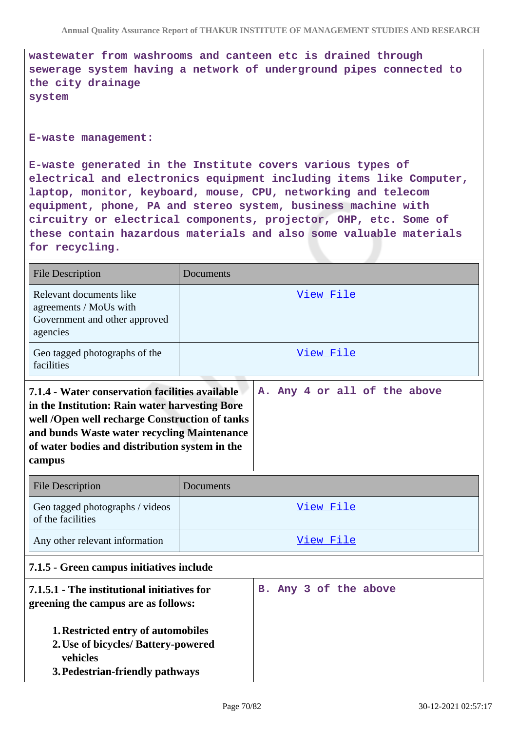wastewater from washrooms and canteen etc is drained through sewerage system having a network of underground pipes connected to the city drainage
system

E-waste management:

E-waste generated in the Institute covers various types of electrical and electronics equipment including items like Computer, laptop, monitor, keyboard, mouse, CPU, networking and telecom equipment, phone, PA and stereo system, business machine with circuitry or electrical components, projector, OHP, etc. Some of these contain hazardous materials and also some valuable materials for recycling.

| File Description | Documents |
|---|---|
| Relevant documents like agreements / MoUs with Government and other approved agencies | View File |
| Geo tagged photographs of the facilities | View File |

| **7.1.4 - Water conservation facilities available in the Institution: Rain water harvesting Bore well /Open well recharge Construction of tanks and bunds Waste water recycling Maintenance of water bodies and distribution system in the campus** | A. Any 4 or all of the above |
|---|---|

| File Description | Documents |
|---|---|
| Geo tagged photographs / videos of the facilities | View File |
| Any other relevant information | View File |

**7.1.5 - Green campus initiatives include**

| **7.1.5.1 - The institutional initiatives for greening the campus are as follows:**<br><br>1. **Restricted entry of automobiles**<br>2. **Use of bicycles/ Battery-powered vehicles**<br>3. **Pedestrian-friendly pathways** | B. Any 3 of the above |
|---|---|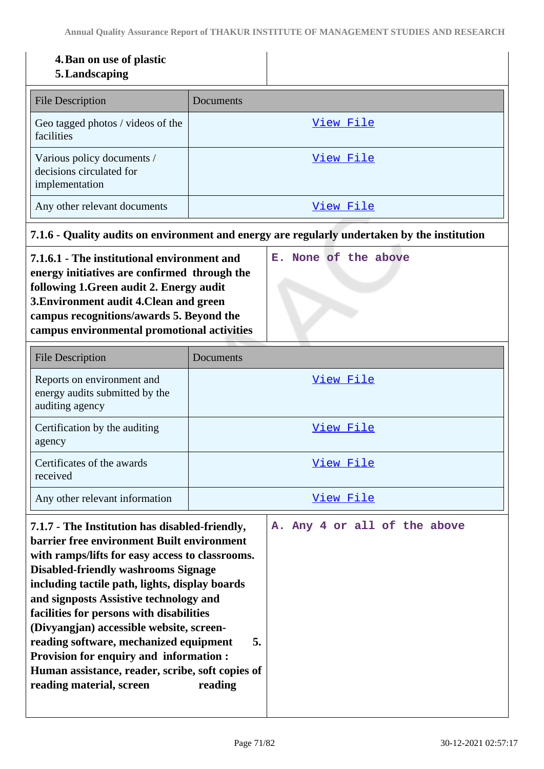4. **Ban on use of plastic**
5. **Landscaping**

| File Description | Documents |
|---|---|
| Geo tagged photos / videos of the facilities | View File |
| Various policy documents / decisions circulated for implementation | View File |
| Any other relevant documents | View File |

**7.1.6 - Quality audits on environment and energy are regularly undertaken by the institution**

| **7.1.6.1 - The institutional environment and energy initiatives are confirmed through the following 1.Green audit 2. Energy audit 3.Environment audit 4.Clean and green campus recognitions/awards 5. Beyond the campus environmental promotional activities** | E. None of the above |
|---|---|

| File Description | Documents |
|---|---|
| Reports on environment and energy audits submitted by the auditing agency | View File |
| Certification by the auditing agency | View File |
| Certificates of the awards received | View File |
| Any other relevant information | View File |

| **7.1.7 - The Institution has disabled-friendly, barrier free environment Built environment with ramps/lifts for easy access to classrooms. Disabled-friendly washrooms Signage including tactile path, lights, display boards and signposts Assistive technology and facilities for persons with disabilities (Divyangjan) accessible website, screen-reading software, mechanized equipment 5. Provision for enquiry and information : Human assistance, reader, scribe, soft copies of reading material, screen reading** | A. Any 4 or all of the above |
|---|---|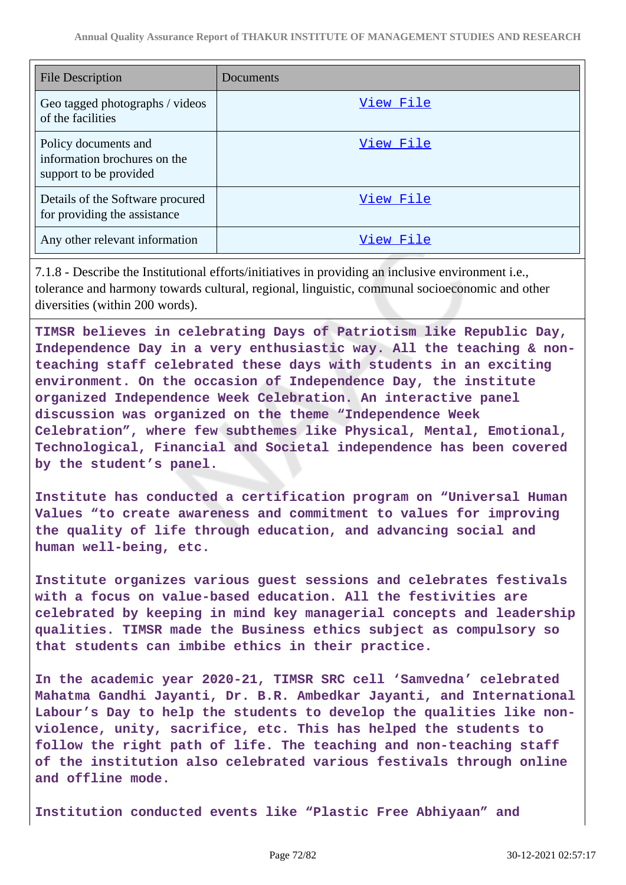| File Description | Documents |
|---|---|
| Geo tagged photographs / videos of the facilities | View File |
| Policy documents and information brochures on the support to be provided | View File |
| Details of the Software procured for providing the assistance | View File |
| Any other relevant information | View File |

7.1.8 - Describe the Institutional efforts/initiatives in providing an inclusive environment i.e., tolerance and harmony towards cultural, regional, linguistic, communal socioeconomic and other diversities (within 200 words).

**TIMSR believes in celebrating Days of Patriotism like Republic Day, Independence Day in a very enthusiastic way. All the teaching & non-teaching staff celebrated these days with students in an exciting environment. On the occasion of Independence Day, the institute organized Independence Week Celebration. An interactive panel discussion was organized on the theme "Independence Week Celebration", where few subthemes like Physical, Mental, Emotional, Technological, Financial and Societal independence has been covered by the student's panel.**

**Institute has conducted a certification program on "Universal Human Values "to create awareness and commitment to values for improving the quality of life through education, and advancing social and human well-being, etc.**

**Institute organizes various guest sessions and celebrates festivals with a focus on value-based education. All the festivities are celebrated by keeping in mind key managerial concepts and leadership qualities. TIMSR made the Business ethics subject as compulsory so that students can imbibe ethics in their practice.**

**In the academic year 2020-21, TIMSR SRC cell 'Samvedna' celebrated Mahatma Gandhi Jayanti, Dr. B.R. Ambedkar Jayanti, and International Labour's Day to help the students to develop the qualities like non-violence, unity, sacrifice, etc. This has helped the students to follow the right path of life. The teaching and non-teaching staff of the institution also celebrated various festivals through online and offline mode.**

**Institution conducted events like "Plastic Free Abhiyaan" and**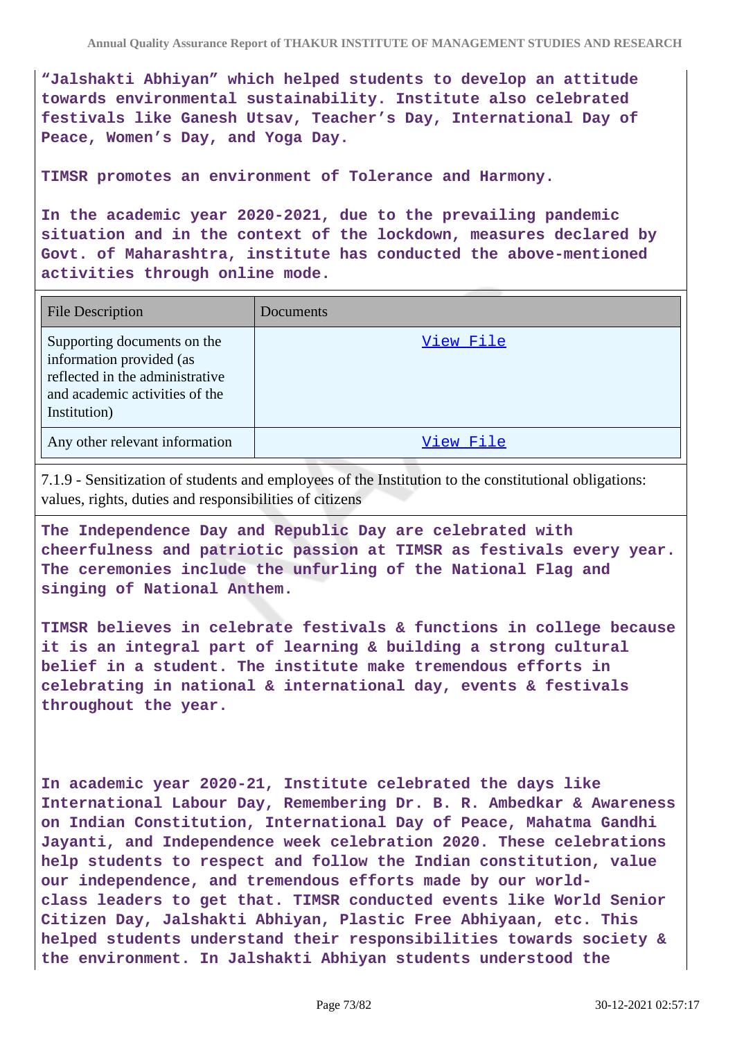**"Jalshakti Abhiyan" which helped students to develop an attitude towards environmental sustainability. Institute also celebrated festivals like Ganesh Utsav, Teacher's Day, International Day of Peace, Women's Day, and Yoga Day.**

**TIMSR promotes an environment of Tolerance and Harmony.**

**In the academic year 2020-2021, due to the prevailing pandemic situation and in the context of the lockdown, measures declared by Govt. of Maharashtra, institute has conducted the above-mentioned activities through online mode.**

| File Description | Documents |
|---|---|
| Supporting documents on the information provided (as reflected in the administrative and academic activities of the Institution) | View File |
| Any other relevant information | View File |

7.1.9 - Sensitization of students and employees of the Institution to the constitutional obligations: values, rights, duties and responsibilities of citizens

**The Independence Day and Republic Day are celebrated with cheerfulness and patriotic passion at TIMSR as festivals every year. The ceremonies include the unfurling of the National Flag and singing of National Anthem.**

**TIMSR believes in celebrate festivals & functions in college because it is an integral part of learning & building a strong cultural belief in a student. The institute make tremendous efforts in celebrating in national & international day, events & festivals throughout the year.**

**In academic year 2020-21, Institute celebrated the days like International Labour Day, Remembering Dr. B. R. Ambedkar & Awareness on Indian Constitution, International Day of Peace, Mahatma Gandhi Jayanti, and Independence week celebration 2020. These celebrations help students to respect and follow the Indian constitution, value our independence, and tremendous efforts made by our world-class leaders to get that. TIMSR conducted events like World Senior Citizen Day, Jalshakti Abhiyan, Plastic Free Abhiyaan, etc. This helped students understand their responsibilities towards society & the environment. In Jalshakti Abhiyan students understood the**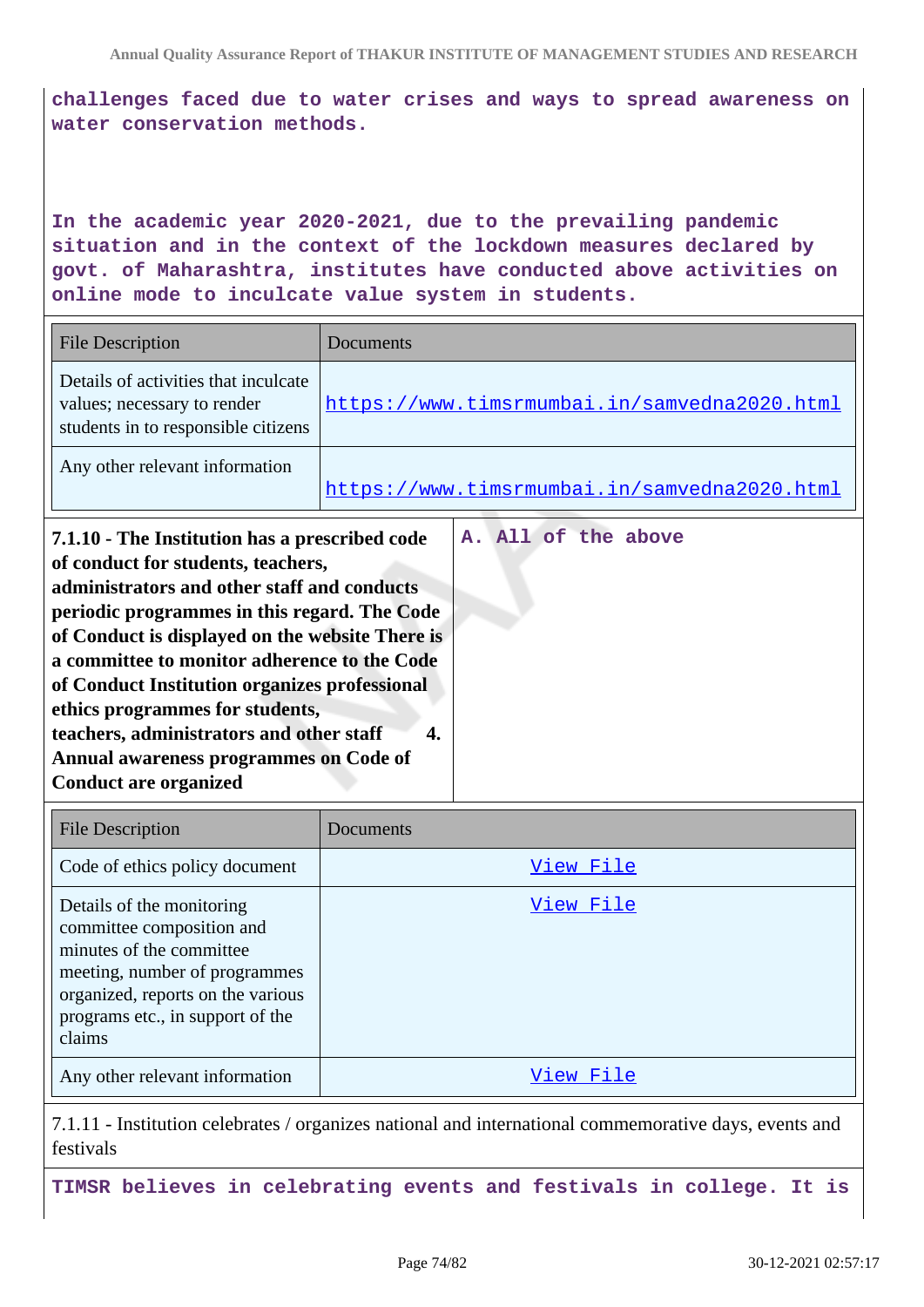**challenges faced due to water crises and ways to spread awareness on water conservation methods.**

**In the academic year 2020-2021, due to the prevailing pandemic situation and in the context of the lockdown measures declared by govt. of Maharashtra, institutes have conducted above activities on online mode to inculcate value system in students.**

| File Description | Documents |
|---|---|
| Details of activities that inculcate values; necessary to render students in to responsible citizens | https://www.timsrmumbai.in/samvedna2020.html |
| Any other relevant information | https://www.timsrmumbai.in/samvedna2020.html |

| **7.1.10 - The Institution has a prescribed code of conduct for students, teachers, administrators and other staff and conducts periodic programmes in this regard. The Code of Conduct is displayed on the website There is a committee to monitor adherence to the Code of Conduct Institution organizes professional ethics programmes for students, teachers, administrators and other staff 4. Annual awareness programmes on Code of Conduct are organized** | **A. All of the above** |
|---|---|

| File Description | Documents |
|---|---|
| Code of ethics policy document | View File |
| Details of the monitoring committee composition and minutes of the committee meeting, number of programmes organized, reports on the various programs etc., in support of the claims | View File |
| Any other relevant information | View File |

7.1.11 - Institution celebrates / organizes national and international commemorative days, events and festivals

**TIMSR believes in celebrating events and festivals in college. It is**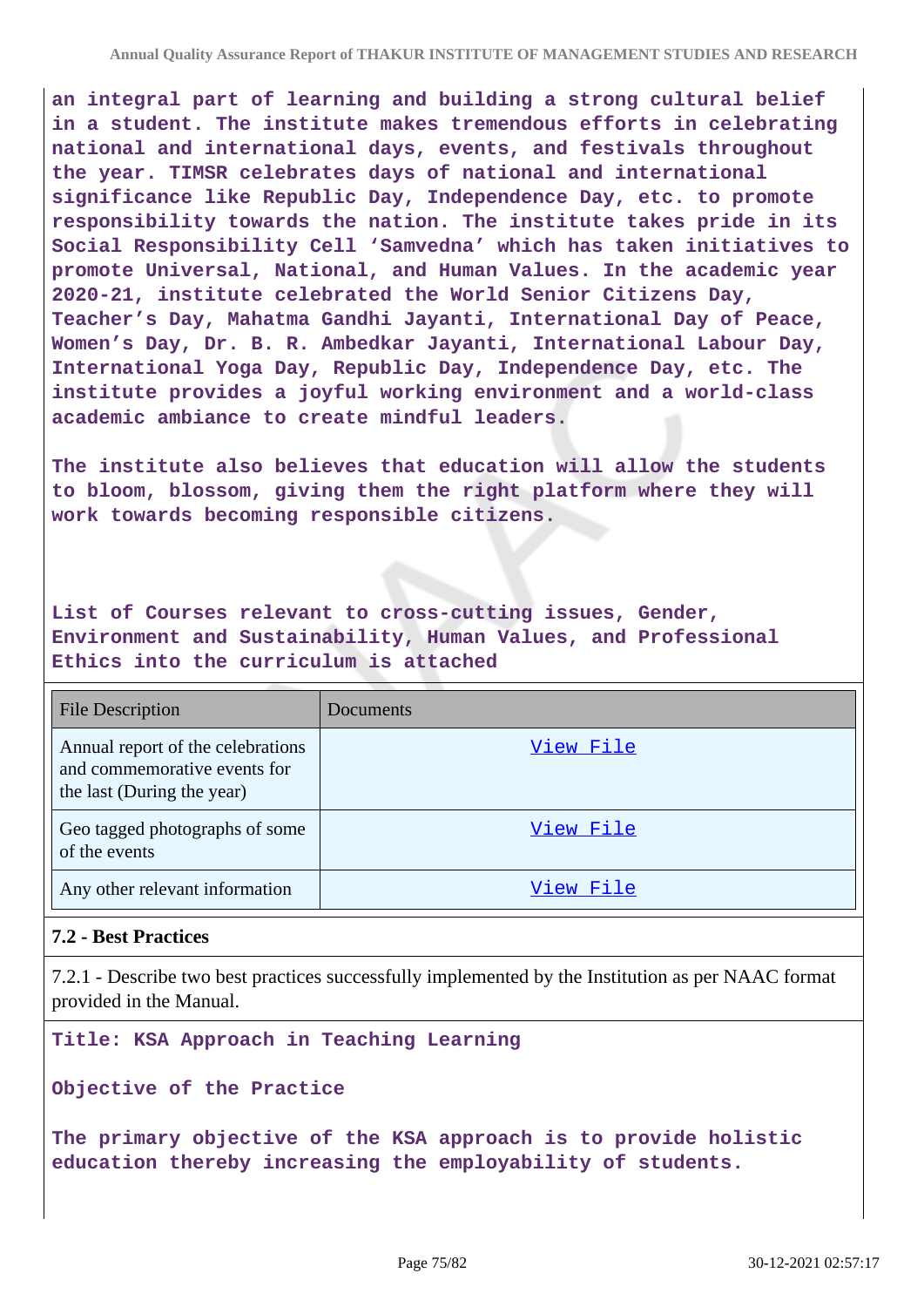an integral part of learning and building a strong cultural belief in a student. The institute makes tremendous efforts in celebrating national and international days, events, and festivals throughout the year. TIMSR celebrates days of national and international significance like Republic Day, Independence Day, etc. to promote responsibility towards the nation. The institute takes pride in its Social Responsibility Cell 'Samvedna' which has taken initiatives to promote Universal, National, and Human Values. In the academic year 2020-21, institute celebrated the World Senior Citizens Day, Teacher's Day, Mahatma Gandhi Jayanti, International Day of Peace, Women's Day, Dr. B. R. Ambedkar Jayanti, International Labour Day, International Yoga Day, Republic Day, Independence Day, etc. The institute provides a joyful working environment and a world-class academic ambiance to create mindful leaders.

The institute also believes that education will allow the students to bloom, blossom, giving them the right platform where they will work towards becoming responsible citizens.

List of Courses relevant to cross-cutting issues, Gender, Environment and Sustainability, Human Values, and Professional Ethics into the curriculum is attached

| File Description | Documents |
|---|---|
| Annual report of the celebrations and commemorative events for the last (During the year) | View File |
| Geo tagged photographs of some of the events | View File |
| Any other relevant information | View File |

**7.2 - Best Practices**

7.2.1 - Describe two best practices successfully implemented by the Institution as per NAAC format provided in the Manual.

Title: KSA Approach in Teaching Learning

Objective of the Practice

The primary objective of the KSA approach is to provide holistic education thereby increasing the employability of students.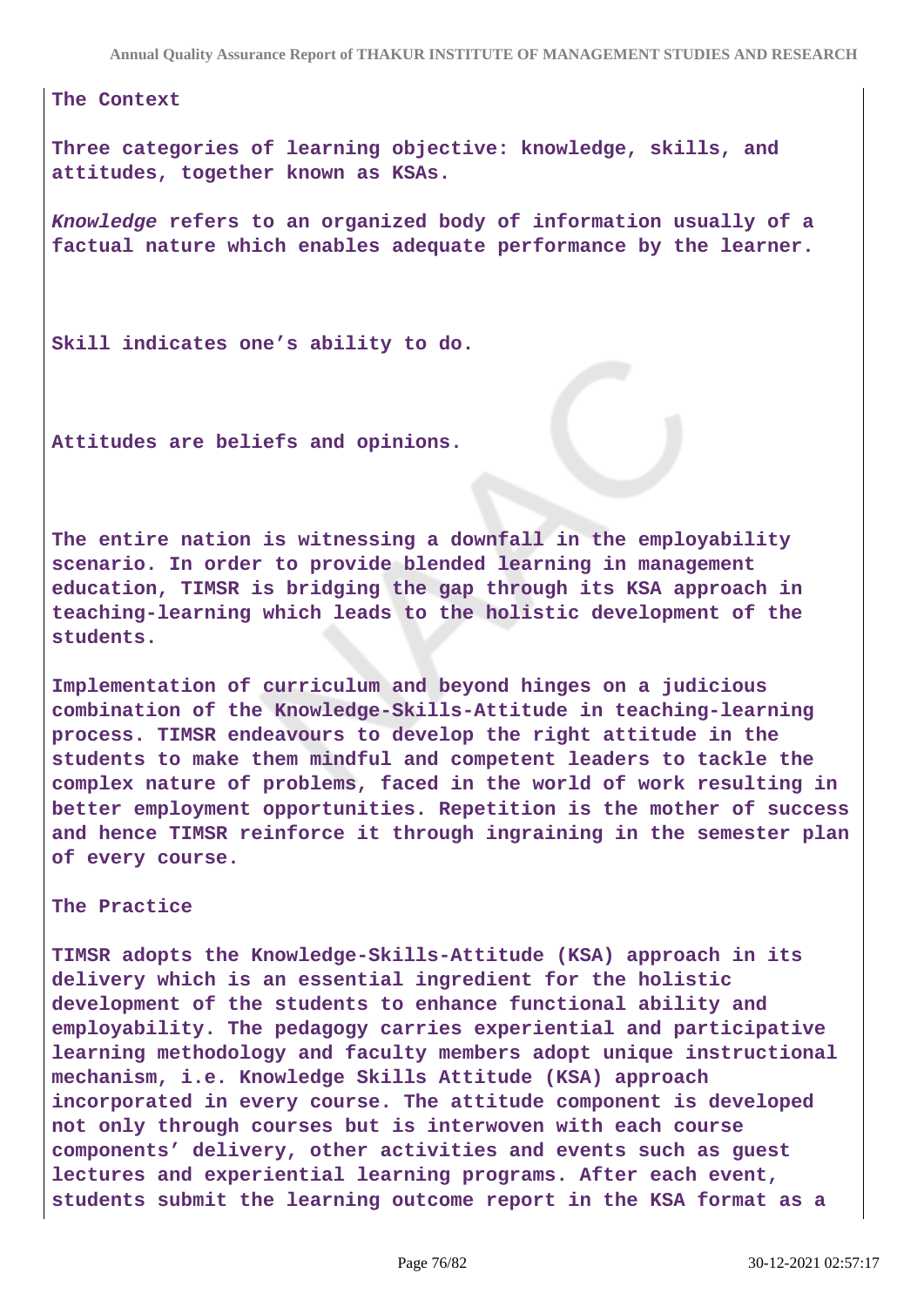**The Context**

**Three categories of learning objective: knowledge, skills, and attitudes, together known as KSAs.**

***Knowledge*** **refers to an organized body of information usually of a factual nature which enables adequate performance by the learner.**

**Skill indicates one's ability to do.**

**Attitudes are beliefs and opinions.**

**The entire nation is witnessing a downfall in the employability scenario. In order to provide blended learning in management education, TIMSR is bridging the gap through its KSA approach in teaching-learning which leads to the holistic development of the students.**

**Implementation of curriculum and beyond hinges on a judicious combination of the Knowledge-Skills-Attitude in teaching-learning process. TIMSR endeavours to develop the right attitude in the students to make them mindful and competent leaders to tackle the complex nature of problems, faced in the world of work resulting in better employment opportunities. Repetition is the mother of success and hence TIMSR reinforce it through ingraining in the semester plan of every course.**

**The Practice**

**TIMSR adopts the Knowledge-Skills-Attitude (KSA) approach in its delivery which is an essential ingredient for the holistic development of the students to enhance functional ability and employability. The pedagogy carries experiential and participative learning methodology and faculty members adopt unique instructional mechanism, i.e. Knowledge Skills Attitude (KSA) approach incorporated in every course. The attitude component is developed not only through courses but is interwoven with each course components' delivery, other activities and events such as guest lectures and experiential learning programs. After each event, students submit the learning outcome report in the KSA format as a**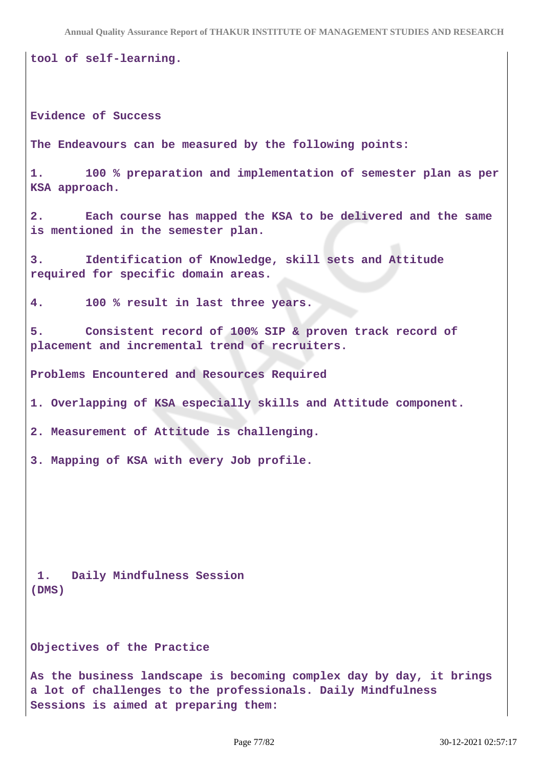tool of self-learning.

**Evidence of Success**

The Endeavours can be measured by the following points:

1. 100 % preparation and implementation of semester plan as per KSA approach.

2. Each course has mapped the KSA to be delivered and the same is mentioned in the semester plan.

3. Identification of Knowledge, skill sets and Attitude required for specific domain areas.

4. 100 % result in last three years.

5. Consistent record of 100% SIP & proven track record of placement and incremental trend of recruiters.

**Problems Encountered and Resources Required**

1. Overlapping of KSA especially skills and Attitude component.

2. Measurement of Attitude is challenging.

3. Mapping of KSA with every Job profile.

**1. Daily Mindfulness Session (DMS)**

**Objectives of the Practice**

As the business landscape is becoming complex day by day, it brings a lot of challenges to the professionals. Daily Mindfulness Sessions is aimed at preparing them: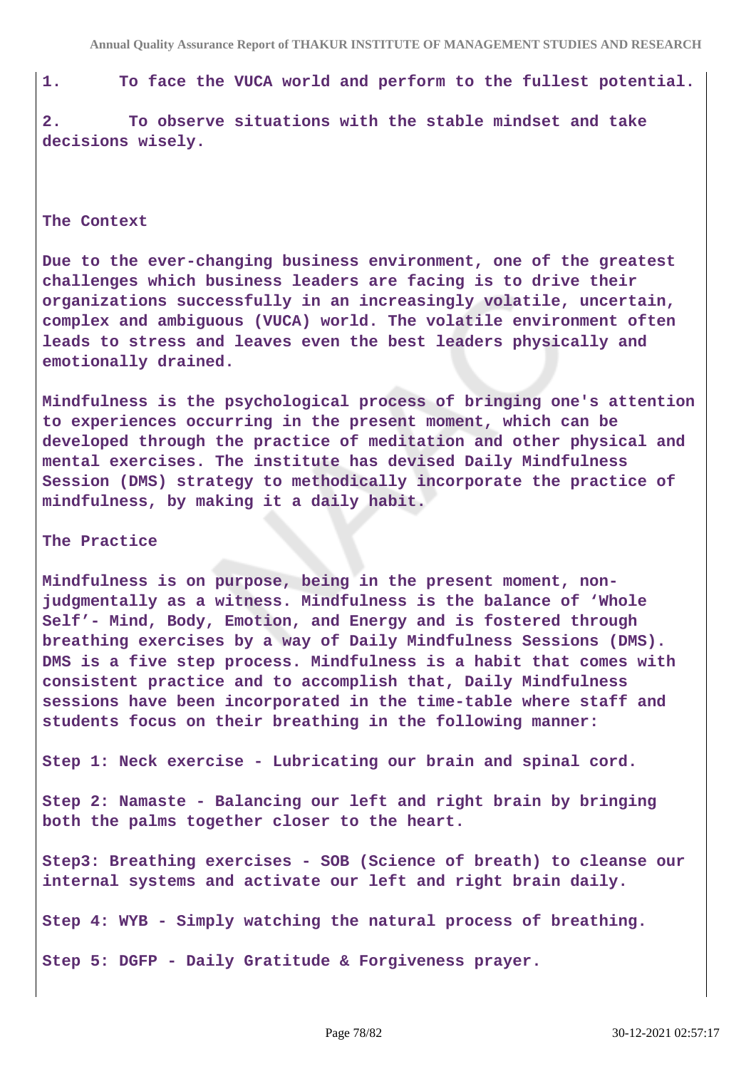1. To face the VUCA world and perform to the fullest potential.

2. To observe situations with the stable mindset and take decisions wisely.

**The Context**

Due to the ever-changing business environment, one of the greatest challenges which business leaders are facing is to drive their organizations successfully in an increasingly volatile, uncertain, complex and ambiguous (VUCA) world. The volatile environment often leads to stress and leaves even the best leaders physically and emotionally drained.

Mindfulness is the psychological process of bringing one's attention to experiences occurring in the present moment, which can be developed through the practice of meditation and other physical and mental exercises. The institute has devised Daily Mindfulness Session (DMS) strategy to methodically incorporate the practice of mindfulness, by making it a daily habit.

**The Practice**

Mindfulness is on purpose, being in the present moment, non-judgmentally as a witness. Mindfulness is the balance of 'Whole Self'- Mind, Body, Emotion, and Energy and is fostered through breathing exercises by a way of Daily Mindfulness Sessions (DMS). DMS is a five step process. Mindfulness is a habit that comes with consistent practice and to accomplish that, Daily Mindfulness sessions have been incorporated in the time-table where staff and students focus on their breathing in the following manner:

Step 1: Neck exercise - Lubricating our brain and spinal cord.

Step 2: Namaste - Balancing our left and right brain by bringing both the palms together closer to the heart.

Step3: Breathing exercises - SOB (Science of breath) to cleanse our internal systems and activate our left and right brain daily.

Step 4: WYB - Simply watching the natural process of breathing.

Step 5: DGFP - Daily Gratitude & Forgiveness prayer.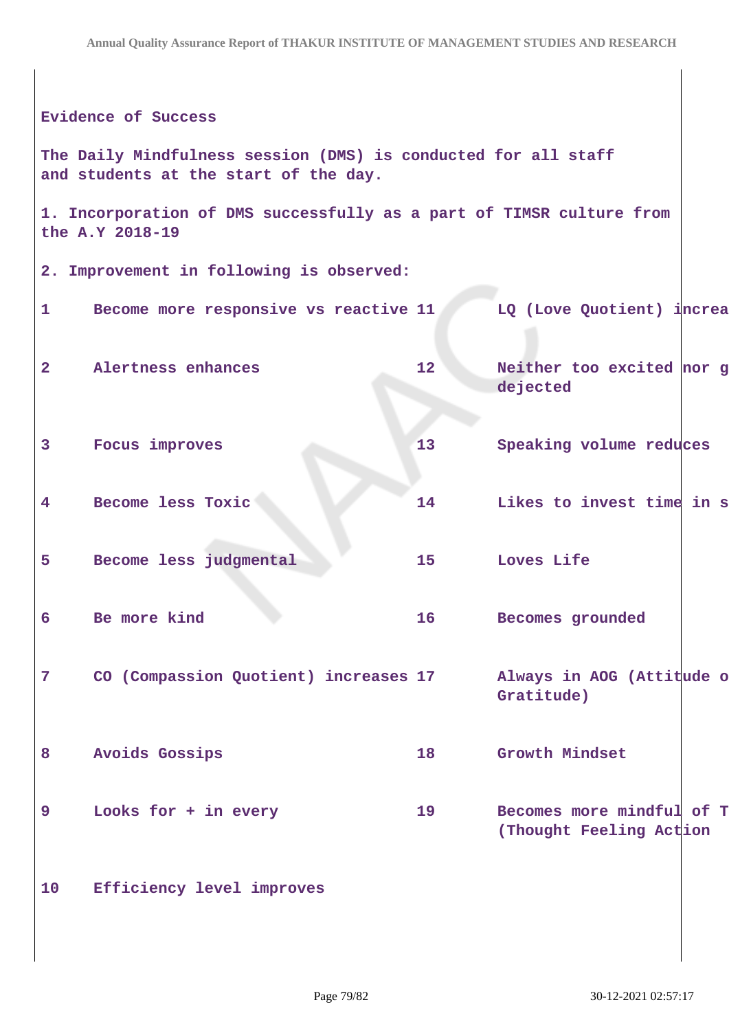Evidence of Success

The Daily Mindfulness session (DMS) is conducted for all staff and students at the start of the day.

1. Incorporation of DMS successfully as a part of TIMSR culture from the A.Y 2018-19

2. Improvement in following is observed:

| | | | |
|---|---|---|---|
| 1 | Become more responsive vs reactive | 11 | LQ (Love Quotient) increa |
| 2 | Alertness enhances | 12 | Neither too excited nor g dejected |
| 3 | Focus improves | 13 | Speaking volume reduces |
| 4 | Become less Toxic | 14 | Likes to invest time in s |
| 5 | Become less judgmental | 15 | Loves Life |
| 6 | Be more kind | 16 | Becomes grounded |
| 7 | CO (Compassion Quotient) increases | 17 | Always in AOG (Attitude o Gratitude) |
| 8 | Avoids Gossips | 18 | Growth Mindset |
| 9 | Looks for + in every | 19 | Becomes more mindful of T (Thought Feeling Action |
| 10 | Efficiency level improves | | |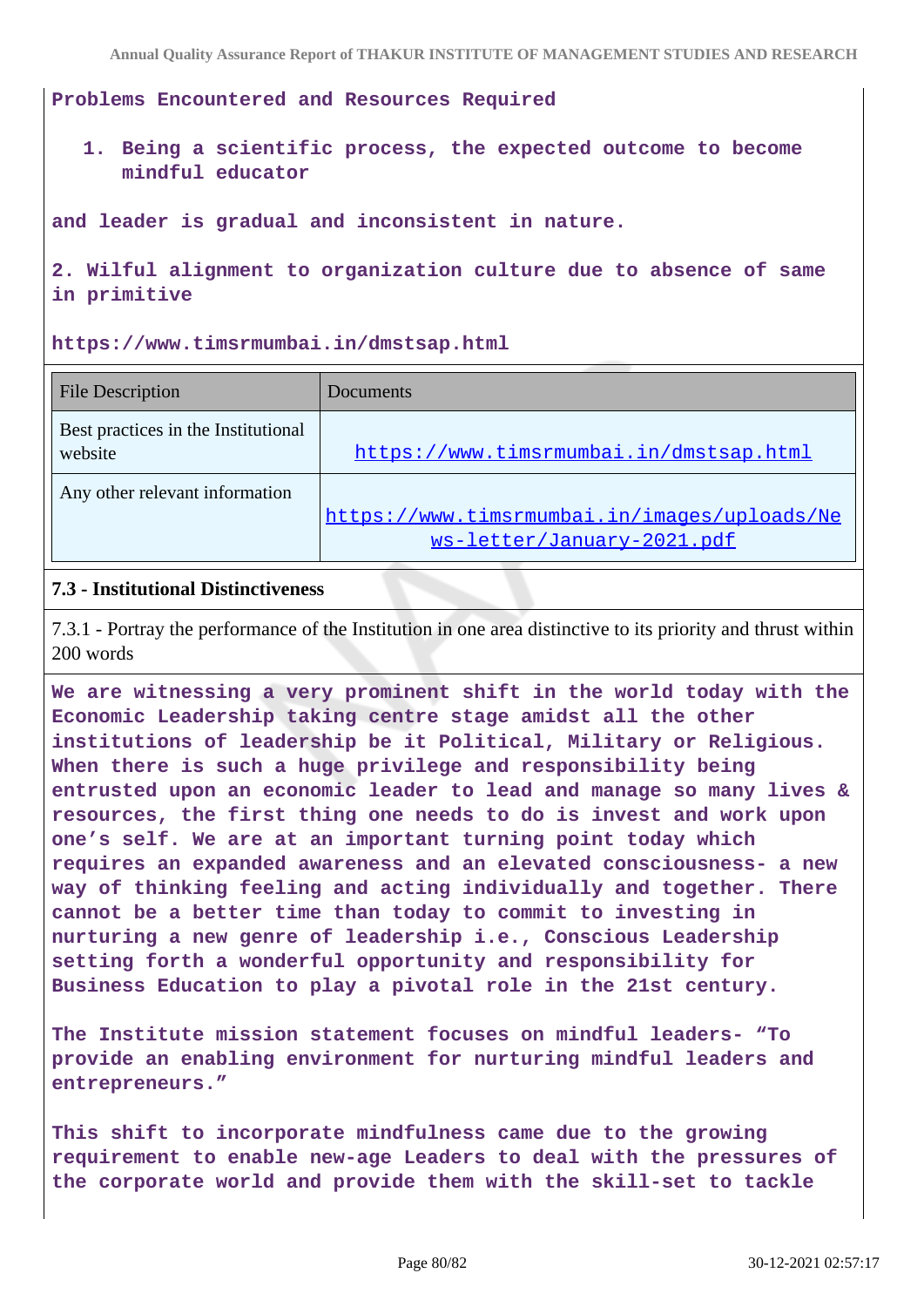**Problems Encountered and Resources Required**

1. **Being a scientific process, the expected outcome to become mindful educator**

**and leader is gradual and inconsistent in nature.**

**2. Wilful alignment to organization culture due to absence of same in primitive**

**https://www.timsrmumbai.in/dmstsap.html**

| File Description | Documents |
|---|---|
| Best practices in the Institutional website | https://www.timsrmumbai.in/dmstsap.html |
| Any other relevant information | https://www.timsrmumbai.in/images/uploads/News-letter/January-2021.pdf |

**7.3 - Institutional Distinctiveness**

7.3.1 - Portray the performance of the Institution in one area distinctive to its priority and thrust within 200 words

**We are witnessing a very prominent shift in the world today with the Economic Leadership taking centre stage amidst all the other institutions of leadership be it Political, Military or Religious. When there is such a huge privilege and responsibility being entrusted upon an economic leader to lead and manage so many lives & resources, the first thing one needs to do is invest and work upon one's self. We are at an important turning point today which requires an expanded awareness and an elevated consciousness- a new way of thinking feeling and acting individually and together. There cannot be a better time than today to commit to investing in nurturing a new genre of leadership i.e., Conscious Leadership setting forth a wonderful opportunity and responsibility for Business Education to play a pivotal role in the 21st century.**

**The Institute mission statement focuses on mindful leaders- "To provide an enabling environment for nurturing mindful leaders and entrepreneurs."**

**This shift to incorporate mindfulness came due to the growing requirement to enable new-age Leaders to deal with the pressures of the corporate world and provide them with the skill-set to tackle**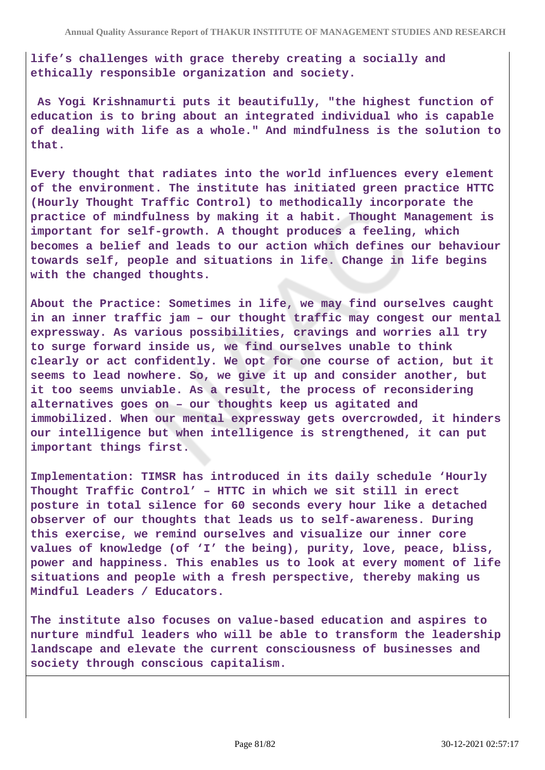**life's challenges with grace thereby creating a socially and ethically responsible organization and society.**

**As Yogi Krishnamurti puts it beautifully, "the highest function of education is to bring about an integrated individual who is capable of dealing with life as a whole." And mindfulness is the solution to that.**

**Every thought that radiates into the world influences every element of the environment. The institute has initiated green practice HTTC (Hourly Thought Traffic Control) to methodically incorporate the practice of mindfulness by making it a habit. Thought Management is important for self-growth. A thought produces a feeling, which becomes a belief and leads to our action which defines our behaviour towards self, people and situations in life. Change in life begins with the changed thoughts.**

**About the Practice: Sometimes in life, we may find ourselves caught in an inner traffic jam – our thought traffic may congest our mental expressway. As various possibilities, cravings and worries all try to surge forward inside us, we find ourselves unable to think clearly or act confidently. We opt for one course of action, but it seems to lead nowhere. So, we give it up and consider another, but it too seems unviable. As a result, the process of reconsidering alternatives goes on – our thoughts keep us agitated and immobilized. When our mental expressway gets overcrowded, it hinders our intelligence but when intelligence is strengthened, it can put important things first.**

**Implementation: TIMSR has introduced in its daily schedule 'Hourly Thought Traffic Control' – HTTC in which we sit still in erect posture in total silence for 60 seconds every hour like a detached observer of our thoughts that leads us to self-awareness. During this exercise, we remind ourselves and visualize our inner core values of knowledge (of 'I' the being), purity, love, peace, bliss, power and happiness. This enables us to look at every moment of life situations and people with a fresh perspective, thereby making us Mindful Leaders / Educators.**

**The institute also focuses on value-based education and aspires to nurture mindful leaders who will be able to transform the leadership landscape and elevate the current consciousness of businesses and society through conscious capitalism.**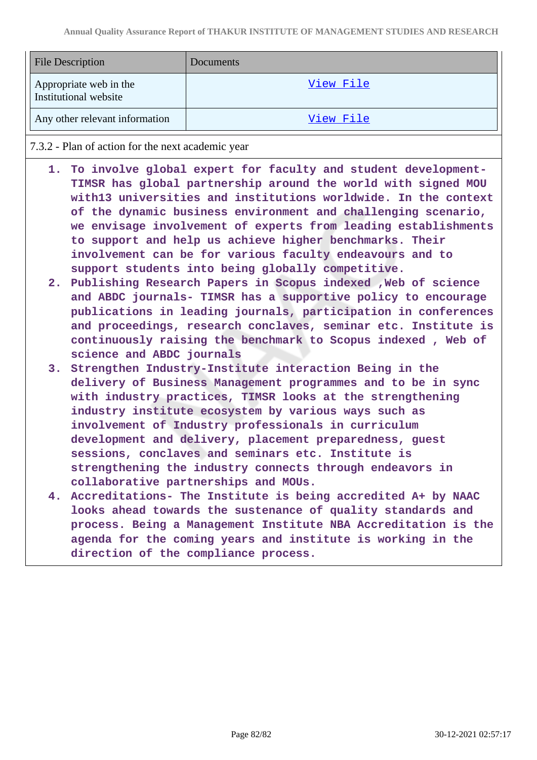| File Description | Documents |
|---|---|
| Appropriate web in the Institutional website | View File |
| Any other relevant information | View File |

7.3.2 - Plan of action for the next academic year

1. To involve global expert for faculty and student development- TIMSR has global partnership around the world with signed MOU with13 universities and institutions worldwide. In the context of the dynamic business environment and challenging scenario, we envisage involvement of experts from leading establishments to support and help us achieve higher benchmarks. Their involvement can be for various faculty endeavours and to support students into being globally competitive.
2. Publishing Research Papers in Scopus indexed ,Web of science and ABDC journals- TIMSR has a supportive policy to encourage publications in leading journals, participation in conferences and proceedings, research conclaves, seminar etc. Institute is continuously raising the benchmark to Scopus indexed , Web of science and ABDC journals
3. Strengthen Industry-Institute interaction Being in the delivery of Business Management programmes and to be in sync with industry practices, TIMSR looks at the strengthening industry institute ecosystem by various ways such as involvement of Industry professionals in curriculum development and delivery, placement preparedness, guest sessions, conclaves and seminars etc. Institute is strengthening the industry connects through endeavors in collaborative partnerships and MOUs.
4. Accreditations- The Institute is being accredited A+ by NAAC looks ahead towards the sustenance of quality standards and process. Being a Management Institute NBA Accreditation is the agenda for the coming years and institute is working in the direction of the compliance process.